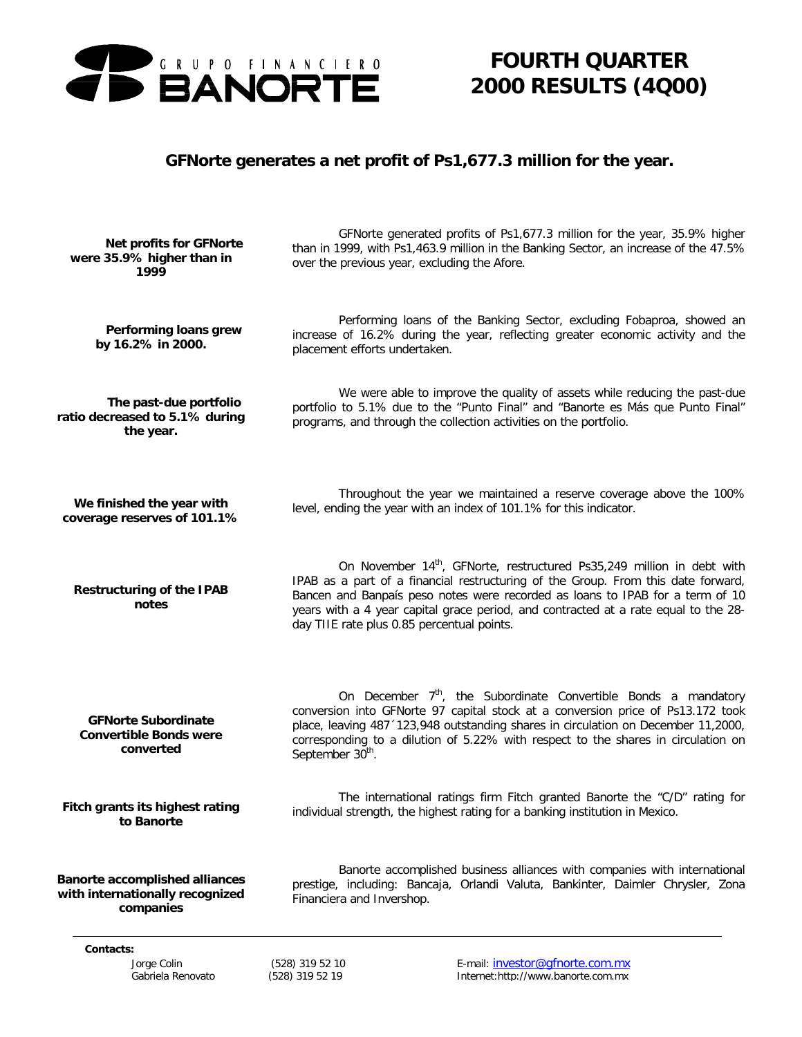**GRUPO FINANCIERO BANORTE**

# FOURTH QUARTER 2000 RESULTS (4Q00)

## GFNorte generates a net profit of Ps1,677.3 million for the year.

**Net profits for GFNorte were 35.9% higher than in 1999**

GFNorte generated profits of Ps1,677.3 million for the year, 35.9% higher than in 1999, with Ps1,463.9 million in the Banking Sector, an increase of the 47.5% over the previous year, excluding the Afore.

**Performing loans grew by 16.2% in 2000.**

Performing loans of the Banking Sector, excluding Fobaproa, showed an increase of 16.2% during the year, reflecting greater economic activity and the placement efforts undertaken.

**The past-due portfolio ratio decreased to 5.1% during the year.**

We were able to improve the quality of assets while reducing the past-due portfolio to 5.1% due to the "Punto Final" and "Banorte es Más que Punto Final" programs, and through the collection activities on the portfolio.

**We finished the year with coverage reserves of 101.1%**

Throughout the year we maintained a reserve coverage above the 100% level, ending the year with an index of 101.1% for this indicator.

**Restructuring of the IPAB notes**

On November 14th, GFNorte, restructured Ps35,249 million in debt with IPAB as a part of a financial restructuring of the Group. From this date forward, Bancen and Banpaís peso notes were recorded as loans to IPAB for a term of 10 years with a 4 year capital grace period, and contracted at a rate equal to the 28-day TIIE rate plus 0.85 percentual points.

**GFNorte Subordinate Convertible Bonds were converted**

On December 7th, the Subordinate Convertible Bonds a mandatory conversion into GFNorte 97 capital stock at a conversion price of Ps13.172 took place, leaving 487´123,948 outstanding shares in circulation on December 11,2000, corresponding to a dilution of 5.22% with respect to the shares in circulation on September 30th.

**Fitch grants its highest rating to Banorte**

The international ratings firm Fitch granted Banorte the "C/D" rating for individual strength, the highest rating for a banking institution in Mexico.

**Banorte accomplished alliances with internationally recognized companies**

Banorte accomplished business alliances with companies with international prestige, including: Bancaja, Orlandi Valuta, Bankinter, Daimler Chrysler, Zona Financiera and Invershop.

---

**Contacts:**

| | | |
|---|---|---|
| Jorge Colin | (528) 319 52 10 | E-mail: investor@gfnorte.com.mx |
| Gabriela Renovato | (528) 319 52 19 | Internet:http://www.banorte.com.mx |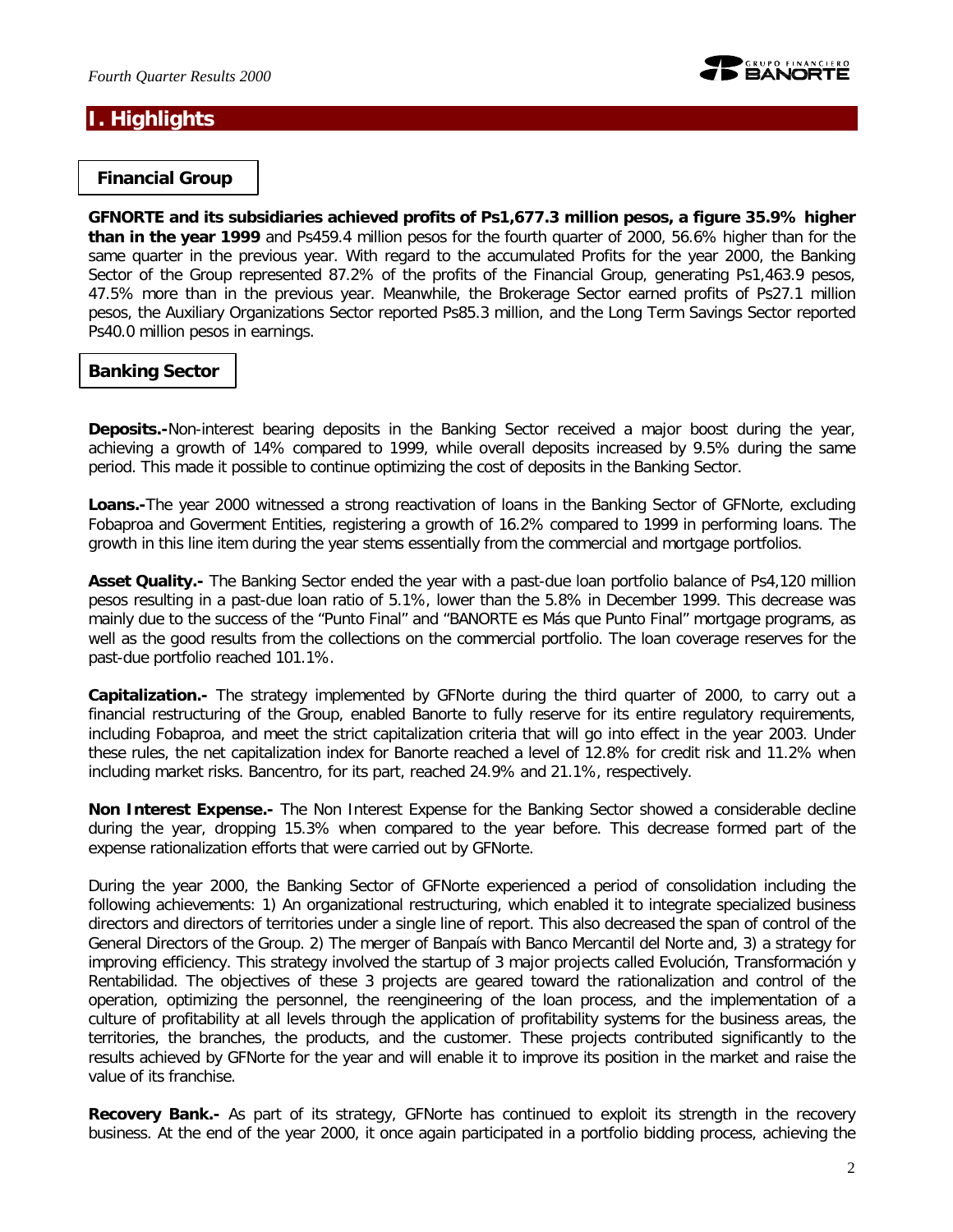# I. Highlights

## Financial Group

**GFNORTE and its subsidiaries achieved profits of Ps1,677.3 million pesos, a figure 35.9% higher than in the year 1999** and Ps459.4 million pesos for the fourth quarter of 2000, 56.6% higher than for the same quarter in the previous year. With regard to the accumulated Profits for the year 2000, the Banking Sector of the Group represented 87.2% of the profits of the Financial Group, generating Ps1,463.9 pesos, 47.5% more than in the previous year. Meanwhile, the Brokerage Sector earned profits of Ps27.1 million pesos, the Auxiliary Organizations Sector reported Ps85.3 million, and the Long Term Savings Sector reported Ps40.0 million pesos in earnings.

## Banking Sector

**Deposits.-**Non-interest bearing deposits in the Banking Sector received a major boost during the year, achieving a growth of 14% compared to 1999, while overall deposits increased by 9.5% during the same period. This made it possible to continue optimizing the cost of deposits in the Banking Sector.

**Loans.-**The year 2000 witnessed a strong reactivation of loans in the Banking Sector of GFNorte, excluding Fobaproa and Goverment Entities, registering a growth of 16.2% compared to 1999 in performing loans. The growth in this line item during the year stems essentially from the commercial and mortgage portfolios.

**Asset Quality.-** The Banking Sector ended the year with a past-due loan portfolio balance of Ps4,120 million pesos resulting in a past-due loan ratio of 5.1%, lower than the 5.8% in December 1999. This decrease was mainly due to the success of the "Punto Final" and "BANORTE es Más que Punto Final" mortgage programs, as well as the good results from the collections on the commercial portfolio. The loan coverage reserves for the past-due portfolio reached 101.1%.

**Capitalization.-** The strategy implemented by GFNorte during the third quarter of 2000, to carry out a financial restructuring of the Group, enabled Banorte to fully reserve for its entire regulatory requirements, including Fobaproa, and meet the strict capitalization criteria that will go into effect in the year 2003. Under these rules, the net capitalization index for Banorte reached a level of 12.8% for credit risk and 11.2% when including market risks. Bancentro, for its part, reached 24.9% and 21.1%, respectively.

**Non Interest Expense.-** The Non Interest Expense for the Banking Sector showed a considerable decline during the year, dropping 15.3% when compared to the year before. This decrease formed part of the expense rationalization efforts that were carried out by GFNorte.

During the year 2000, the Banking Sector of GFNorte experienced a period of consolidation including the following achievements: 1) An organizational restructuring, which enabled it to integrate specialized business directors and directors of territories under a single line of report. This also decreased the span of control of the General Directors of the Group. 2) The merger of Banpaís with Banco Mercantil del Norte and, 3) a strategy for improving efficiency. This strategy involved the startup of 3 major projects called Evolución, Transformación y Rentabilidad. The objectives of these 3 projects are geared toward the rationalization and control of the operation, optimizing the personnel, the reengineering of the loan process, and the implementation of a culture of profitability at all levels through the application of profitability systems for the business areas, the territories, the branches, the products, and the customer. These projects contributed significantly to the results achieved by GFNorte for the year and will enable it to improve its position in the market and raise the value of its franchise.

**Recovery Bank.-** As part of its strategy, GFNorte has continued to exploit its strength in the recovery business. At the end of the year 2000, it once again participated in a portfolio bidding process, achieving the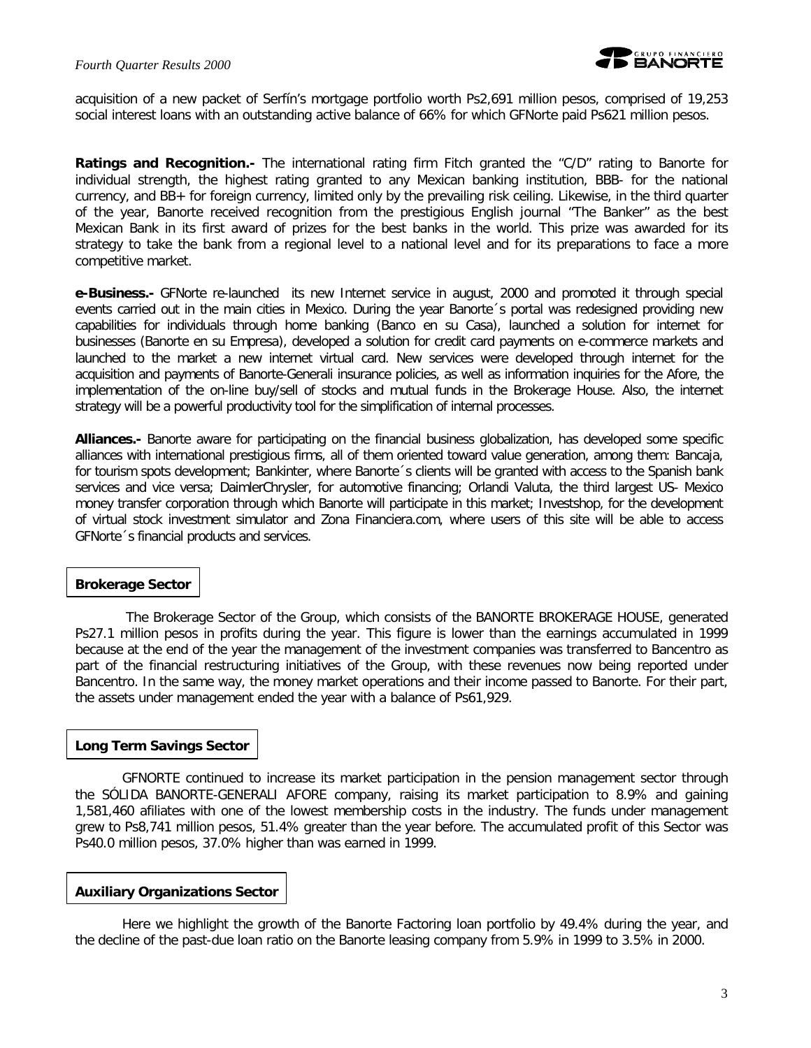acquisition of a new packet of Serfín's mortgage portfolio worth Ps2,691 million pesos, comprised of 19,253 social interest loans with an outstanding active balance of 66% for which GFNorte paid Ps621 million pesos.

**Ratings and Recognition.-** The international rating firm Fitch granted the "C/D" rating to Banorte for individual strength, the highest rating granted to any Mexican banking institution, BBB- for the national currency, and BB+ for foreign currency, limited only by the prevailing risk ceiling. Likewise, in the third quarter of the year, Banorte received recognition from the prestigious English journal "The Banker" as the best Mexican Bank in its first award of prizes for the best banks in the world. This prize was awarded for its strategy to take the bank from a regional level to a national level and for its preparations to face a more competitive market.

**e-Business.-** GFNorte re-launched its new Internet service in august, 2000 and promoted it through special events carried out in the main cities in Mexico. During the year Banorte´s portal was redesigned providing new capabilities for individuals through home banking (Banco en su Casa), launched a solution for internet for businesses (Banorte en su Empresa), developed a solution for credit card payments on e-commerce markets and launched to the market a new internet virtual card. New services were developed through internet for the acquisition and payments of Banorte-Generali insurance policies, as well as information inquiries for the Afore, the implementation of the on-line buy/sell of stocks and mutual funds in the Brokerage House. Also, the internet strategy will be a powerful productivity tool for the simplification of internal processes.

**Alliances.-** Banorte aware for participating on the financial business globalization, has developed some specific alliances with international prestigious firms, all of them oriented toward value generation, among them: Bancaja, for tourism spots development; Bankinter, where Banorte´s clients will be granted with access to the Spanish bank services and vice versa; DaimlerChrysler, for automotive financing; Orlandi Valuta, the third largest US- Mexico money transfer corporation through which Banorte will participate in this market; Investshop, for the development of virtual stock investment simulator and Zona Financiera.com, where users of this site will be able to access GFNorte´s financial products and services.

## Brokerage Sector

The Brokerage Sector of the Group, which consists of the BANORTE BROKERAGE HOUSE, generated Ps27.1 million pesos in profits during the year. This figure is lower than the earnings accumulated in 1999 because at the end of the year the management of the investment companies was transferred to Bancentro as part of the financial restructuring initiatives of the Group, with these revenues now being reported under Bancentro. In the same way, the money market operations and their income passed to Banorte. For their part, the assets under management ended the year with a balance of Ps61,929.

## Long Term Savings Sector

GFNORTE continued to increase its market participation in the pension management sector through the SÓLIDA BANORTE-GENERALI AFORE company, raising its market participation to 8.9% and gaining 1,581,460 afiliates with one of the lowest membership costs in the industry. The funds under management grew to Ps8,741 million pesos, 51.4% greater than the year before. The accumulated profit of this Sector was Ps40.0 million pesos, 37.0% higher than was earned in 1999.

## Auxiliary Organizations Sector

Here we highlight the growth of the Banorte Factoring loan portfolio by 49.4% during the year, and the decline of the past-due loan ratio on the Banorte leasing company from 5.9% in 1999 to 3.5% in 2000.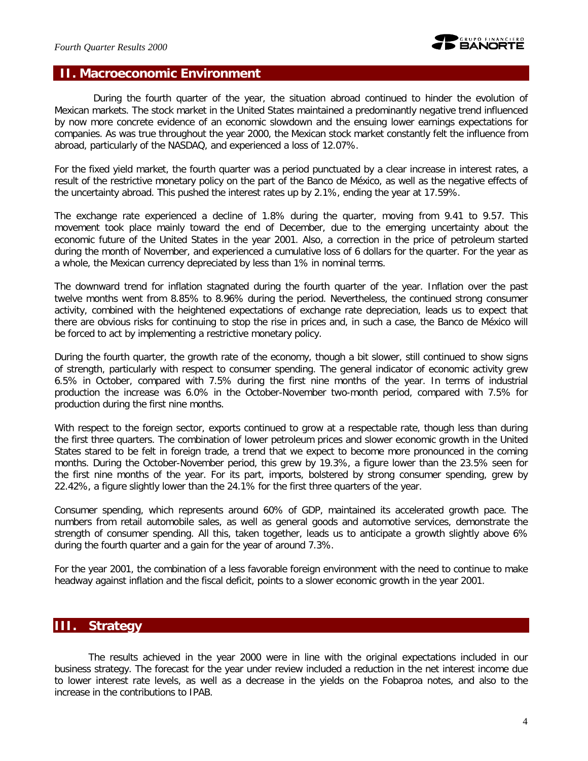## II. Macroeconomic Environment

During the fourth quarter of the year, the situation abroad continued to hinder the evolution of Mexican markets. The stock market in the United States maintained a predominantly negative trend influenced by now more concrete evidence of an economic slowdown and the ensuing lower earnings expectations for companies. As was true throughout the year 2000, the Mexican stock market constantly felt the influence from abroad, particularly of the NASDAQ, and experienced a loss of 12.07%.

For the fixed yield market, the fourth quarter was a period punctuated by a clear increase in interest rates, a result of the restrictive monetary policy on the part of the Banco de México, as well as the negative effects of the uncertainty abroad. This pushed the interest rates up by 2.1%, ending the year at 17.59%.

The exchange rate experienced a decline of 1.8% during the quarter, moving from 9.41 to 9.57. This movement took place mainly toward the end of December, due to the emerging uncertainty about the economic future of the United States in the year 2001. Also, a correction in the price of petroleum started during the month of November, and experienced a cumulative loss of 6 dollars for the quarter. For the year as a whole, the Mexican currency depreciated by less than 1% in nominal terms.

The downward trend for inflation stagnated during the fourth quarter of the year. Inflation over the past twelve months went from 8.85% to 8.96% during the period. Nevertheless, the continued strong consumer activity, combined with the heightened expectations of exchange rate depreciation, leads us to expect that there are obvious risks for continuing to stop the rise in prices and, in such a case, the Banco de México will be forced to act by implementing a restrictive monetary policy.

During the fourth quarter, the growth rate of the economy, though a bit slower, still continued to show signs of strength, particularly with respect to consumer spending. The general indicator of economic activity grew 6.5% in October, compared with 7.5% during the first nine months of the year. In terms of industrial production the increase was 6.0% in the October-November two-month period, compared with 7.5% for production during the first nine months.

With respect to the foreign sector, exports continued to grow at a respectable rate, though less than during the first three quarters. The combination of lower petroleum prices and slower economic growth in the United States stared to be felt in foreign trade, a trend that we expect to become more pronounced in the coming months. During the October-November period, this grew by 19.3%, a figure lower than the 23.5% seen for the first nine months of the year. For its part, imports, bolstered by strong consumer spending, grew by 22.42%, a figure slightly lower than the 24.1% for the first three quarters of the year.

Consumer spending, which represents around 60% of GDP, maintained its accelerated growth pace. The numbers from retail automobile sales, as well as general goods and automotive services, demonstrate the strength of consumer spending. All this, taken together, leads us to anticipate a growth slightly above 6% during the fourth quarter and a gain for the year of around 7.3%.

For the year 2001, the combination of a less favorable foreign environment with the need to continue to make headway against inflation and the fiscal deficit, points to a slower economic growth in the year 2001.

## III. Strategy

The results achieved in the year 2000 were in line with the original expectations included in our business strategy. The forecast for the year under review included a reduction in the net interest income due to lower interest rate levels, as well as a decrease in the yields on the Fobaproa notes, and also to the increase in the contributions to IPAB.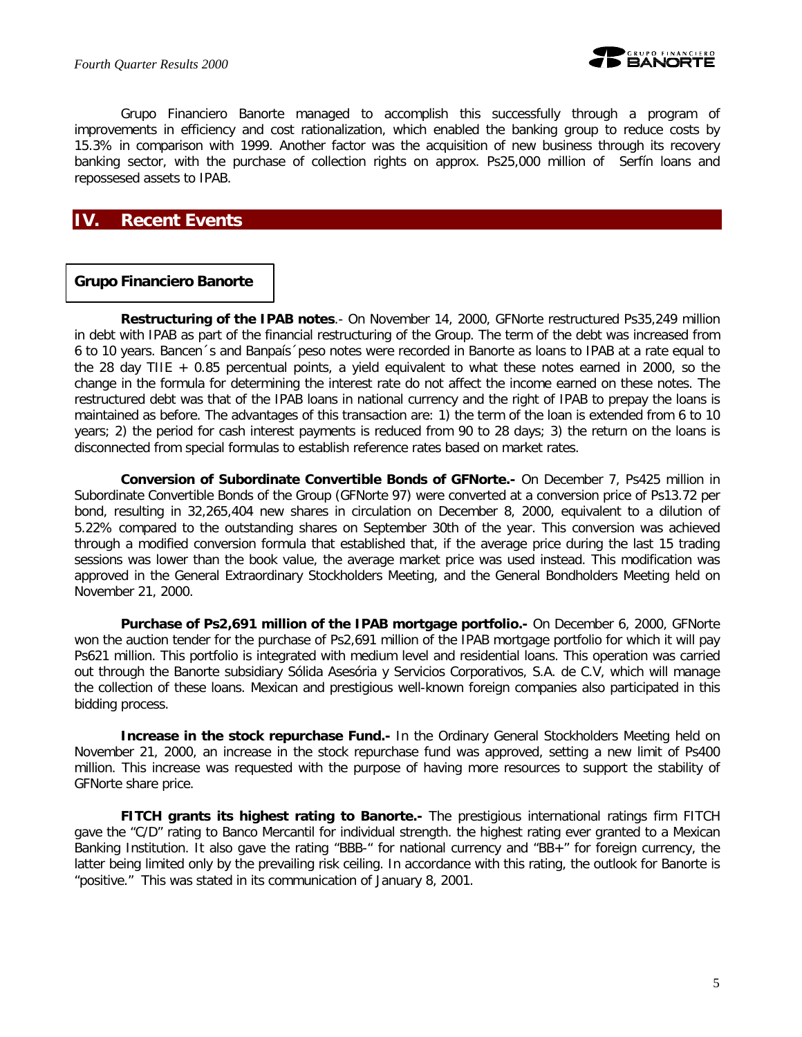Grupo Financiero Banorte managed to accomplish this successfully through a program of improvements in efficiency and cost rationalization, which enabled the banking group to reduce costs by 15.3% in comparison with 1999. Another factor was the acquisition of new business through its recovery banking sector, with the purchase of collection rights on approx. Ps25,000 million of Serfín loans and repossesed assets to IPAB.

## IV. Recent Events

### Grupo Financiero Banorte

**Restructuring of the IPAB notes**.- On November 14, 2000, GFNorte restructured Ps35,249 million in debt with IPAB as part of the financial restructuring of the Group. The term of the debt was increased from 6 to 10 years. Bancen´s and Banpaís´peso notes were recorded in Banorte as loans to IPAB at a rate equal to the 28 day TIIE + 0.85 percentual points, a yield equivalent to what these notes earned in 2000, so the change in the formula for determining the interest rate do not affect the income earned on these notes. The restructured debt was that of the IPAB loans in national currency and the right of IPAB to prepay the loans is maintained as before. The advantages of this transaction are: 1) the term of the loan is extended from 6 to 10 years; 2) the period for cash interest payments is reduced from 90 to 28 days; 3) the return on the loans is disconnected from special formulas to establish reference rates based on market rates.

**Conversion of Subordinate Convertible Bonds of GFNorte.-** On December 7, Ps425 million in Subordinate Convertible Bonds of the Group (GFNorte 97) were converted at a conversion price of Ps13.72 per bond, resulting in 32,265,404 new shares in circulation on December 8, 2000, equivalent to a dilution of 5.22% compared to the outstanding shares on September 30th of the year. This conversion was achieved through a modified conversion formula that established that, if the average price during the last 15 trading sessions was lower than the book value, the average market price was used instead. This modification was approved in the General Extraordinary Stockholders Meeting, and the General Bondholders Meeting held on November 21, 2000.

**Purchase of Ps2,691 million of the IPAB mortgage portfolio.-** On December 6, 2000, GFNorte won the auction tender for the purchase of Ps2,691 million of the IPAB mortgage portfolio for which it will pay Ps621 million. This portfolio is integrated with medium level and residential loans. This operation was carried out through the Banorte subsidiary Sólida Asesória y Servicios Corporativos, S.A. de C.V, which will manage the collection of these loans. Mexican and prestigious well-known foreign companies also participated in this bidding process.

**Increase in the stock repurchase Fund.-** In the Ordinary General Stockholders Meeting held on November 21, 2000, an increase in the stock repurchase fund was approved, setting a new limit of Ps400 million. This increase was requested with the purpose of having more resources to support the stability of GFNorte share price.

**FITCH grants its highest rating to Banorte.-** The prestigious international ratings firm FITCH gave the "C/D" rating to Banco Mercantil for individual strength. the highest rating ever granted to a Mexican Banking Institution. It also gave the rating "BBB-" for national currency and "BB+" for foreign currency, the latter being limited only by the prevailing risk ceiling. In accordance with this rating, the outlook for Banorte is "positive." This was stated in its communication of January 8, 2001.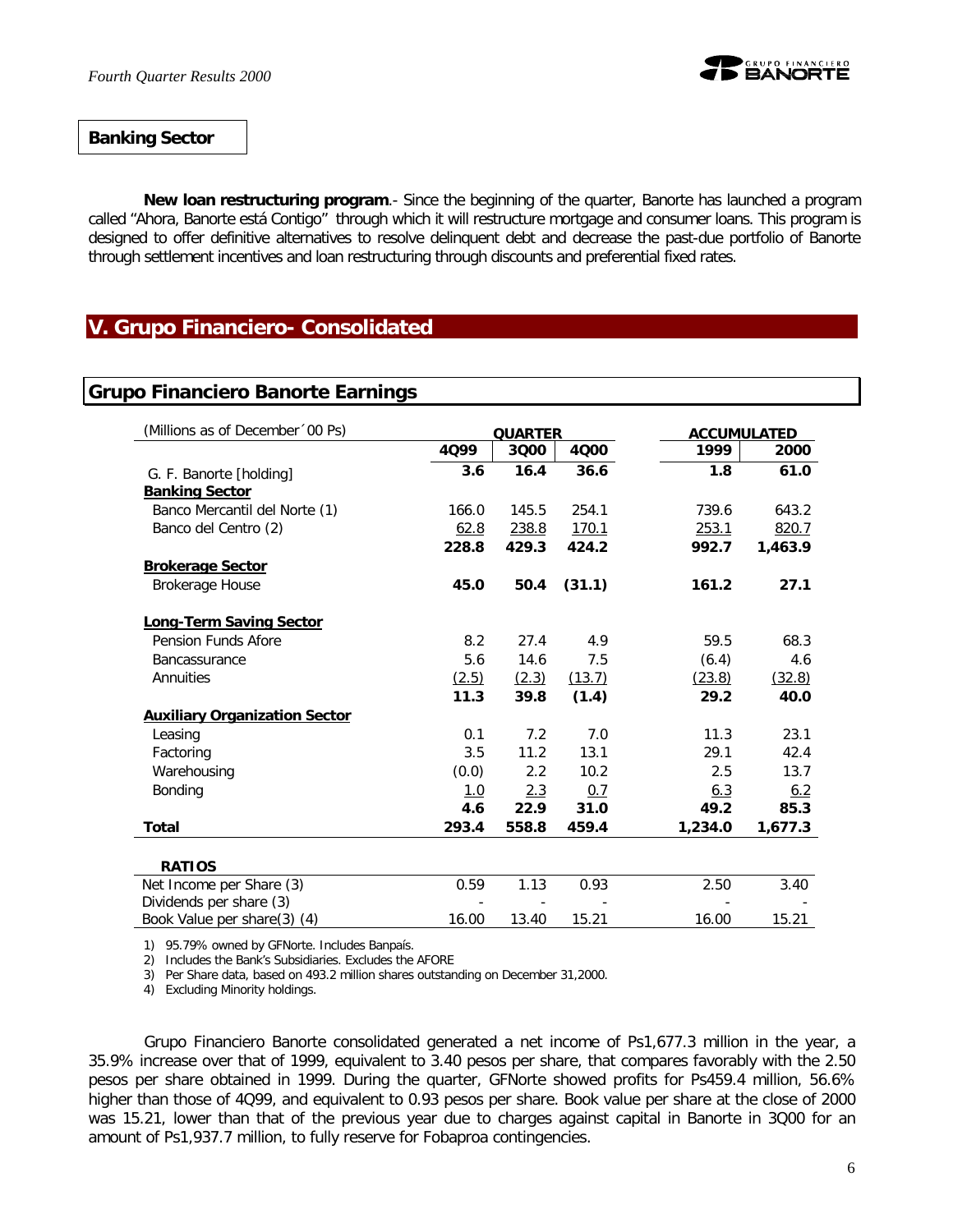## Banking Sector

**New loan restructuring program**.- Since the beginning of the quarter, Banorte has launched a program called "Ahora, Banorte está Contigo" through which it will restructure mortgage and consumer loans. This program is designed to offer definitive alternatives to resolve delinquent debt and decrease the past-due portfolio of Banorte through settlement incentives and loan restructuring through discounts and preferential fixed rates.

# V. Grupo Financiero- Consolidated

## Grupo Financiero Banorte Earnings

| (Millions as of December´00 Ps) | QUARTER | | | ACCUMULATED | |
|---|---|---|---|---|---|
| | **4Q99** | **3Q00** | **4Q00** | **1999** | **2000** |
| G. F. Banorte [holding] | **3.6** | **16.4** | **36.6** | **1.8** | **61.0** |
| **Banking Sector** | | | | | |
| Banco Mercantil del Norte (1) | 166.0 | 145.5 | 254.1 | 739.6 | 643.2 |
| Banco del Centro (2) | 62.8 | 238.8 | 170.1 | 253.1 | 820.7 |
| | **228.8** | **429.3** | **424.2** | **992.7** | **1,463.9** |
| **Brokerage Sector** | | | | | |
| Brokerage House | **45.0** | **50.4** | **(31.1)** | **161.2** | **27.1** |
| **Long-Term Saving Sector** | | | | | |
| Pension Funds Afore | 8.2 | 27.4 | 4.9 | 59.5 | 68.3 |
| Bancassurance | 5.6 | 14.6 | 7.5 | (6.4) | 4.6 |
| Annuities | (2.5) | (2.3) | (13.7) | (23.8) | (32.8) |
| | **11.3** | **39.8** | **(1.4)** | **29.2** | **40.0** |
| **Auxiliary Organization Sector** | | | | | |
| Leasing | 0.1 | 7.2 | 7.0 | 11.3 | 23.1 |
| Factoring | 3.5 | 11.2 | 13.1 | 29.1 | 42.4 |
| Warehousing | (0.0) | 2.2 | 10.2 | 2.5 | 13.7 |
| Bonding | 1.0 | 2.3 | 0.7 | 6.3 | 6.2 |
| | **4.6** | **22.9** | **31.0** | **49.2** | **85.3** |
| **Total** | **293.4** | **558.8** | **459.4** | **1,234.0** | **1,677.3** |
| **RATIOS** | | | | | |
| Net Income per Share (3) | 0.59 | 1.13 | 0.93 | 2.50 | 3.40 |
| Dividends per share (3) | - | - | - | - | - |
| Book Value per share(3) (4) | 16.00 | 13.40 | 15.21 | 16.00 | 15.21 |

1) 95.79% owned by GFNorte. Includes Banpaís.
2) Includes the Bank's Subsidiaries. Excludes the AFORE
3) Per Share data, based on 493.2 million shares outstanding on December 31,2000.
4) Excluding Minority holdings.

Grupo Financiero Banorte consolidated generated a net income of Ps1,677.3 million in the year, a 35.9% increase over that of 1999, equivalent to 3.40 pesos per share, that compares favorably with the 2.50 pesos per share obtained in 1999. During the quarter, GFNorte showed profits for Ps459.4 million, 56.6% higher than those of 4Q99, and equivalent to 0.93 pesos per share. Book value per share at the close of 2000 was 15.21, lower than that of the previous year due to charges against capital in Banorte in 3Q00 for an amount of Ps1,937.7 million, to fully reserve for Fobaproa contingencies.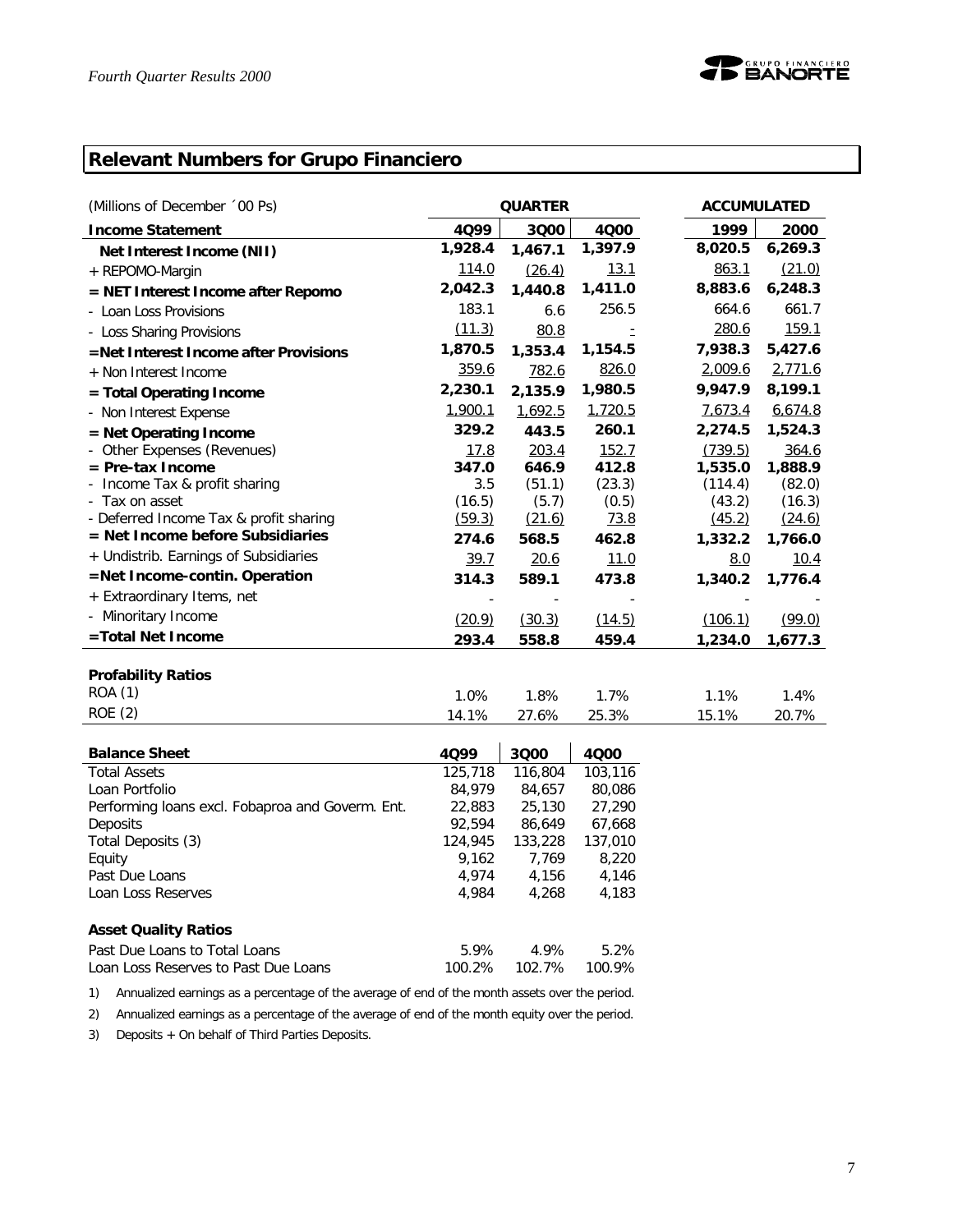## Relevant Numbers for Grupo Financiero

| (Millions of December ´00 Ps) | QUARTER | | | ACCUMULATED | |
|---|---|---|---|---|---|
| **Income Statement** | **4Q99** | **3Q00** | **4Q00** | **1999** | **2000** |
| **Net Interest Income (NII)** | **1,928.4** | **1,467.1** | **1,397.9** | **8,020.5** | **6,269.3** |
| + REPOMO-Margin | 114.0 | (26.4) | 13.1 | 863.1 | (21.0) |
| **= NET Interest Income after Repomo** | **2,042.3** | **1,440.8** | **1,411.0** | **8,883.6** | **6,248.3** |
| - Loan Loss Provisions | 183.1 | 6.6 | 256.5 | 664.6 | 661.7 |
| - Loss Sharing Provisions | (11.3) | 80.8 | - | 280.6 | 159.1 |
| **=Net Interest Income after Provisions** | **1,870.5** | **1,353.4** | **1,154.5** | **7,938.3** | **5,427.6** |
| + Non Interest Income | 359.6 | 782.6 | 826.0 | 2,009.6 | 2,771.6 |
| **= Total Operating Income** | **2,230.1** | **2,135.9** | **1,980.5** | **9,947.9** | **8,199.1** |
| - Non Interest Expense | 1,900.1 | 1,692.5 | 1,720.5 | 7,673.4 | 6,674.8 |
| **= Net Operating Income** | **329.2** | **443.5** | **260.1** | **2,274.5** | **1,524.3** |
| - Other Expenses (Revenues) | 17.8 | 203.4 | 152.7 | (739.5) | 364.6 |
| **= Pre-tax Income** | **347.0** | **646.9** | **412.8** | **1,535.0** | **1,888.9** |
| - Income Tax & profit sharing | 3.5 | (51.1) | (23.3) | (114.4) | (82.0) |
| - Tax on asset | (16.5) | (5.7) | (0.5) | (43.2) | (16.3) |
| - Deferred Income Tax & profit sharing | (59.3) | (21.6) | 73.8 | (45.2) | (24.6) |
| **= Net Income before Subsidiaries** | **274.6** | **568.5** | **462.8** | **1,332.2** | **1,766.0** |
| + Undistrib. Earnings of Subsidiaries | 39.7 | 20.6 | 11.0 | 8.0 | 10.4 |
| **=Net Income-contin. Operation** | **314.3** | **589.1** | **473.8** | **1,340.2** | **1,776.4** |
| + Extraordinary Items, net | - | - | - | - | - |
| - Minoritary Income | (20.9) | (30.3) | (14.5) | (106.1) | (99.0) |
| **=Total Net Income** | **293.4** | **558.8** | **459.4** | **1,234.0** | **1,677.3** |
| **Profability Ratios** | | | | | |
| ROA (1) | 1.0% | 1.8% | 1.7% | 1.1% | 1.4% |
| ROE (2) | 14.1% | 27.6% | 25.3% | 15.1% | 20.7% |

| **Balance Sheet** | **4Q99** | **3Q00** | **4Q00** |
|---|---|---|---|
| Total Assets | 125,718 | 116,804 | 103,116 |
| Loan Portfolio | 84,979 | 84,657 | 80,086 |
| Performing loans excl. Fobaproa and Goverm. Ent. | 22,883 | 25,130 | 27,290 |
| Deposits | 92,594 | 86,649 | 67,668 |
| Total Deposits (3) | 124,945 | 133,228 | 137,010 |
| Equity | 9,162 | 7,769 | 8,220 |
| Past Due Loans | 4,974 | 4,156 | 4,146 |
| Loan Loss Reserves | 4,984 | 4,268 | 4,183 |
| **Asset Quality Ratios** | | | |
| Past Due Loans to Total Loans | 5.9% | 4.9% | 5.2% |
| Loan Loss Reserves to Past Due Loans | 100.2% | 102.7% | 100.9% |

1) Annualized earnings as a percentage of the average of end of the month assets over the period.

2) Annualized earnings as a percentage of the average of end of the month equity over the period.

3) Deposits + On behalf of Third Parties Deposits.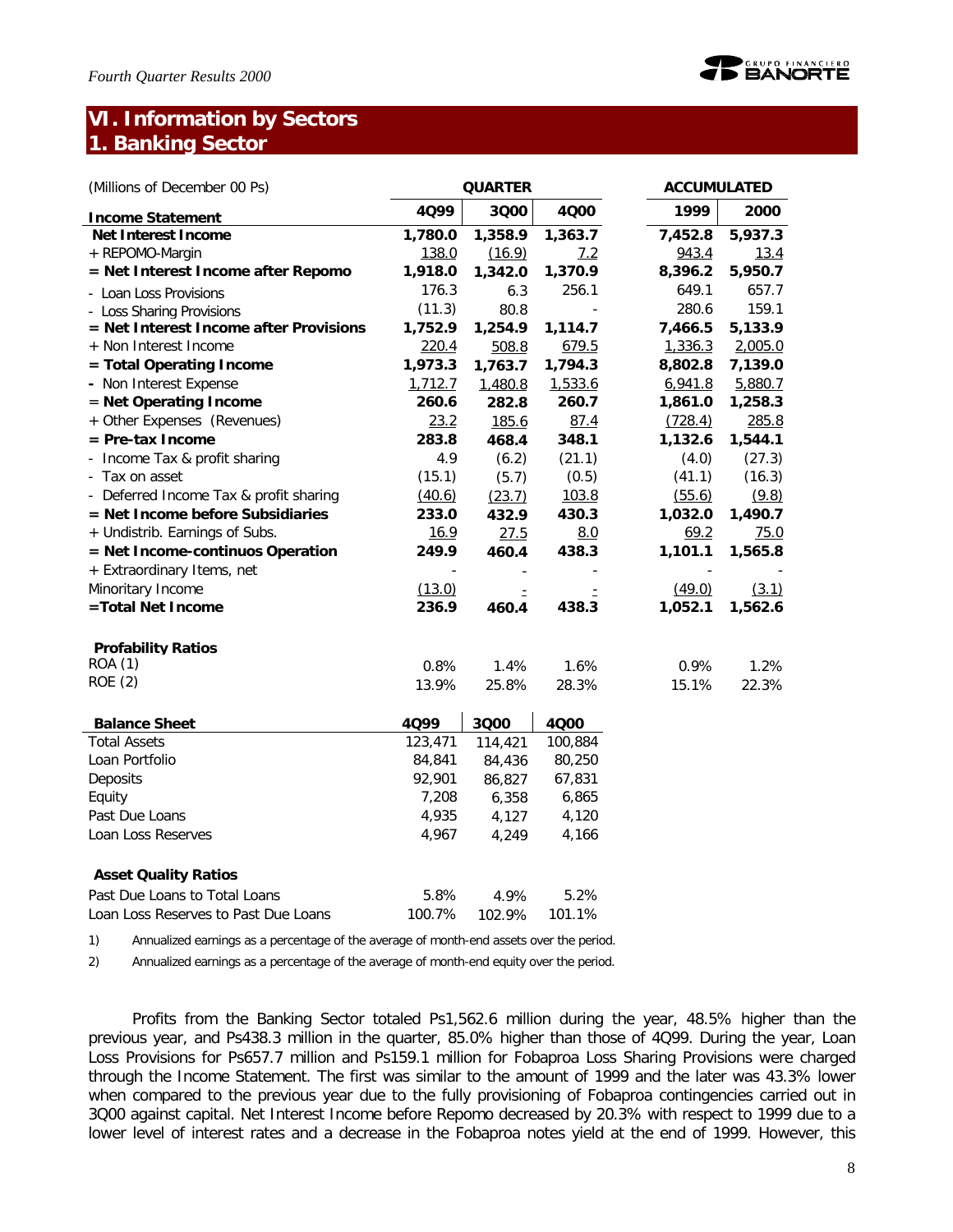# VI. Information by Sectors

## 1. Banking Sector

| (Millions of December 00 Ps) | QUARTER | | | ACCUMULATED | |
|---|---|---|---|---|---|
| **Income Statement** | 4Q99 | 3Q00 | 4Q00 | 1999 | 2000 |
| **Net Interest Income** | **1,780.0** | **1,358.9** | **1,363.7** | **7,452.8** | **5,937.3** |
| + REPOMO-Margin | 138.0 | (16.9) | 7.2 | 943.4 | 13.4 |
| **= Net Interest Income after Repomo** | **1,918.0** | **1,342.0** | **1,370.9** | **8,396.2** | **5,950.7** |
| - Loan Loss Provisions | 176.3 | 6.3 | 256.1 | 649.1 | 657.7 |
| - Loss Sharing Provisions | (11.3) | 80.8 | - | 280.6 | 159.1 |
| **= Net Interest Income after Provisions** | **1,752.9** | **1,254.9** | **1,114.7** | **7,466.5** | **5,133.9** |
| + Non Interest Income | 220.4 | 508.8 | 679.5 | 1,336.3 | 2,005.0 |
| **= Total Operating Income** | **1,973.3** | **1,763.7** | **1,794.3** | **8,802.8** | **7,139.0** |
| - Non Interest Expense | 1,712.7 | 1,480.8 | 1,533.6 | 6,941.8 | 5,880.7 |
| = **Net Operating Income** | **260.6** | **282.8** | **260.7** | **1,861.0** | **1,258.3** |
| + Other Expenses (Revenues) | 23.2 | 185.6 | 87.4 | (728.4) | 285.8 |
| **= Pre-tax Income** | **283.8** | **468.4** | **348.1** | **1,132.6** | **1,544.1** |
| - Income Tax & profit sharing | 4.9 | (6.2) | (21.1) | (4.0) | (27.3) |
| - Tax on asset | (15.1) | (5.7) | (0.5) | (41.1) | (16.3) |
| - Deferred Income Tax & profit sharing | (40.6) | (23.7) | 103.8 | (55.6) | (9.8) |
| **= Net Income before Subsidiaries** | **233.0** | **432.9** | **430.3** | **1,032.0** | **1,490.7** |
| + Undistrib. Earnings of Subs. | 16.9 | 27.5 | 8.0 | 69.2 | 75.0 |
| **= Net Income-continuos Operation** | **249.9** | **460.4** | **438.3** | **1,101.1** | **1,565.8** |
| + Extraordinary Items, net | - | - | - | - | - |
| Minoritary Income | (13.0) | - | - | (49.0) | (3.1) |
| **=Total Net Income** | **236.9** | **460.4** | **438.3** | **1,052.1** | **1,562.6** |
| | | | | | |
| **Profability Ratios** | | | | | |
| ROA (1) | 0.8% | 1.4% | 1.6% | 0.9% | 1.2% |
| ROE (2) | 13.9% | 25.8% | 28.3% | 15.1% | 22.3% |

| **Balance Sheet** | 4Q99 | 3Q00 | 4Q00 |
|---|---|---|---|
| Total Assets | 123,471 | 114,421 | 100,884 |
| Loan Portfolio | 84,841 | 84,436 | 80,250 |
| Deposits | 92,901 | 86,827 | 67,831 |
| Equity | 7,208 | 6,358 | 6,865 |
| Past Due Loans | 4,935 | 4,127 | 4,120 |
| Loan Loss Reserves | 4,967 | 4,249 | 4,166 |
| | | | |
| **Asset Quality Ratios** | | | |
| Past Due Loans to Total Loans | 5.8% | 4.9% | 5.2% |
| Loan Loss Reserves to Past Due Loans | 100.7% | 102.9% | 101.1% |

1) Annualized earnings as a percentage of the average of month-end assets over the period.

2) Annualized earnings as a percentage of the average of month-end equity over the period.

Profits from the Banking Sector totaled Ps1,562.6 million during the year, 48.5% higher than the previous year, and Ps438.3 million in the quarter, 85.0% higher than those of 4Q99. During the year, Loan Loss Provisions for Ps657.7 million and Ps159.1 million for Fobaproa Loss Sharing Provisions were charged through the Income Statement. The first was similar to the amount of 1999 and the later was 43.3% lower when compared to the previous year due to the fully provisioning of Fobaproa contingencies carried out in 3Q00 against capital. Net Interest Income before Repomo decreased by 20.3% with respect to 1999 due to a lower level of interest rates and a decrease in the Fobaproa notes yield at the end of 1999. However, this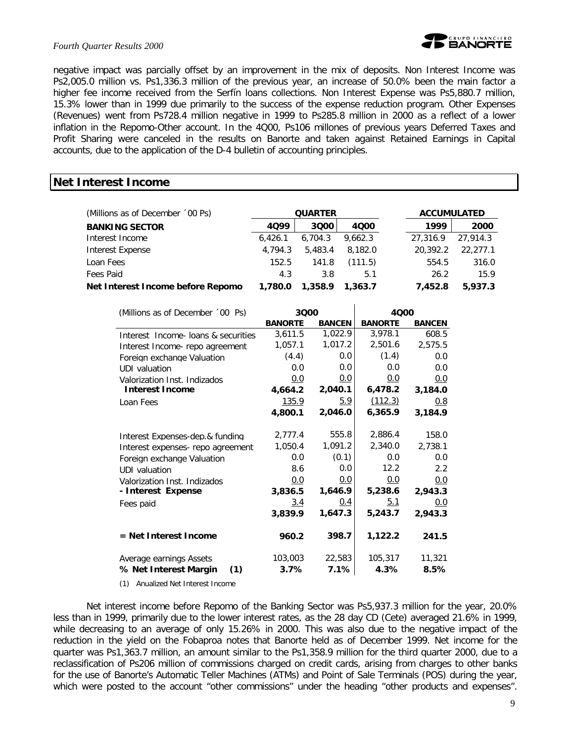negative impact was parcially offset by an improvement in the mix of deposits. Non Interest Income was Ps2,005.0 million vs. Ps1,336.3 million of the previous year, an increase of 50.0% been the main factor a higher fee income received from the Serfín loans collections. Non Interest Expense was Ps5,880.7 million, 15.3% lower than in 1999 due primarily to the success of the expense reduction program. Other Expenses (Revenues) went from Ps728.4 million negative in 1999 to Ps285.8 million in 2000 as a reflect of a lower inflation in the Repomo-Other account. In the 4Q00, Ps106 millones of previous years Deferred Taxes and Profit Sharing were canceled in the results on Banorte and taken against Retained Earnings in Capital accounts, due to the application of the D-4 bulletin of accounting principles.

## Net Interest Income

| (Millions as of December ´00 Ps) | QUARTER | | | ACCUMULATED | |
|---|---|---|---|---|---|
| **BANKING SECTOR** | **4Q99** | **3Q00** | **4Q00** | **1999** | **2000** |
| Interest Income | 6,426.1 | 6,704.3 | 9,662.3 | 27,316.9 | 27,914.3 |
| Interest Expense | 4,794.3 | 5,483.4 | 8,182.0 | 20,392.2 | 22,277.1 |
| Loan Fees | 152.5 | 141.8 | (111.5) | 554.5 | 316.0 |
| Fees Paid | 4.3 | 3.8 | 5.1 | 26.2 | 15.9 |
| **Net Interest Income before Repomo** | **1,780.0** | **1,358.9** | **1,363.7** | **7,452.8** | **5,937.3** |

| (Millions as of December ´00 Ps) | 3Q00 | | 4Q00 | |
|---|---|---|---|---|
| | **BANORTE** | **BANCEN** | **BANORTE** | **BANCEN** |
| Interest Income- loans & securities | 3,611.5 | 1,022.9 | 3,978.1 | 608.5 |
| Interest Income- repo agreement | 1,057.1 | 1,017.2 | 2,501.6 | 2,575.5 |
| Foreign exchange Valuation | (4.4) | 0.0 | (1.4) | 0.0 |
| UDI valuation | 0.0 | 0.0 | 0.0 | 0.0 |
| Valorization Inst. Indizados | 0.0 | 0.0 | 0.0 | 0.0 |
| **Interest Income** | **4,664.2** | **2,040.1** | **6,478.2** | **3,184.0** |
| Loan Fees | 135.9 | 5.9 | (112.3) | 0.8 |
| | **4,800.1** | **2,046.0** | **6,365.9** | **3,184.9** |
| Interest Expenses-dep.& funding | 2,777.4 | 555.8 | 2,886.4 | 158.0 |
| Interest expenses- repo agreement | 1,050.4 | 1,091.2 | 2,340.0 | 2,738.1 |
| Foreign exchange Valuation | 0.0 | (0.1) | 0.0 | 0.0 |
| UDI valuation | 8.6 | 0.0 | 12.2 | 2.2 |
| Valorization Inst. Indizados | 0.0 | 0.0 | 0.0 | 0.0 |
| **- Interest Expense** | **3,836.5** | **1,646.9** | **5,238.6** | **2,943.3** |
| Fees paid | 3.4 | 0.4 | 5.1 | 0.0 |
| | **3,839.9** | **1,647.3** | **5,243.7** | **2,943.3** |
| **= Net Interest Income** | **960.2** | **398.7** | **1,122.2** | **241.5** |
| Average earnings Assets | 103,003 | 22,583 | 105,317 | 11,321 |
| **% Net Interest Margin (1)** | **3.7%** | **7.1%** | **4.3%** | **8.5%** |

(1) Anualized Net Interest Income

Net interest income before Repomo of the Banking Sector was Ps5,937.3 million for the year, 20.0% less than in 1999, primarily due to the lower interest rates, as the 28 day CD (Cete) averaged 21.6% in 1999, while decreasing to an average of only 15.26% in 2000. This was also due to the negative impact of the reduction in the yield on the Fobaproa notes that Banorte held as of December 1999. Net income for the quarter was Ps1,363.7 million, an amount similar to the Ps1,358.9 million for the third quarter 2000, due to a reclassification of Ps206 million of commissions charged on credit cards, arising from charges to other banks for the use of Banorte's Automatic Teller Machines (ATMs) and Point of Sale Terminals (POS) during the year, which were posted to the account "other commissions" under the heading "other products and expenses".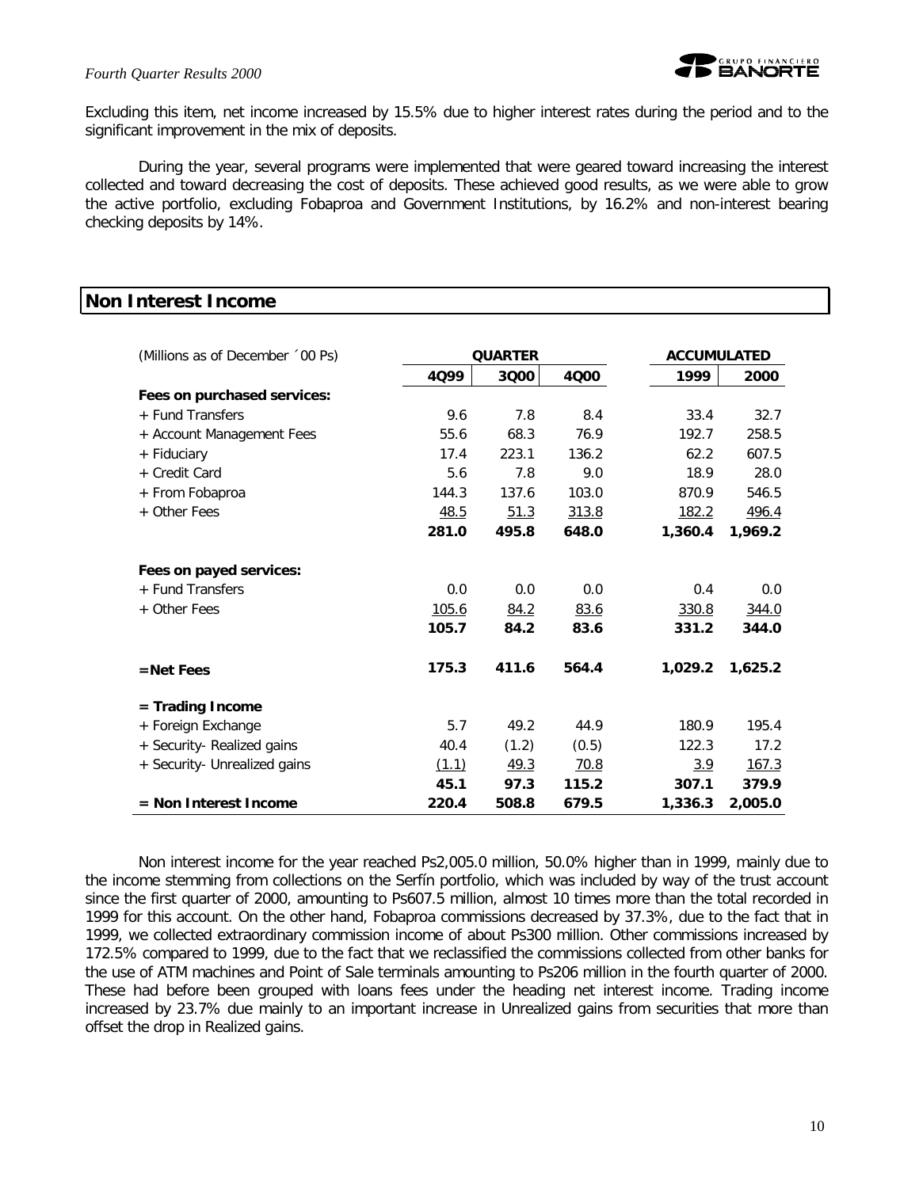Excluding this item, net income increased by 15.5% due to higher interest rates during the period and to the significant improvement in the mix of deposits.

During the year, several programs were implemented that were geared toward increasing the interest collected and toward decreasing the cost of deposits. These achieved good results, as we were able to grow the active portfolio, excluding Fobaproa and Government Institutions, by 16.2% and non-interest bearing checking deposits by 14%.

## Non Interest Income

| (Millions as of December ´00 Ps) | QUARTER | | | ACCUMULATED | |
|---|---|---|---|---|---|
| | 4Q99 | 3Q00 | 4Q00 | 1999 | 2000 |
| **Fees on purchased services:** | | | | | |
| + Fund Transfers | 9.6 | 7.8 | 8.4 | 33.4 | 32.7 |
| + Account Management Fees | 55.6 | 68.3 | 76.9 | 192.7 | 258.5 |
| + Fiduciary | 17.4 | 223.1 | 136.2 | 62.2 | 607.5 |
| + Credit Card | 5.6 | 7.8 | 9.0 | 18.9 | 28.0 |
| + From Fobaproa | 144.3 | 137.6 | 103.0 | 870.9 | 546.5 |
| + Other Fees | 48.5 | 51.3 | 313.8 | 182.2 | 496.4 |
| | **281.0** | **495.8** | **648.0** | **1,360.4** | **1,969.2** |
| **Fees on payed services:** | | | | | |
| + Fund Transfers | 0.0 | 0.0 | 0.0 | 0.4 | 0.0 |
| + Other Fees | 105.6 | 84.2 | 83.6 | 330.8 | 344.0 |
| | **105.7** | **84.2** | **83.6** | **331.2** | **344.0** |
| **= Net Fees** | **175.3** | **411.6** | **564.4** | **1,029.2** | **1,625.2** |
| **= Trading Income** | | | | | |
| + Foreign Exchange | 5.7 | 49.2 | 44.9 | 180.9 | 195.4 |
| + Security- Realized gains | 40.4 | (1.2) | (0.5) | 122.3 | 17.2 |
| + Security- Unrealized gains | (1.1) | 49.3 | 70.8 | 3.9 | 167.3 |
| | **45.1** | **97.3** | **115.2** | **307.1** | **379.9** |
| **= Non Interest Income** | **220.4** | **508.8** | **679.5** | **1,336.3** | **2,005.0** |

Non interest income for the year reached Ps2,005.0 million, 50.0% higher than in 1999, mainly due to the income stemming from collections on the Serfín portfolio, which was included by way of the trust account since the first quarter of 2000, amounting to Ps607.5 million, almost 10 times more than the total recorded in 1999 for this account. On the other hand, Fobaproa commissions decreased by 37.3%, due to the fact that in 1999, we collected extraordinary commission income of about Ps300 million. Other commissions increased by 172.5% compared to 1999, due to the fact that we reclassified the commissions collected from other banks for the use of ATM machines and Point of Sale terminals amounting to Ps206 million in the fourth quarter of 2000. These had before been grouped with loans fees under the heading net interest income. Trading income increased by 23.7% due mainly to an important increase in Unrealized gains from securities that more than offset the drop in Realized gains.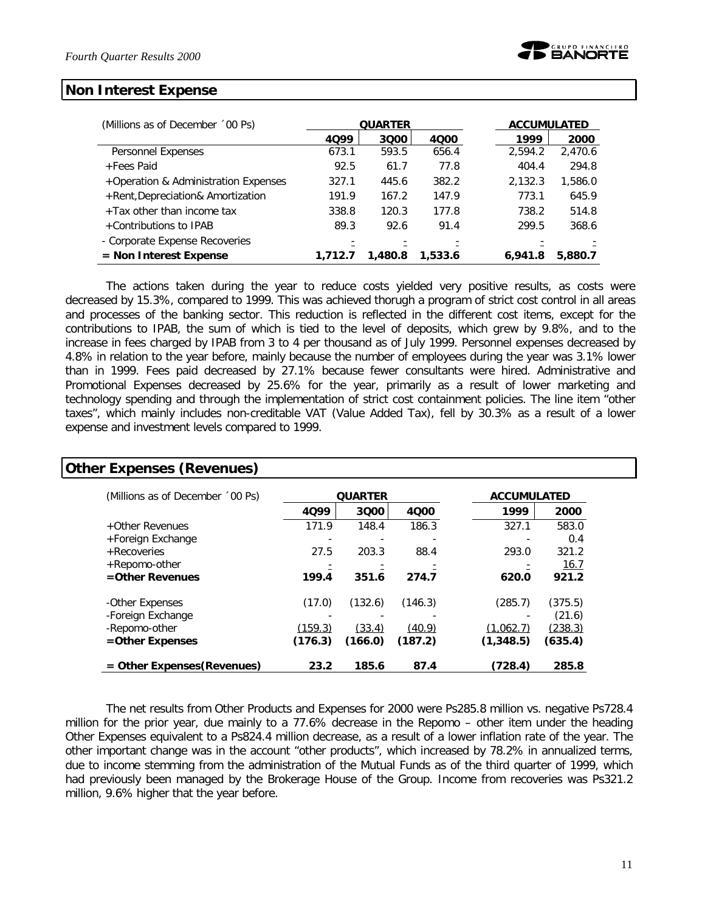## Non Interest Expense

| (Millions as of December ´00 Ps) | QUARTER | | | ACCUMULATED | |
|---|---|---|---|---|---|
| | 4Q99 | 3Q00 | 4Q00 | 1999 | 2000 |
| Personnel Expenses | 673.1 | 593.5 | 656.4 | 2,594.2 | 2,470.6 |
| +Fees Paid | 92.5 | 61.7 | 77.8 | 404.4 | 294.8 |
| +Operation & Administration Expenses | 327.1 | 445.6 | 382.2 | 2,132.3 | 1,586.0 |
| +Rent,Depreciation& Amortization | 191.9 | 167.2 | 147.9 | 773.1 | 645.9 |
| +Tax other than income tax | 338.8 | 120.3 | 177.8 | 738.2 | 514.8 |
| +Contributions to IPAB | 89.3 | 92.6 | 91.4 | 299.5 | 368.6 |
| - Corporate Expense Recoveries | - | - | - | - | - |
| **= Non Interest Expense** | **1,712.7** | **1,480.8** | **1,533.6** | **6,941.8** | **5,880.7** |

The actions taken during the year to reduce costs yielded very positive results, as costs were decreased by 15.3%, compared to 1999. This was achieved thorugh a program of strict cost control in all areas and processes of the banking sector. This reduction is reflected in the different cost items, except for the contributions to IPAB, the sum of which is tied to the level of deposits, which grew by 9.8%, and to the increase in fees charged by IPAB from 3 to 4 per thousand as of July 1999. Personnel expenses decreased by 4.8% in relation to the year before, mainly because the number of employees during the year was 3.1% lower than in 1999. Fees paid decreased by 27.1% because fewer consultants were hired. Administrative and Promotional Expenses decreased by 25.6% for the year, primarily as a result of lower marketing and technology spending and through the implementation of strict cost containment policies. The line item "other taxes", which mainly includes non-creditable VAT (Value Added Tax), fell by 30.3% as a result of a lower expense and investment levels compared to 1999.

## Other Expenses (Revenues)

| (Millions as of December ´00 Ps) | QUARTER | | | ACCUMULATED | |
|---|---|---|---|---|---|
| | 4Q99 | 3Q00 | 4Q00 | 1999 | 2000 |
| +Other Revenues | 171.9 | 148.4 | 186.3 | 327.1 | 583.0 |
| +Foreign Exchange | - | - | - | - | 0.4 |
| +Recoveries | 27.5 | 203.3 | 88.4 | 293.0 | 321.2 |
| +Repomo-other | - | - | - | - | 16.7 |
| **=Other Revenues** | **199.4** | **351.6** | **274.7** | **620.0** | **921.2** |
| -Other Expenses | (17.0) | (132.6) | (146.3) | (285.7) | (375.5) |
| -Foreign Exchange | - | - | - | - | (21.6) |
| -Repomo-other | (159.3) | (33.4) | (40.9) | (1,062.7) | (238.3) |
| **=Other Expenses** | **(176.3)** | **(166.0)** | **(187.2)** | **(1,348.5)** | **(635.4)** |
| **= Other Expenses(Revenues)** | **23.2** | **185.6** | **87.4** | **(728.4)** | **285.8** |

The net results from Other Products and Expenses for 2000 were Ps285.8 million vs. negative Ps728.4 million for the prior year, due mainly to a 77.6% decrease in the Repomo – other item under the heading Other Expenses equivalent to a Ps824.4 million decrease, as a result of a lower inflation rate of the year. The other important change was in the account "other products", which increased by 78.2% in annualized terms, due to income stemming from the administration of the Mutual Funds as of the third quarter of 1999, which had previously been managed by the Brokerage House of the Group. Income from recoveries was Ps321.2 million, 9.6% higher that the year before.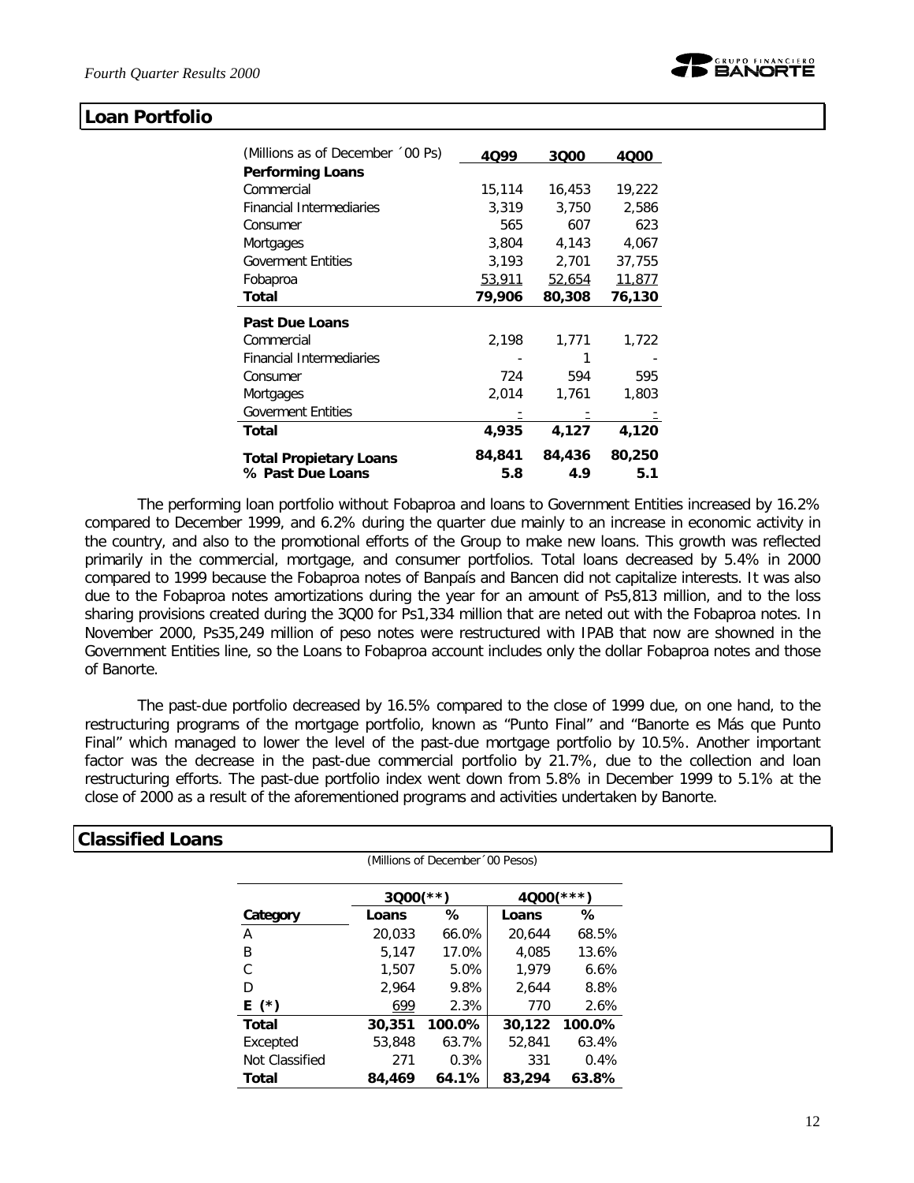## Loan Portfolio

| (Millions as of December ´00 Ps) | 4Q99 | 3Q00 | 4Q00 |
|---|---|---|---|
| **Performing Loans** | | | |
| Commercial | 15,114 | 16,453 | 19,222 |
| Financial Intermediaries | 3,319 | 3,750 | 2,586 |
| Consumer | 565 | 607 | 623 |
| Mortgages | 3,804 | 4,143 | 4,067 |
| Goverment Entities | 3,193 | 2,701 | 37,755 |
| Fobaproa | 53,911 | 52,654 | 11,877 |
| **Total** | **79,906** | **80,308** | **76,130** |
| **Past Due Loans** | | | |
| Commercial | 2,198 | 1,771 | 1,722 |
| Financial Intermediaries | - | 1 | - |
| Consumer | 724 | 594 | 595 |
| Mortgages | 2,014 | 1,761 | 1,803 |
| Goverment Entities | - | - | - |
| **Total** | **4,935** | **4,127** | **4,120** |
| **Total Propietary Loans** | **84,841** | **84,436** | **80,250** |
| **% Past Due Loans** | **5.8** | **4.9** | **5.1** |

The performing loan portfolio without Fobaproa and loans to Government Entities increased by 16.2% compared to December 1999, and 6.2% during the quarter due mainly to an increase in economic activity in the country, and also to the promotional efforts of the Group to make new loans. This growth was reflected primarily in the commercial, mortgage, and consumer portfolios. Total loans decreased by 5.4% in 2000 compared to 1999 because the Fobaproa notes of Banpaís and Bancen did not capitalize interests. It was also due to the Fobaproa notes amortizations during the year for an amount of Ps5,813 million, and to the loss sharing provisions created during the 3Q00 for Ps1,334 million that are neted out with the Fobaproa notes. In November 2000, Ps35,249 million of peso notes were restructured with IPAB that now are showned in the Government Entities line, so the Loans to Fobaproa account includes only the dollar Fobaproa notes and those of Banorte.

The past-due portfolio decreased by 16.5% compared to the close of 1999 due, on one hand, to the restructuring programs of the mortgage portfolio, known as "Punto Final" and "Banorte es Más que Punto Final" which managed to lower the level of the past-due mortgage portfolio by 10.5%. Another important factor was the decrease in the past-due commercial portfolio by 21.7%, due to the collection and loan restructuring efforts. The past-due portfolio index went down from 5.8% in December 1999 to 5.1% at the close of 2000 as a result of the aforementioned programs and activities undertaken by Banorte.

## Classified Loans

(Millions of December´00 Pesos)

| | 3Q00(**) | | 4Q00(***) | |
|---|---|---|---|---|
| **Category** | **Loans** | **%** | **Loans** | **%** |
| A | 20,033 | 66.0% | 20,644 | 68.5% |
| B | 5,147 | 17.0% | 4,085 | 13.6% |
| C | 1,507 | 5.0% | 1,979 | 6.6% |
| D | 2,964 | 9.8% | 2,644 | 8.8% |
| **E (*)** | 699 | 2.3% | 770 | 2.6% |
| **Total** | **30,351** | **100.0%** | **30,122** | **100.0%** |
| Excepted | 53,848 | 63.7% | 52,841 | 63.4% |
| Not Classified | 271 | 0.3% | 331 | 0.4% |
| **Total** | **84,469** | **64.1%** | **83,294** | **63.8%** |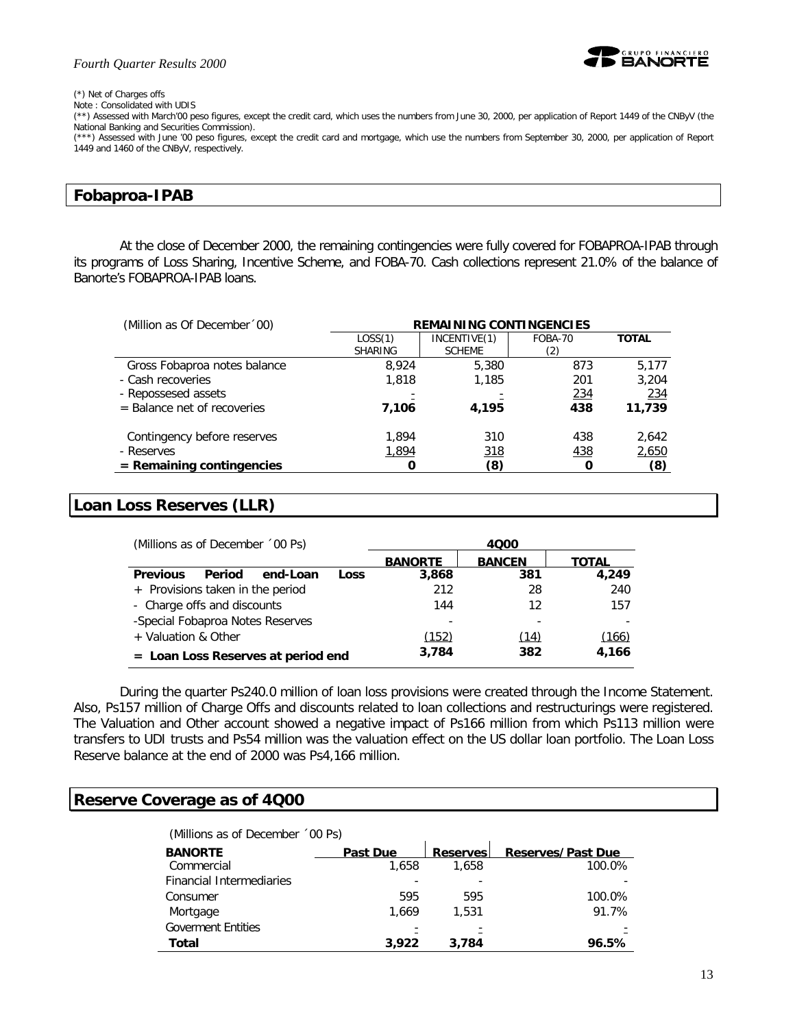(*) Net of Charges offs

Note : Consolidated with UDIS

(**) Assessed with March'00 peso figures, except the credit card, which uses the numbers from June 30, 2000, per application of Report 1449 of the CNByV (the National Banking and Securities Commission).

(***) Assessed with June '00 peso figures, except the credit card and mortgage, which use the numbers from September 30, 2000, per application of Report 1449 and 1460 of the CNByV, respectively.

## Fobaproa-IPAB

At the close of December 2000, the remaining contingencies were fully covered for FOBAPROA-IPAB through its programs of Loss Sharing, Incentive Scheme, and FOBA-70. Cash collections represent 21.0% of the balance of Banorte's FOBAPROA-IPAB loans.

| (Million as Of December´00) | REMAINING CONTINGENCIES | | | |
|---|---|---|---|---|
| | LOSS(1) SHARING | INCENTIVE(1) SCHEME | FOBA-70 (2) | **TOTAL** |
| Gross Fobaproa notes balance | 8,924 | 5,380 | 873 | 5,177 |
| - Cash recoveries | 1,818 | 1,185 | 201 | 3,204 |
| - Repossesed assets | - | - | 234 | 234 |
| = Balance net of recoveries | **7,106** | **4,195** | **438** | **11,739** |
| Contingency before reserves | 1,894 | 310 | 438 | 2,642 |
| - Reserves | 1,894 | 318 | 438 | 2,650 |
| **= Remaining contingencies** | **0** | **(8)** | **0** | **(8)** |

## Loan Loss Reserves (LLR)

| (Millions as of December ´00 Ps) | 4Q00 | | |
|---|---|---|---|
| | **BANORTE** | **BANCEN** | **TOTAL** |
| **Previous Period end-Loan Loss** | **3,868** | **381** | **4,249** |
| + Provisions taken in the period | 212 | 28 | 240 |
| - Charge offs and discounts | 144 | 12 | 157 |
| -Special Fobaproa Notes Reserves | - | - | - |
| + Valuation & Other | (152) | (14) | (166) |
| **= Loan Loss Reserves at period end** | **3,784** | **382** | **4,166** |

During the quarter Ps240.0 million of loan loss provisions were created through the Income Statement. Also, Ps157 million of Charge Offs and discounts related to loan collections and restructurings were registered. The Valuation and Other account showed a negative impact of Ps166 million from which Ps113 million were transfers to UDI trusts and Ps54 million was the valuation effect on the US dollar loan portfolio. The Loan Loss Reserve balance at the end of 2000 was Ps4,166 million.

## Reserve Coverage as of 4Q00

(Millions as of December ´00 Ps)

| **BANORTE** | **Past Due** | **Reserves** | **Reserves/Past Due** |
|---|---|---|---|
| Commercial | 1,658 | 1,658 | 100.0% |
| Financial Intermediaries | - | - | - |
| Consumer | 595 | 595 | 100.0% |
| Mortgage | 1,669 | 1,531 | 91.7% |
| Goverment Entities | - | - | - |
| **Total** | **3,922** | **3,784** | **96.5%** |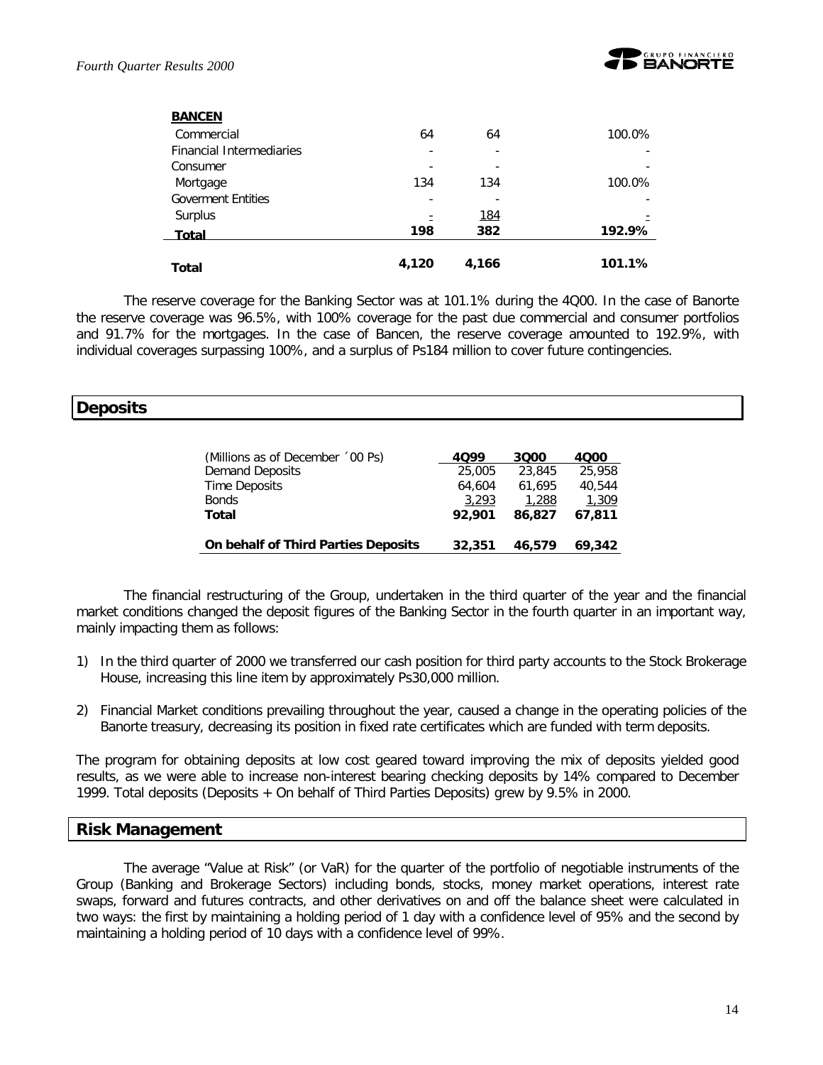| BANCEN | | | |
|---|---|---|---|
| Commercial | 64 | 64 | 100.0% |
| Financial Intermediaries | - | - | - |
| Consumer | - | - | - |
| Mortgage | 134 | 134 | 100.0% |
| Goverment Entities | - | - | - |
| Surplus | - | 184 | - |
| **Total** | **198** | **382** | **192.9%** |
| **Total** | **4,120** | **4,166** | **101.1%** |

The reserve coverage for the Banking Sector was at 101.1% during the 4Q00. In the case of Banorte the reserve coverage was 96.5%, with 100% coverage for the past due commercial and consumer portfolios and 91.7% for the mortgages. In the case of Bancen, the reserve coverage amounted to 192.9%, with individual coverages surpassing 100%, and a surplus of Ps184 million to cover future contingencies.

## Deposits

| (Millions as of December ´00 Ps) | 4Q99 | 3Q00 | 4Q00 |
|---|---|---|---|
| Demand Deposits | 25,005 | 23,845 | 25,958 |
| Time Deposits | 64,604 | 61,695 | 40,544 |
| Bonds | 3,293 | 1,288 | 1,309 |
| **Total** | **92,901** | **86,827** | **67,811** |
| **On behalf of Third Parties Deposits** | **32,351** | **46,579** | **69,342** |

The financial restructuring of the Group, undertaken in the third quarter of the year and the financial market conditions changed the deposit figures of the Banking Sector in the fourth quarter in an important way, mainly impacting them as follows:

1) In the third quarter of 2000 we transferred our cash position for third party accounts to the Stock Brokerage House, increasing this line item by approximately Ps30,000 million.

2) Financial Market conditions prevailing throughout the year, caused a change in the operating policies of the Banorte treasury, decreasing its position in fixed rate certificates which are funded with term deposits.

The program for obtaining deposits at low cost geared toward improving the mix of deposits yielded good results, as we were able to increase non-interest bearing checking deposits by 14% compared to December 1999. Total deposits (Deposits + On behalf of Third Parties Deposits) grew by 9.5% in 2000.

## Risk Management

The average "Value at Risk" (or VaR) for the quarter of the portfolio of negotiable instruments of the Group (Banking and Brokerage Sectors) including bonds, stocks, money market operations, interest rate swaps, forward and futures contracts, and other derivatives on and off the balance sheet were calculated in two ways: the first by maintaining a holding period of 1 day with a confidence level of 95% and the second by maintaining a holding period of 10 days with a confidence level of 99%.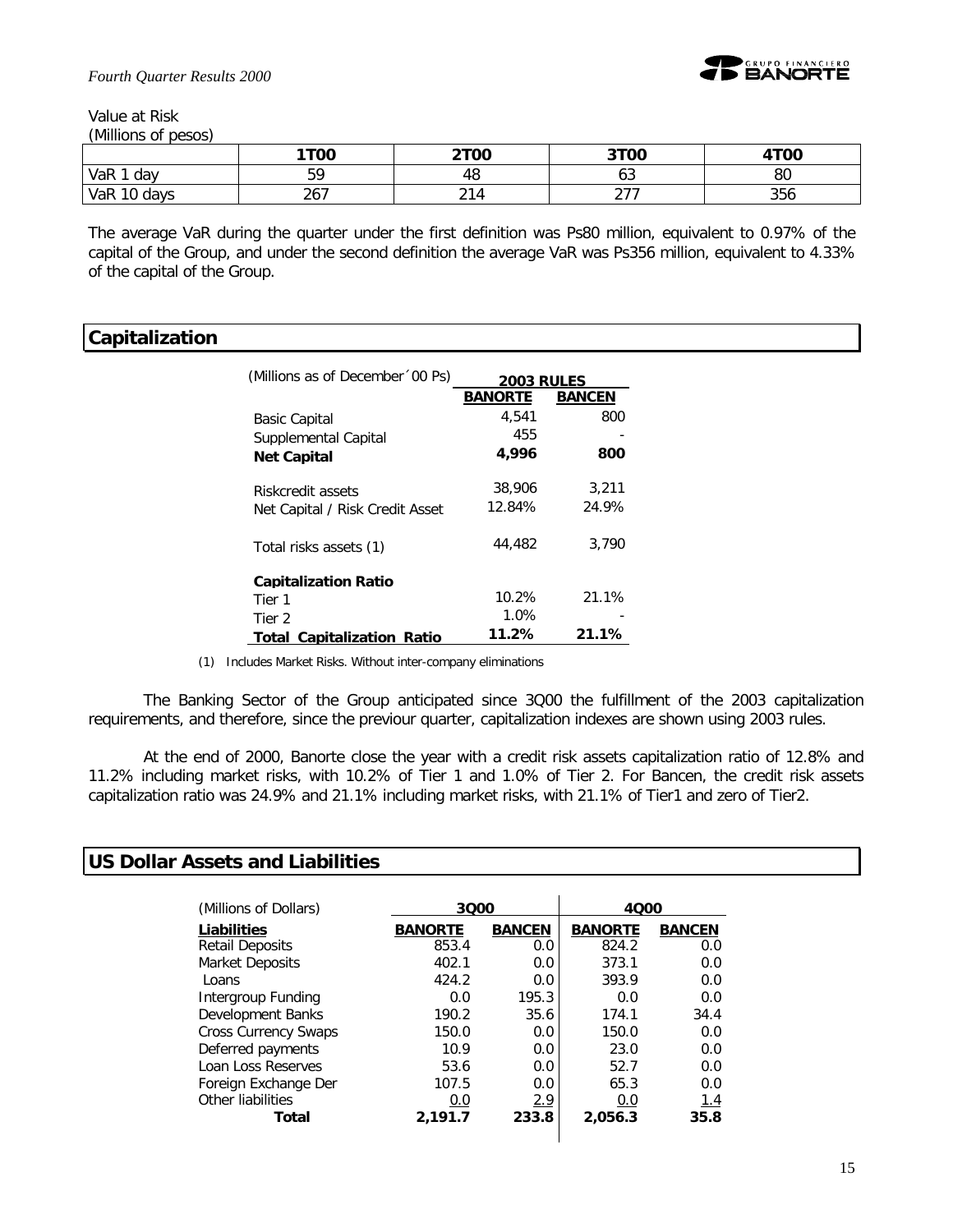Value at Risk

(Millions of pesos)

| | 1T00 | 2T00 | 3T00 | 4T00 |
|---|---|---|---|---|
| VaR 1 day | 59 | 48 | 63 | 80 |
| VaR 10 days | 267 | 214 | 277 | 356 |

The average VaR during the quarter under the first definition was Ps80 million, equivalent to 0.97% of the capital of the Group, and under the second definition the average VaR was Ps356 million, equivalent to 4.33% of the capital of the Group.

## Capitalization

| (Millions as of December´00 Ps) | 2003 RULES | |
|---|---|---|
| | **BANORTE** | **BANCEN** |
| Basic Capital | 4,541 | 800 |
| Supplemental Capital | 455 | - |
| **Net Capital** | **4,996** | **800** |
| Riskcredit assets | 38,906 | 3,211 |
| Net Capital / Risk Credit Asset | 12.84% | 24.9% |
| Total risks assets (1) | 44,482 | 3,790 |
| **Capitalization Ratio** | | |
| Tier 1 | 10.2% | 21.1% |
| Tier 2 | 1.0% | - |
| **Total Capitalization Ratio** | **11.2%** | **21.1%** |

(1) Includes Market Risks. Without inter-company eliminations

The Banking Sector of the Group anticipated since 3Q00 the fulfillment of the 2003 capitalization requirements, and therefore, since the previour quarter, capitalization indexes are shown using 2003 rules.

At the end of 2000, Banorte close the year with a credit risk assets capitalization ratio of 12.8% and 11.2% including market risks, with 10.2% of Tier 1 and 1.0% of Tier 2. For Bancen, the credit risk assets capitalization ratio was 24.9% and 21.1% including market risks, with 21.1% of Tier1 and zero of Tier2.

## US Dollar Assets and Liabilities

| (Millions of Dollars) | 3Q00 | | 4Q00 | |
|---|---|---|---|---|
| **Liabilities** | **BANORTE** | **BANCEN** | **BANORTE** | **BANCEN** |
| Retail Deposits | 853.4 | 0.0 | 824.2 | 0.0 |
| Market Deposits | 402.1 | 0.0 | 373.1 | 0.0 |
| Loans | 424.2 | 0.0 | 393.9 | 0.0 |
| Intergroup Funding | 0.0 | 195.3 | 0.0 | 0.0 |
| Development Banks | 190.2 | 35.6 | 174.1 | 34.4 |
| Cross Currency Swaps | 150.0 | 0.0 | 150.0 | 0.0 |
| Deferred payments | 10.9 | 0.0 | 23.0 | 0.0 |
| Loan Loss Reserves | 53.6 | 0.0 | 52.7 | 0.0 |
| Foreign Exchange Der | 107.5 | 0.0 | 65.3 | 0.0 |
| Other liabilities | 0.0 | 2.9 | 0.0 | 1.4 |
| **Total** | **2,191.7** | **233.8** | **2,056.3** | **35.8** |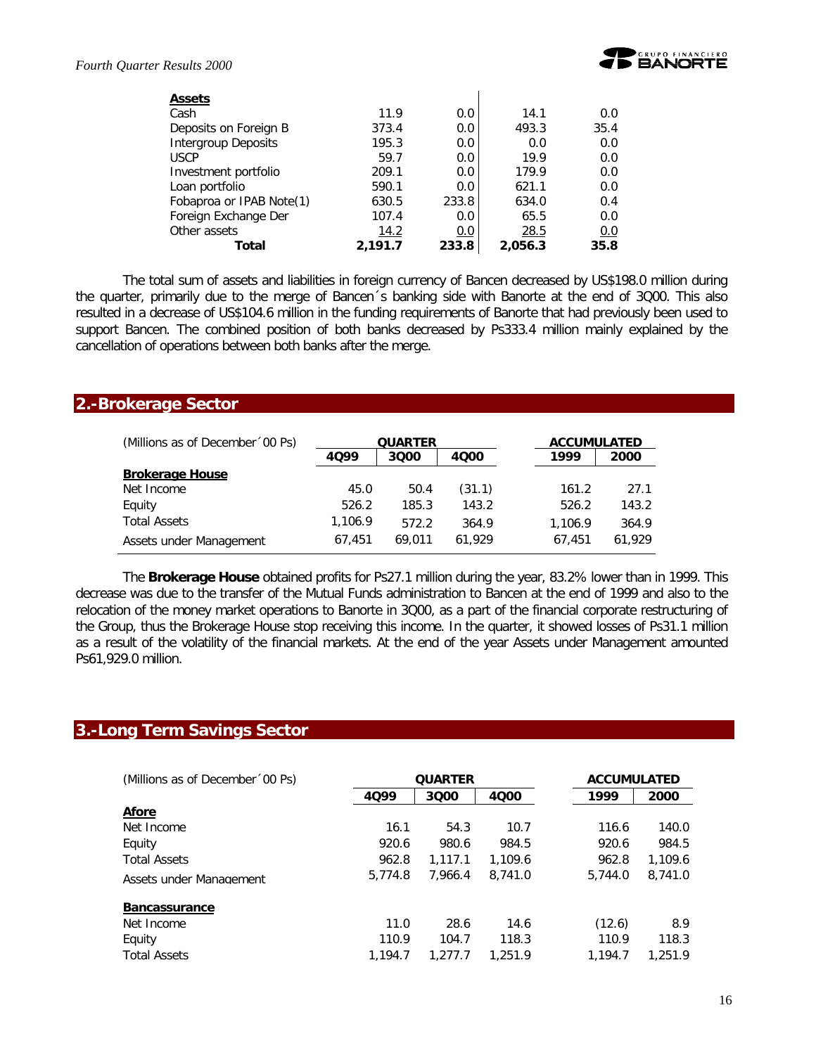| **Assets** | | | | |
|---|---|---|---|---|
| Cash | 11.9 | 0.0 | 14.1 | 0.0 |
| Deposits on Foreign B | 373.4 | 0.0 | 493.3 | 35.4 |
| Intergroup Deposits | 195.3 | 0.0 | 0.0 | 0.0 |
| USCP | 59.7 | 0.0 | 19.9 | 0.0 |
| Investment portfolio | 209.1 | 0.0 | 179.9 | 0.0 |
| Loan portfolio | 590.1 | 0.0 | 621.1 | 0.0 |
| Fobaproa or IPAB Note(1) | 630.5 | 233.8 | 634.0 | 0.4 |
| Foreign Exchange Der | 107.4 | 0.0 | 65.5 | 0.0 |
| Other assets | 14.2 | 0.0 | 28.5 | 0.0 |
| **Total** | **2,191.7** | **233.8** | **2,056.3** | **35.8** |

The total sum of assets and liabilities in foreign currency of Bancen decreased by US$198.0 million during the quarter, primarily due to the merge of Bancen´s banking side with Banorte at the end of 3Q00. This also resulted in a decrease of US$104.6 million in the funding requirements of Banorte that had previously been used to support Bancen. The combined position of both banks decreased by Ps333.4 million mainly explained by the cancellation of operations between both banks after the merge.

## 2.-Brokerage Sector

| (Millions as of December´00 Ps) | **QUARTER** | | | **ACCUMULATED** | |
|---|---|---|---|---|---|
| | **4Q99** | **3Q00** | **4Q00** | **1999** | **2000** |
| **Brokerage House** | | | | | |
| Net Income | 45.0 | 50.4 | (31.1) | 161.2 | 27.1 |
| Equity | 526.2 | 185.3 | 143.2 | 526.2 | 143.2 |
| Total Assets | 1,106.9 | 572.2 | 364.9 | 1,106.9 | 364.9 |
| Assets under Management | 67,451 | 69,011 | 61,929 | 67,451 | 61,929 |

The **Brokerage House** obtained profits for Ps27.1 million during the year, 83.2% lower than in 1999. This decrease was due to the transfer of the Mutual Funds administration to Bancen at the end of 1999 and also to the relocation of the money market operations to Banorte in 3Q00, as a part of the financial corporate restructuring of the Group, thus the Brokerage House stop receiving this income. In the quarter, it showed losses of Ps31.1 million as a result of the volatility of the financial markets. At the end of the year Assets under Management amounted Ps61,929.0 million.

## 3.-Long Term Savings Sector

| (Millions as of December´00 Ps) | **QUARTER** | | | **ACCUMULATED** | |
|---|---|---|---|---|---|
| | **4Q99** | **3Q00** | **4Q00** | **1999** | **2000** |
| **Afore** | | | | | |
| Net Income | 16.1 | 54.3 | 10.7 | 116.6 | 140.0 |
| Equity | 920.6 | 980.6 | 984.5 | 920.6 | 984.5 |
| Total Assets | 962.8 | 1,117.1 | 1,109.6 | 962.8 | 1,109.6 |
| Assets under Management | 5,774.8 | 7,966.4 | 8,741.0 | 5,744.0 | 8,741.0 |
| **Bancassurance** | | | | | |
| Net Income | 11.0 | 28.6 | 14.6 | (12.6) | 8.9 |
| Equity | 110.9 | 104.7 | 118.3 | 110.9 | 118.3 |
| Total Assets | 1,194.7 | 1,277.7 | 1,251.9 | 1,194.7 | 1,251.9 |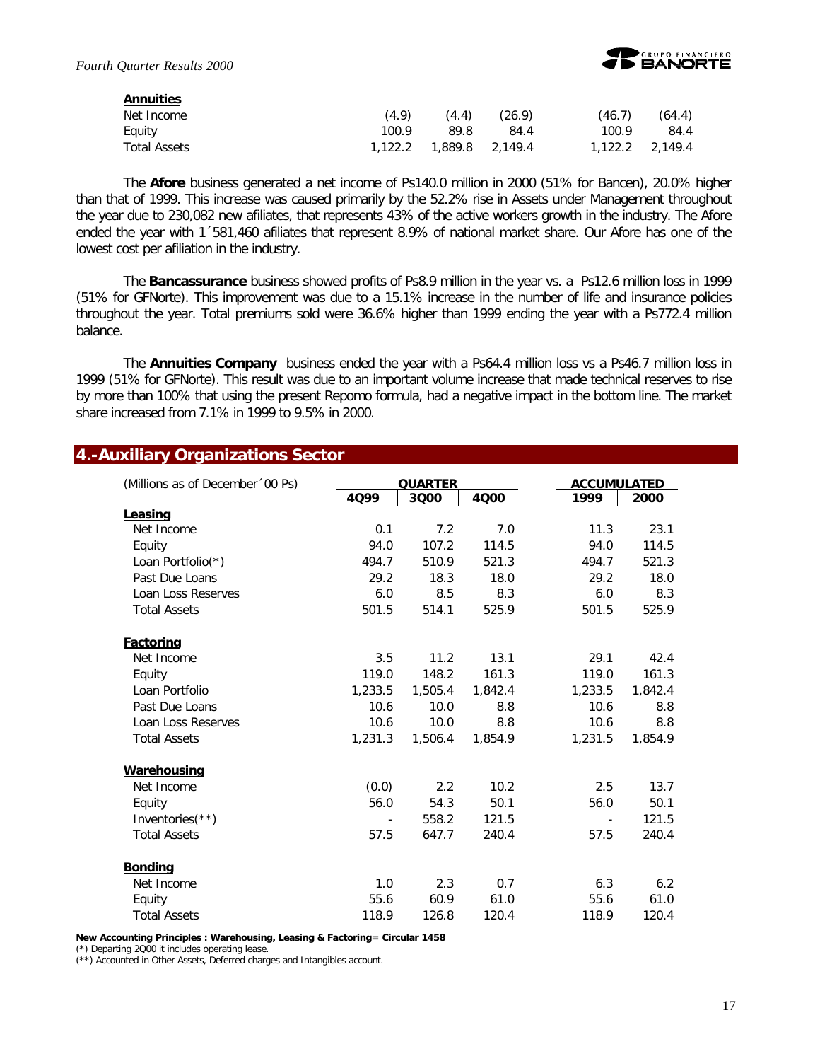| | | | | | |
|---|---|---|---|---|---|
| **Annuities** | | | | | |
| Net Income | (4.9) | (4.4) | (26.9) | (46.7) | (64.4) |
| Equity | 100.9 | 89.8 | 84.4 | 100.9 | 84.4 |
| Total Assets | 1,122.2 | 1,889.8 | 2,149.4 | 1,122.2 | 2,149.4 |

The **Afore** business generated a net income of Ps140.0 million in 2000 (51% for Bancen), 20.0% higher than that of 1999. This increase was caused primarily by the 52.2% rise in Assets under Management throughout the year due to 230,082 new afiliates, that represents 43% of the active workers growth in the industry. The Afore ended the year with 1´581,460 afiliates that represent 8.9% of national market share. Our Afore has one of the lowest cost per afiliation in the industry.

The **Bancassurance** business showed profits of Ps8.9 million in the year vs. a Ps12.6 million loss in 1999 (51% for GFNorte). This improvement was due to a 15.1% increase in the number of life and insurance policies throughout the year. Total premiums sold were 36.6% higher than 1999 ending the year with a Ps772.4 million balance.

The **Annuities Company** business ended the year with a Ps64.4 million loss vs a Ps46.7 million loss in 1999 (51% for GFNorte). This result was due to an important volume increase that made technical reserves to rise by more than 100% that using the present Repomo formula, had a negative impact in the bottom line. The market share increased from 7.1% in 1999 to 9.5% in 2000.

## 4.-Auxiliary Organizations Sector

| (Millions as of December´00 Ps) | **QUARTER** | | | **ACCUMULATED** | |
|---|---|---|---|---|---|
| | **4Q99** | **3Q00** | **4Q00** | **1999** | **2000** |
| **Leasing** | | | | | |
| Net Income | 0.1 | 7.2 | 7.0 | 11.3 | 23.1 |
| Equity | 94.0 | 107.2 | 114.5 | 94.0 | 114.5 |
| Loan Portfolio(*) | 494.7 | 510.9 | 521.3 | 494.7 | 521.3 |
| Past Due Loans | 29.2 | 18.3 | 18.0 | 29.2 | 18.0 |
| Loan Loss Reserves | 6.0 | 8.5 | 8.3 | 6.0 | 8.3 |
| Total Assets | 501.5 | 514.1 | 525.9 | 501.5 | 525.9 |
| **Factoring** | | | | | |
| Net Income | 3.5 | 11.2 | 13.1 | 29.1 | 42.4 |
| Equity | 119.0 | 148.2 | 161.3 | 119.0 | 161.3 |
| Loan Portfolio | 1,233.5 | 1,505.4 | 1,842.4 | 1,233.5 | 1,842.4 |
| Past Due Loans | 10.6 | 10.0 | 8.8 | 10.6 | 8.8 |
| Loan Loss Reserves | 10.6 | 10.0 | 8.8 | 10.6 | 8.8 |
| Total Assets | 1,231.3 | 1,506.4 | 1,854.9 | 1,231.5 | 1,854.9 |
| **Warehousing** | | | | | |
| Net Income | (0.0) | 2.2 | 10.2 | 2.5 | 13.7 |
| Equity | 56.0 | 54.3 | 50.1 | 56.0 | 50.1 |
| Inventories(**) | - | 558.2 | 121.5 | - | 121.5 |
| Total Assets | 57.5 | 647.7 | 240.4 | 57.5 | 240.4 |
| **Bonding** | | | | | |
| Net Income | 1.0 | 2.3 | 0.7 | 6.3 | 6.2 |
| Equity | 55.6 | 60.9 | 61.0 | 55.6 | 61.0 |
| Total Assets | 118.9 | 126.8 | 120.4 | 118.9 | 120.4 |

**New Accounting Principles : Warehousing, Leasing & Factoring= Circular 1458**

(*) Departing 2Q00 it includes operating lease.

(**) Accounted in Other Assets, Deferred charges and Intangibles account.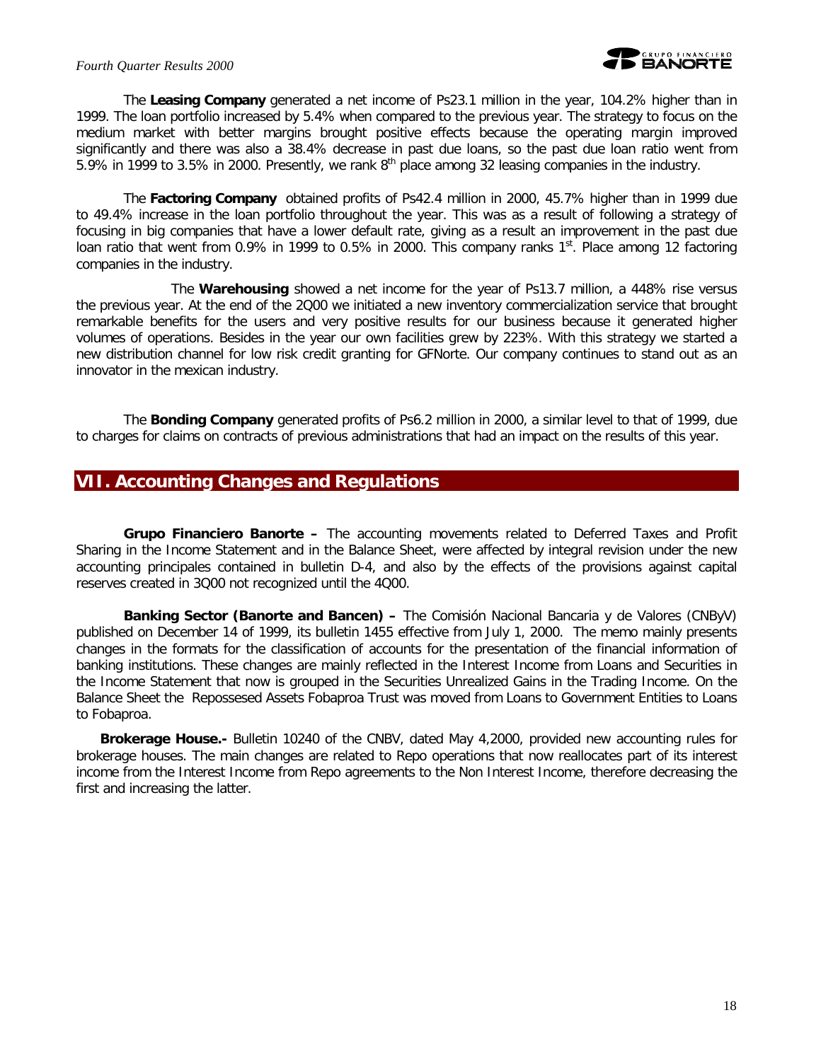The **Leasing Company** generated a net income of Ps23.1 million in the year, 104.2% higher than in 1999. The loan portfolio increased by 5.4% when compared to the previous year. The strategy to focus on the medium market with better margins brought positive effects because the operating margin improved significantly and there was also a 38.4% decrease in past due loans, so the past due loan ratio went from 5.9% in 1999 to 3.5% in 2000. Presently, we rank 8th place among 32 leasing companies in the industry.

The **Factoring Company** obtained profits of Ps42.4 million in 2000, 45.7% higher than in 1999 due to 49.4% increase in the loan portfolio throughout the year. This was as a result of following a strategy of focusing in big companies that have a lower default rate, giving as a result an improvement in the past due loan ratio that went from 0.9% in 1999 to 0.5% in 2000. This company ranks 1st. Place among 12 factoring companies in the industry.

The **Warehousing** showed a net income for the year of Ps13.7 million, a 448% rise versus the previous year. At the end of the 2Q00 we initiated a new inventory commercialization service that brought remarkable benefits for the users and very positive results for our business because it generated higher volumes of operations. Besides in the year our own facilities grew by 223%. With this strategy we started a new distribution channel for low risk credit granting for GFNorte. Our company continues to stand out as an innovator in the mexican industry.

The **Bonding Company** generated profits of Ps6.2 million in 2000, a similar level to that of 1999, due to charges for claims on contracts of previous administrations that had an impact on the results of this year.

## VII. Accounting Changes and Regulations

**Grupo Financiero Banorte –** The accounting movements related to Deferred Taxes and Profit Sharing in the Income Statement and in the Balance Sheet, were affected by integral revision under the new accounting principales contained in bulletin D-4, and also by the effects of the provisions against capital reserves created in 3Q00 not recognized until the 4Q00.

**Banking Sector (Banorte and Bancen) –** The Comisión Nacional Bancaria y de Valores (CNByV) published on December 14 of 1999, its bulletin 1455 effective from July 1, 2000. The memo mainly presents changes in the formats for the classification of accounts for the presentation of the financial information of banking institutions. These changes are mainly reflected in the Interest Income from Loans and Securities in the Income Statement that now is grouped in the Securities Unrealized Gains in the Trading Income. On the Balance Sheet the Repossesed Assets Fobaproa Trust was moved from Loans to Government Entities to Loans to Fobaproa.

**Brokerage House.-** Bulletin 10240 of the CNBV, dated May 4,2000, provided new accounting rules for brokerage houses. The main changes are related to Repo operations that now reallocates part of its interest income from the Interest Income from Repo agreements to the Non Interest Income, therefore decreasing the first and increasing the latter.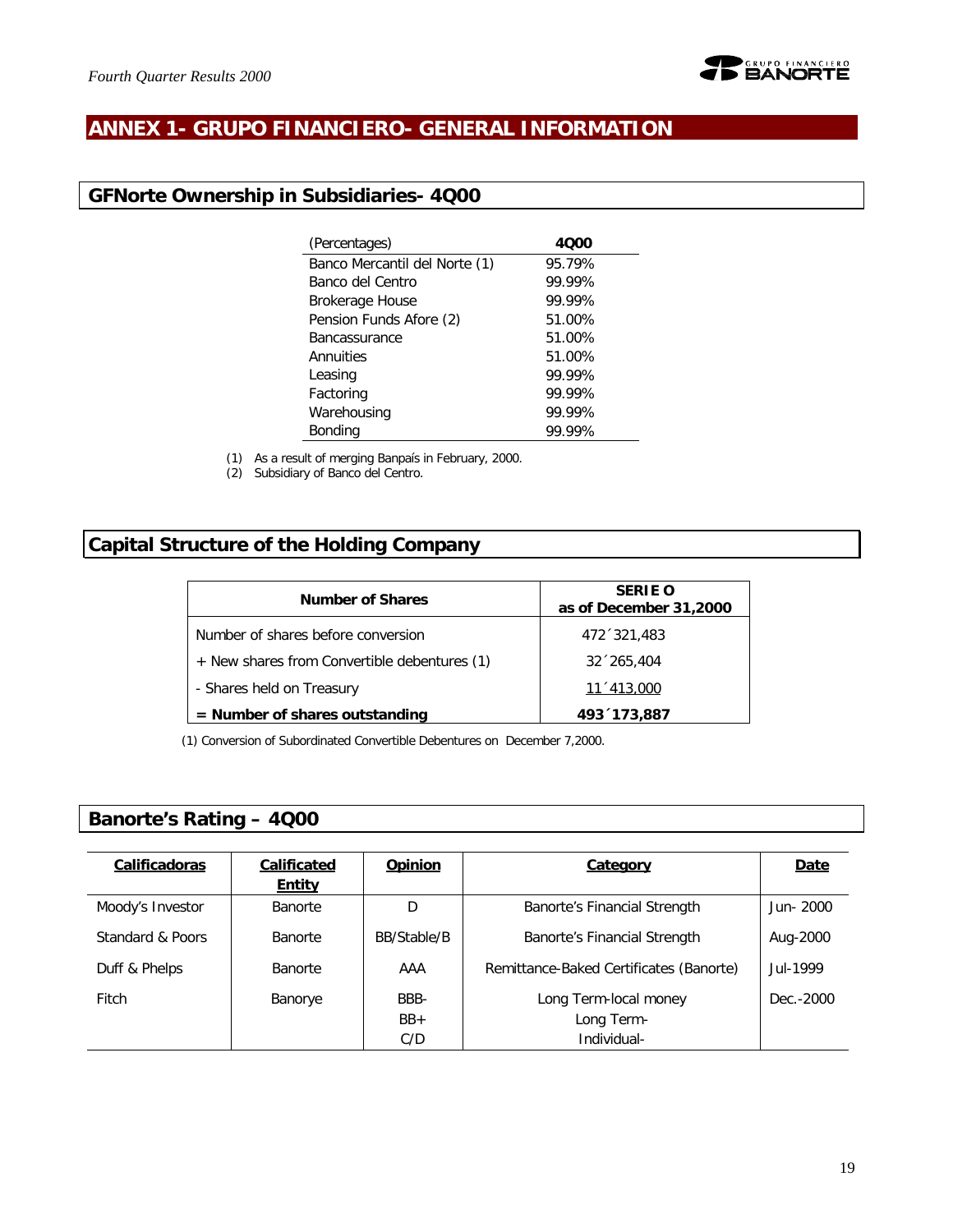# ANNEX 1- GRUPO FINANCIERO- GENERAL INFORMATION

## GFNorte Ownership in Subsidiaries- 4Q00

| (Percentages) | 4Q00 |
|---|---|
| Banco Mercantil del Norte (1) | 95.79% |
| Banco del Centro | 99.99% |
| Brokerage House | 99.99% |
| Pension Funds Afore (2) | 51.00% |
| Bancassurance | 51.00% |
| Annuities | 51.00% |
| Leasing | 99.99% |
| Factoring | 99.99% |
| Warehousing | 99.99% |
| Bonding | 99.99% |

(1) As a result of merging Banpaís in February, 2000.
(2) Subsidiary of Banco del Centro.

## Capital Structure of the Holding Company

| Number of Shares | SERIE O as of December 31,2000 |
|---|---|
| Number of shares before conversion | 472´321,483 |
| + New shares from Convertible debentures (1) | 32´265,404 |
| - Shares held on Treasury | 11´413,000 |
| **= Number of shares outstanding** | **493´173,887** |

(1) Conversion of Subordinated Convertible Debentures on December 7,2000.

## Banorte's Rating – 4Q00

| Calificadoras | Calificated Entity | Opinion | Category | Date |
|---|---|---|---|---|
| Moody's Investor | Banorte | D | Banorte's Financial Strength | Jun- 2000 |
| Standard & Poors | Banorte | BB/Stable/B | Banorte's Financial Strength | Aug-2000 |
| Duff & Phelps | Banorte | AAA | Remittance-Baked Certificates (Banorte) | Jul-1999 |
| Fitch | Banorye | BBB-<br>BB+<br>C/D | Long Term-local money<br>Long Term-<br>Individual- | Dec.-2000 |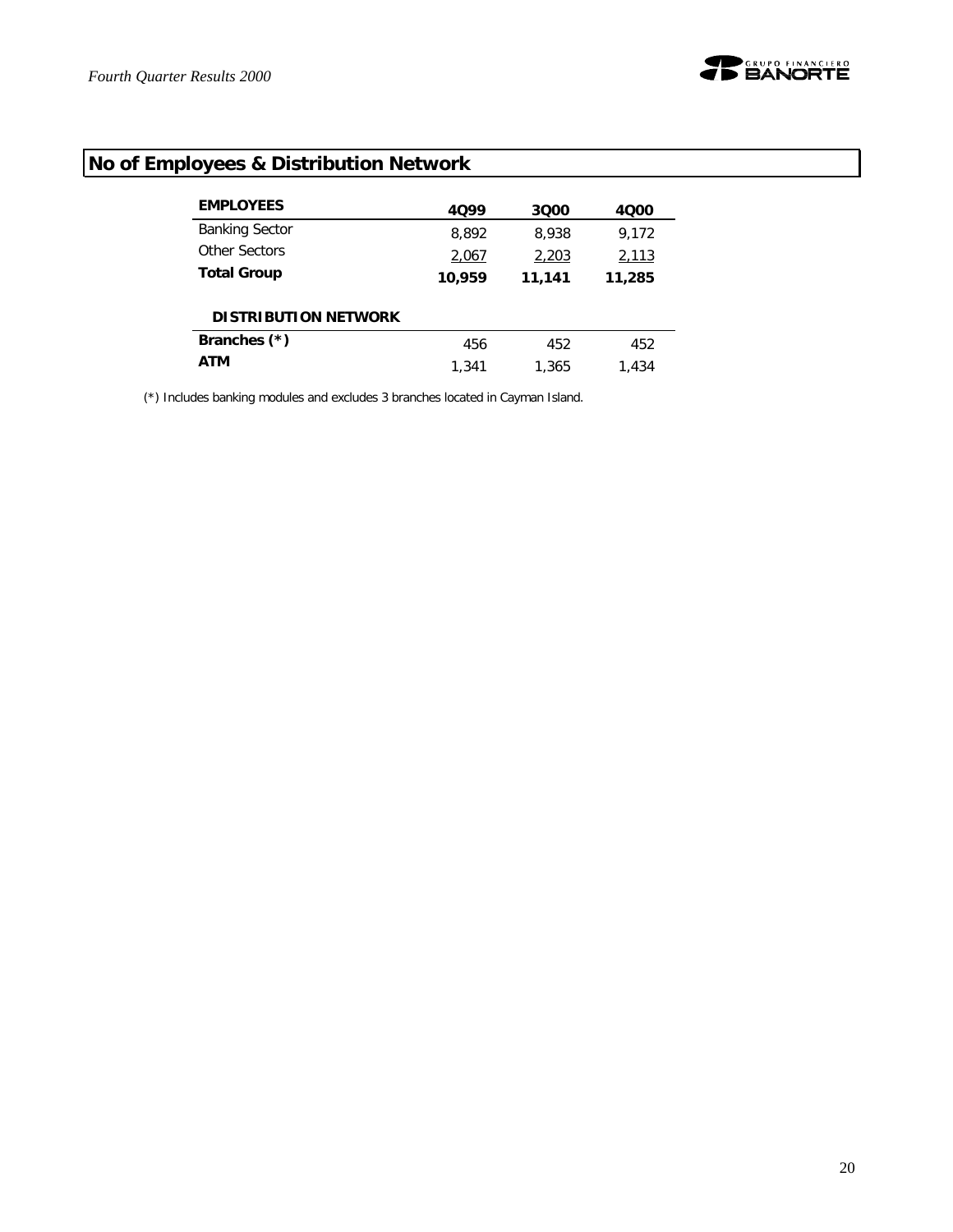## No of Employees & Distribution Network

| **EMPLOYEES** | **4Q99** | **3Q00** | **4Q00** |
|---|---|---|---|
| Banking Sector | 8,892 | 8,938 | 9,172 |
| Other Sectors | 2,067 | 2,203 | 2,113 |
| **Total Group** | **10,959** | **11,141** | **11,285** |
| | | | |
| **DISTRIBUTION NETWORK** | | | |
| **Branches (*)** | 456 | 452 | 452 |
| **ATM** | 1,341 | 1,365 | 1,434 |

(*) Includes banking modules and excludes 3 branches located in Cayman Island.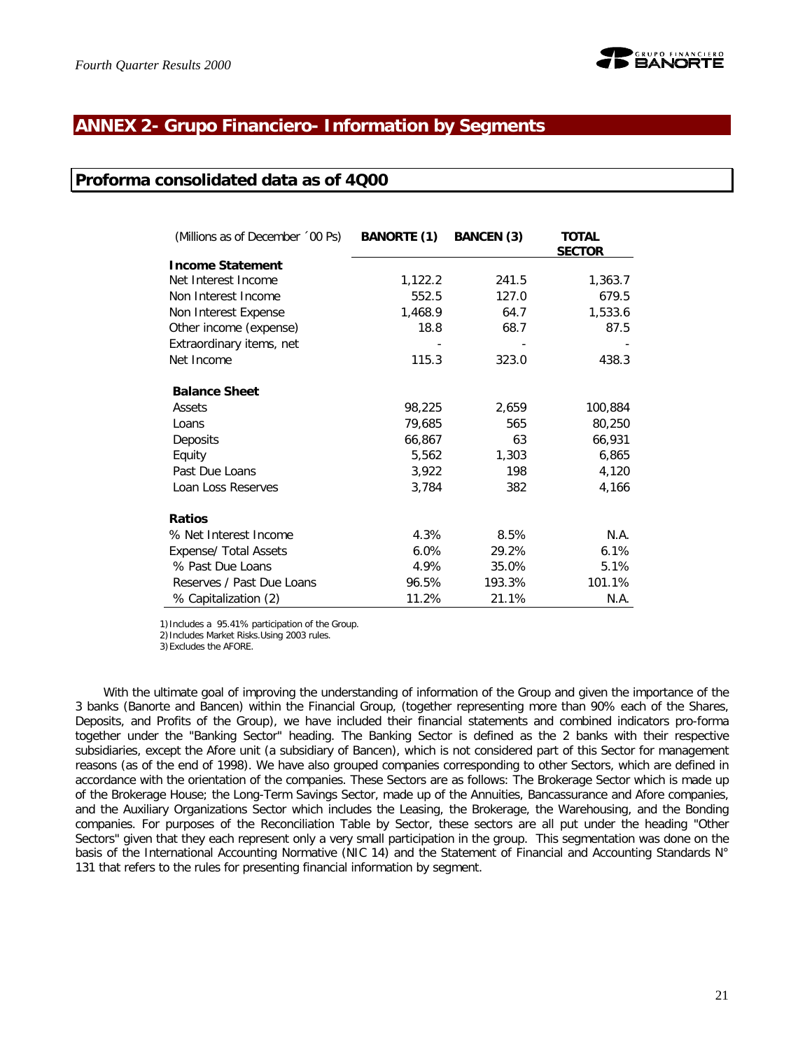## ANNEX 2- Grupo Financiero- Information by Segments

### Proforma consolidated data as of 4Q00

| (Millions as of December ´00 Ps) | BANORTE (1) | BANCEN (3) | TOTAL SECTOR |
|---|---|---|---|
| **Income Statement** | | | |
| Net Interest Income | 1,122.2 | 241.5 | 1,363.7 |
| Non Interest Income | 552.5 | 127.0 | 679.5 |
| Non Interest Expense | 1,468.9 | 64.7 | 1,533.6 |
| Other income (expense) | 18.8 | 68.7 | 87.5 |
| Extraordinary items, net | - | - | - |
| Net Income | 115.3 | 323.0 | 438.3 |
| **Balance Sheet** | | | |
| Assets | 98,225 | 2,659 | 100,884 |
| Loans | 79,685 | 565 | 80,250 |
| Deposits | 66,867 | 63 | 66,931 |
| Equity | 5,562 | 1,303 | 6,865 |
| Past Due Loans | 3,922 | 198 | 4,120 |
| Loan Loss Reserves | 3,784 | 382 | 4,166 |
| **Ratios** | | | |
| % Net Interest Income | 4.3% | 8.5% | N.A. |
| Expense/ Total Assets | 6.0% | 29.2% | 6.1% |
| % Past Due Loans | 4.9% | 35.0% | 5.1% |
| Reserves / Past Due Loans | 96.5% | 193.3% | 101.1% |
| % Capitalization (2) | 11.2% | 21.1% | N.A. |

1) Includes a 95.41% participation of the Group.
2) Includes Market Risks.Using 2003 rules.
3) Excludes the AFORE.

With the ultimate goal of improving the understanding of information of the Group and given the importance of the 3 banks (Banorte and Bancen) within the Financial Group, (together representing more than 90% each of the Shares, Deposits, and Profits of the Group), we have included their financial statements and combined indicators pro-forma together under the "Banking Sector" heading. The Banking Sector is defined as the 2 banks with their respective subsidiaries, except the Afore unit (a subsidiary of Bancen), which is not considered part of this Sector for management reasons (as of the end of 1998). We have also grouped companies corresponding to other Sectors, which are defined in accordance with the orientation of the companies. These Sectors are as follows: The Brokerage Sector which is made up of the Brokerage House; the Long-Term Savings Sector, made up of the Annuities, Bancassurance and Afore companies, and the Auxiliary Organizations Sector which includes the Leasing, the Brokerage, the Warehousing, and the Bonding companies. For purposes of the Reconciliation Table by Sector, these sectors are all put under the heading "Other Sectors" given that they each represent only a very small participation in the group. This segmentation was done on the basis of the International Accounting Normative (NIC 14) and the Statement of Financial and Accounting Standards N° 131 that refers to the rules for presenting financial information by segment.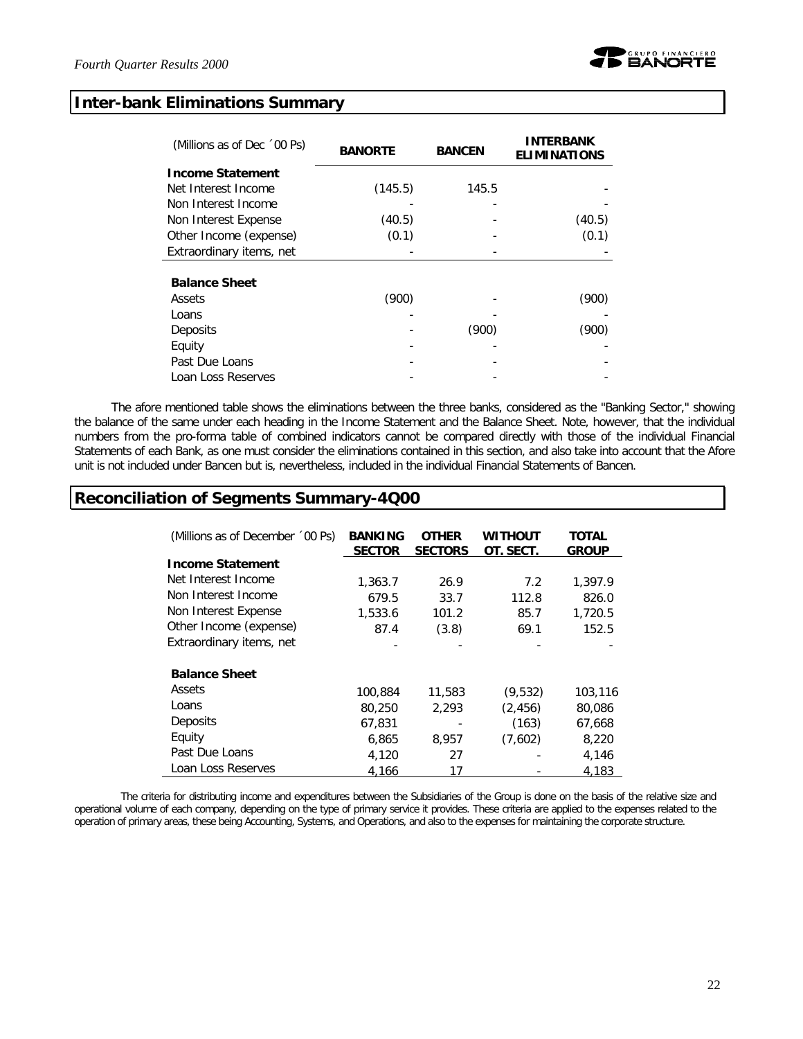## Inter-bank Eliminations Summary

| (Millions as of Dec ´00 Ps) | BANORTE | BANCEN | INTERBANK ELIMINATIONS |
|---|---|---|---|
| **Income Statement** | | | |
| Net Interest Income | (145.5) | 145.5 | - |
| Non Interest Income | - | - | - |
| Non Interest Expense | (40.5) | - | (40.5) |
| Other Income (expense) | (0.1) | - | (0.1) |
| Extraordinary items, net | - | - | - |
| **Balance Sheet** | | | |
| Assets | (900) | - | (900) |
| Loans | - | - | - |
| Deposits | - | (900) | (900) |
| Equity | - | - | - |
| Past Due Loans | - | - | - |
| Loan Loss Reserves | - | - | - |

The afore mentioned table shows the eliminations between the three banks, considered as the "Banking Sector," showing the balance of the same under each heading in the Income Statement and the Balance Sheet. Note, however, that the individual numbers from the pro-forma table of combined indicators cannot be compared directly with those of the individual Financial Statements of each Bank, as one must consider the eliminations contained in this section, and also take into account that the Afore unit is not included under Bancen but is, nevertheless, included in the individual Financial Statements of Bancen.

## Reconciliation of Segments Summary-4Q00

| (Millions as of December ´00 Ps) | BANKING SECTOR | OTHER SECTORS | WITHOUT OT. SECT. | TOTAL GROUP |
|---|---|---|---|---|
| **Income Statement** | | | | |
| Net Interest Income | 1,363.7 | 26.9 | 7.2 | 1,397.9 |
| Non Interest Income | 679.5 | 33.7 | 112.8 | 826.0 |
| Non Interest Expense | 1,533.6 | 101.2 | 85.7 | 1,720.5 |
| Other Income (expense) | 87.4 | (3.8) | 69.1 | 152.5 |
| Extraordinary items, net | - | - | - | - |
| **Balance Sheet** | | | | |
| Assets | 100,884 | 11,583 | (9,532) | 103,116 |
| Loans | 80,250 | 2,293 | (2,456) | 80,086 |
| Deposits | 67,831 | - | (163) | 67,668 |
| Equity | 6,865 | 8,957 | (7,602) | 8,220 |
| Past Due Loans | 4,120 | 27 | - | 4,146 |
| Loan Loss Reserves | 4,166 | 17 | - | 4,183 |

The criteria for distributing income and expenditures between the Subsidiaries of the Group is done on the basis of the relative size and operational volume of each company, depending on the type of primary service it provides. These criteria are applied to the expenses related to the operation of primary areas, these being Accounting, Systems, and Operations, and also to the expenses for maintaining the corporate structure.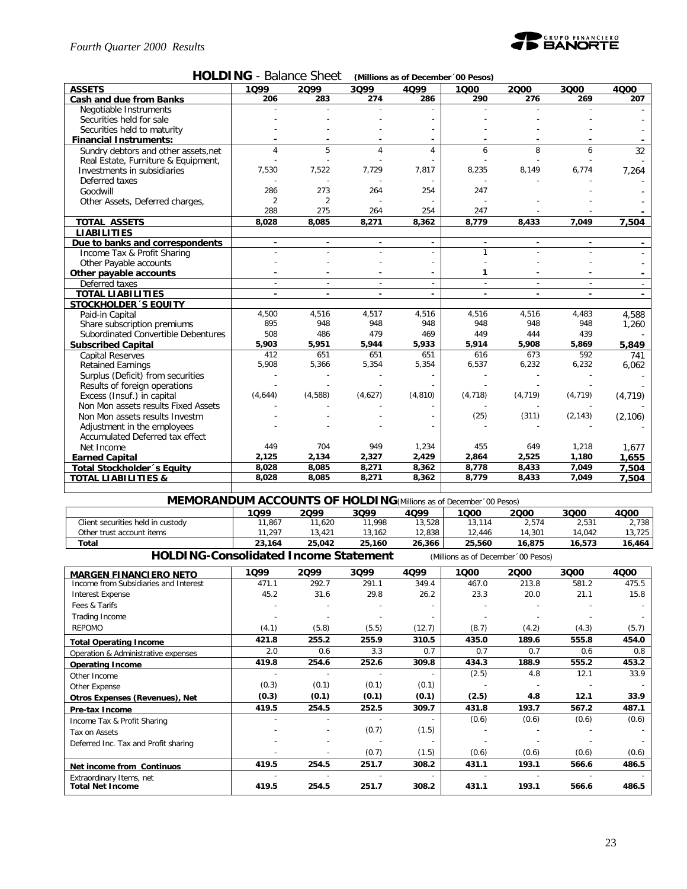## HOLDING - Balance Sheet (Millions as of December´00 Pesos)

| ASSETS | 1Q99 | 2Q99 | 3Q99 | 4Q99 | 1Q00 | 2Q00 | 3Q00 | 4Q00 |
|---|---|---|---|---|---|---|---|---|
| **Cash and due from Banks** | 206 | 283 | 274 | 286 | 290 | 276 | 269 | 207 |
| Negotiable Instruments | - | - | - | - | - | - | - | - |
| Securities held for sale | - | - | - | - | - | - | - | - |
| Securities held to maturity | - | - | - | - | - | - | - | - |
| **Financial Instruments:** | - | - | - | - | - | - | - | - |
| Sundry debtors and other assets,net | 4 | 5 | 4 | 4 | 6 | 8 | 6 | 32 |
| Real Estate, Furniture & Equipment, | - | - | - | - | - | - | - | - |
| Investments in subsidiaries | 7,530 | 7,522 | 7,729 | 7,817 | 8,235 | 8,149 | 6,774 | 7,264 |
| Deferred taxes | - | - | - | - | - | - | - | - |
| Goodwill | 286 | 273 | 264 | 254 | 247 | - | - | - |
| Other Assets, Deferred charges, | 2 | 2 | - | - | - | - | - | - |
| | 288 | 275 | 264 | 254 | 247 | - | - | - |
| **TOTAL ASSETS** | 8,028 | 8,085 | 8,271 | 8,362 | 8,779 | 8,433 | 7,049 | 7,504 |
| **LIABILITIES** | | | | | | | | |
| **Due to banks and correspondents** | - | - | - | - | - | - | - | - |
| Income Tax & Profit Sharing | - | - | - | - | 1 | - | - | - |
| Other Payable accounts | - | - | - | - | - | - | - | - |
| **Other payable accounts** | - | - | - | - | 1 | - | - | - |
| Deferred taxes | - | - | - | - | - | - | - | - |
| **TOTAL LIABILITIES** | - | - | - | - | - | - | - | - |
| **STOCKHOLDER´S EQUITY** | | | | | | | | |
| Paid-in Capital | 4,500 | 4,516 | 4,517 | 4,516 | 4,516 | 4,516 | 4,483 | 4,588 |
| Share subscription premiums | 895 | 948 | 948 | 948 | 948 | 948 | 948 | 1,260 |
| Subordinated Convertible Debentures | 508 | 486 | 479 | 469 | 449 | 444 | 439 | - |
| **Subscribed Capital** | 5,903 | 5,951 | 5,944 | 5,933 | 5,914 | 5,908 | 5,869 | 5,849 |
| Capital Reserves | 412 | 651 | 651 | 651 | 616 | 673 | 592 | 741 |
| Retained Earnings | 5,908 | 5,366 | 5,354 | 5,354 | 6,537 | 6,232 | 6,232 | 6,062 |
| Surplus (Deficit) from securities | - | - | - | - | - | - | - | - |
| Results of foreign operations | - | - | - | - | - | - | - | - |
| Excess (Insuf.) in capital | (4,644) | (4,588) | (4,627) | (4,810) | (4,718) | (4,719) | (4,719) | (4,719) |
| Non Mon assets results Fixed Assets | - | - | - | - | - | - | - | - |
| Non Mon assets results Investm | - | - | - | - | (25) | (311) | (2,143) | (2,106) |
| Adjustment in the employees | - | - | - | - | - | - | - | - |
| Accumulated Deferred tax effect | | | | | | | | |
| Net Income | 449 | 704 | 949 | 1,234 | 455 | 649 | 1,218 | 1,677 |
| **Earned Capital** | 2,125 | 2,134 | 2,327 | 2,429 | 2,864 | 2,525 | 1,180 | 1,655 |
| **Total Stockholder´s Equity** | 8,028 | 8,085 | 8,271 | 8,362 | 8,778 | 8,433 | 7,049 | 7,504 |
| **TOTAL LIABILITIES &** | 8,028 | 8,085 | 8,271 | 8,362 | 8,779 | 8,433 | 7,049 | 7,504 |

## MEMORANDUM ACCOUNTS OF HOLDING (Millions as of December´00 Pesos)

| | 1Q99 | 2Q99 | 3Q99 | 4Q99 | 1Q00 | 2Q00 | 3Q00 | 4Q00 |
|---|---|---|---|---|---|---|---|---|
| Client securities held in custody | 11,867 | 11,620 | 11,998 | 13,528 | 13,114 | 2,574 | 2,531 | 2,738 |
| Other trust account items | 11,297 | 13,421 | 13,162 | 12,838 | 12,446 | 14,301 | 14,042 | 13,725 |
| **Total** | 23,164 | 25,042 | 25,160 | 26,366 | 25,560 | 16,875 | 16,573 | 16,464 |

## HOLDING-Consolidated Income Statement (Millions as of December´00 Pesos)

| MARGEN FINANCIERO NETO | 1Q99 | 2Q99 | 3Q99 | 4Q99 | 1Q00 | 2Q00 | 3Q00 | 4Q00 |
|---|---|---|---|---|---|---|---|---|
| Income from Subsidiaries and Interest | 471.1 | 292.7 | 291.1 | 349.4 | 467.0 | 213.8 | 581.2 | 475.5 |
| Interest Expense | 45.2 | 31.6 | 29.8 | 26.2 | 23.3 | 20.0 | 21.1 | 15.8 |
| Fees & Tarifs | - | - | - | - | - | - | - | - |
| Trading Income | - | - | - | - | - | - | - | - |
| REPOMO | (4.1) | (5.8) | (5.5) | (12.7) | (8.7) | (4.2) | (4.3) | (5.7) |
| **Total Operating Income** | 421.8 | 255.2 | 255.9 | 310.5 | 435.0 | 189.6 | 555.8 | 454.0 |
| Operation & Administrative expenses | 2.0 | 0.6 | 3.3 | 0.7 | 0.7 | 0.7 | 0.6 | 0.8 |
| **Operating Income** | 419.8 | 254.6 | 252.6 | 309.8 | 434.3 | 188.9 | 555.2 | 453.2 |
| Other Income | - | - | - | - | (2.5) | 4.8 | 12.1 | 33.9 |
| Other Expense | (0.3) | (0.1) | (0.1) | (0.1) | - | - | - | - |
| **Otros Expenses (Revenues), Net** | (0.3) | (0.1) | (0.1) | (0.1) | (2.5) | 4.8 | 12.1 | 33.9 |
| **Pre-tax Income** | 419.5 | 254.5 | 252.5 | 309.7 | 431.8 | 193.7 | 567.2 | 487.1 |
| Income Tax & Profit Sharing | - | - | - | - | (0.6) | (0.6) | (0.6) | (0.6) |
| Tax on Assets | - | - | (0.7) | (1.5) | - | - | - | - |
| Deferred Inc. Tax and Profit sharing | - | - | - | - | - | - | - | - |
| | - | - | (0.7) | (1.5) | (0.6) | (0.6) | (0.6) | (0.6) |
| **Net income from Continuos** | 419.5 | 254.5 | 251.7 | 308.2 | 431.1 | 193.1 | 566.6 | 486.5 |
| Extraordinary Items, net | - | - | - | - | - | - | - | - |
| **Total Net Income** | 419.5 | 254.5 | 251.7 | 308.2 | 431.1 | 193.1 | 566.6 | 486.5 |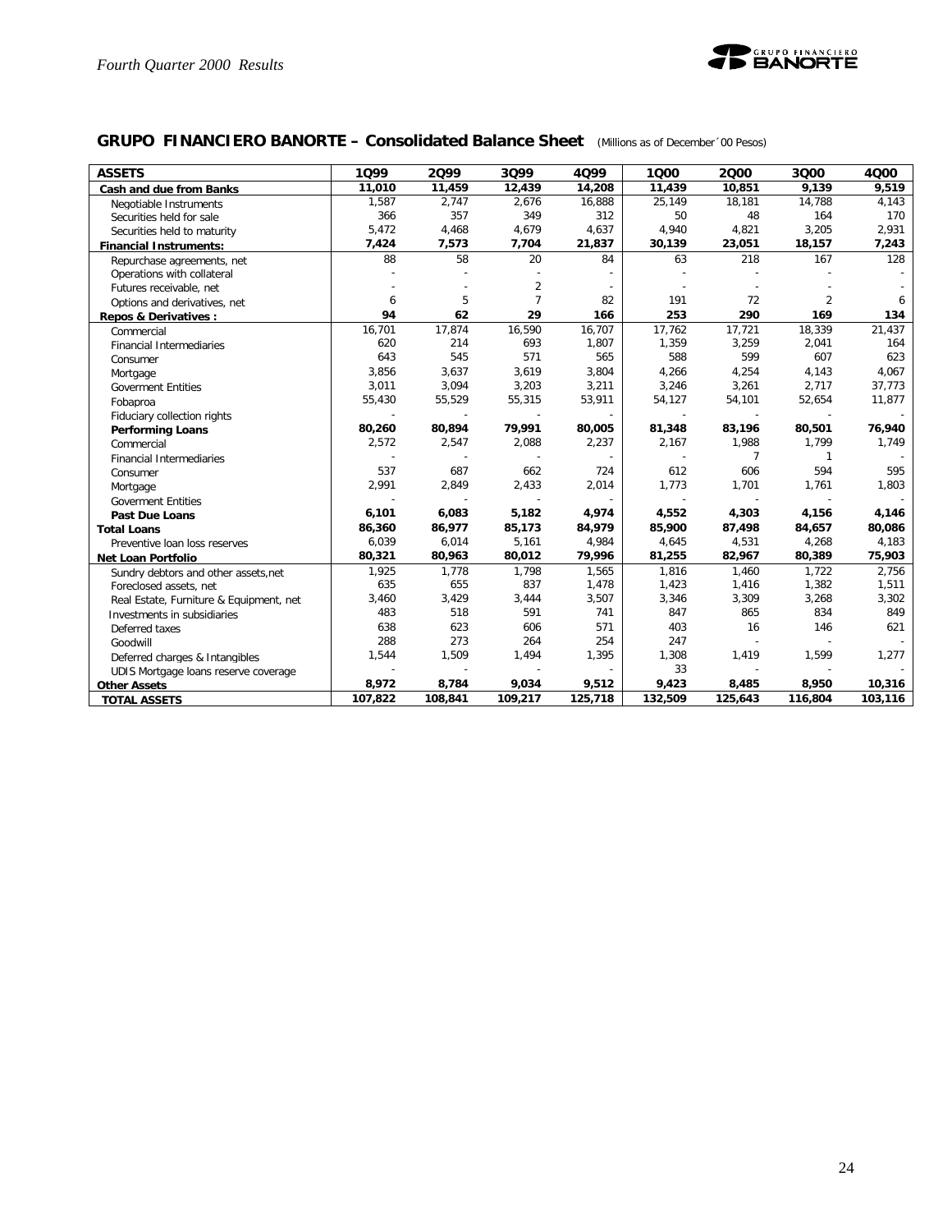## GRUPO FINANCIERO BANORTE – Consolidated Balance Sheet (Millions as of December´00 Pesos)

| ASSETS | 1Q99 | 2Q99 | 3Q99 | 4Q99 | 1Q00 | 2Q00 | 3Q00 | 4Q00 |
|---|---|---|---|---|---|---|---|---|
| **Cash and due from Banks** | **11,010** | **11,459** | **12,439** | **14,208** | **11,439** | **10,851** | **9,139** | **9,519** |
| Negotiable Instruments | 1,587 | 2,747 | 2,676 | 16,888 | 25,149 | 18,181 | 14,788 | 4,143 |
| Securities held for sale | 366 | 357 | 349 | 312 | 50 | 48 | 164 | 170 |
| Securities held to maturity | 5,472 | 4,468 | 4,679 | 4,637 | 4,940 | 4,821 | 3,205 | 2,931 |
| **Financial Instruments:** | **7,424** | **7,573** | **7,704** | **21,837** | **30,139** | **23,051** | **18,157** | **7,243** |
| Repurchase agreements, net | 88 | 58 | 20 | 84 | 63 | 218 | 167 | 128 |
| Operations with collateral | - | - | - | - | - | - | - | - |
| Futures receivable, net | - | - | 2 | - | - | - | - | - |
| Options and derivatives, net | 6 | 5 | 7 | 82 | 191 | 72 | 2 | 6 |
| **Repos & Derivatives :** | **94** | **62** | **29** | **166** | **253** | **290** | **169** | **134** |
| Commercial | 16,701 | 17,874 | 16,590 | 16,707 | 17,762 | 17,721 | 18,339 | 21,437 |
| Financial Intermediaries | 620 | 214 | 693 | 1,807 | 1,359 | 3,259 | 2,041 | 164 |
| Consumer | 643 | 545 | 571 | 565 | 588 | 599 | 607 | 623 |
| Mortgage | 3,856 | 3,637 | 3,619 | 3,804 | 4,266 | 4,254 | 4,143 | 4,067 |
| Goverment Entities | 3,011 | 3,094 | 3,203 | 3,211 | 3,246 | 3,261 | 2,717 | 37,773 |
| Fobaproa | 55,430 | 55,529 | 55,315 | 53,911 | 54,127 | 54,101 | 52,654 | 11,877 |
| Fiduciary collection rights | - | - | - | - | - | - | - | - |
| **Performing Loans** | **80,260** | **80,894** | **79,991** | **80,005** | **81,348** | **83,196** | **80,501** | **76,940** |
| Commercial | 2,572 | 2,547 | 2,088 | 2,237 | 2,167 | 1,988 | 1,799 | 1,749 |
| Financial Intermediaries | - | - | - | - | - | 7 | 1 | - |
| Consumer | 537 | 687 | 662 | 724 | 612 | 606 | 594 | 595 |
| Mortgage | 2,991 | 2,849 | 2,433 | 2,014 | 1,773 | 1,701 | 1,761 | 1,803 |
| Goverment Entities | - | - | - | - | - | - | - | - |
| **Past Due Loans** | **6,101** | **6,083** | **5,182** | **4,974** | **4,552** | **4,303** | **4,156** | **4,146** |
| **Total Loans** | **86,360** | **86,977** | **85,173** | **84,979** | **85,900** | **87,498** | **84,657** | **80,086** |
| Preventive loan loss reserves | 6,039 | 6,014 | 5,161 | 4,984 | 4,645 | 4,531 | 4,268 | 4,183 |
| **Net Loan Portfolio** | **80,321** | **80,963** | **80,012** | **79,996** | **81,255** | **82,967** | **80,389** | **75,903** |
| Sundry debtors and other assets,net | 1,925 | 1,778 | 1,798 | 1,565 | 1,816 | 1,460 | 1,722 | 2,756 |
| Foreclosed assets, net | 635 | 655 | 837 | 1,478 | 1,423 | 1,416 | 1,382 | 1,511 |
| Real Estate, Furniture & Equipment, net | 3,460 | 3,429 | 3,444 | 3,507 | 3,346 | 3,309 | 3,268 | 3,302 |
| Investments in subsidiaries | 483 | 518 | 591 | 741 | 847 | 865 | 834 | 849 |
| Deferred taxes | 638 | 623 | 606 | 571 | 403 | 16 | 146 | 621 |
| Goodwill | 288 | 273 | 264 | 254 | 247 | - | - | - |
| Deferred charges & Intangibles | 1,544 | 1,509 | 1,494 | 1,395 | 1,308 | 1,419 | 1,599 | 1,277 |
| UDIS Mortgage loans reserve coverage | - | - | - | - | 33 | - | - | - |
| **Other Assets** | **8,972** | **8,784** | **9,034** | **9,512** | **9,423** | **8,485** | **8,950** | **10,316** |
| **TOTAL ASSETS** | **107,822** | **108,841** | **109,217** | **125,718** | **132,509** | **125,643** | **116,804** | **103,116** |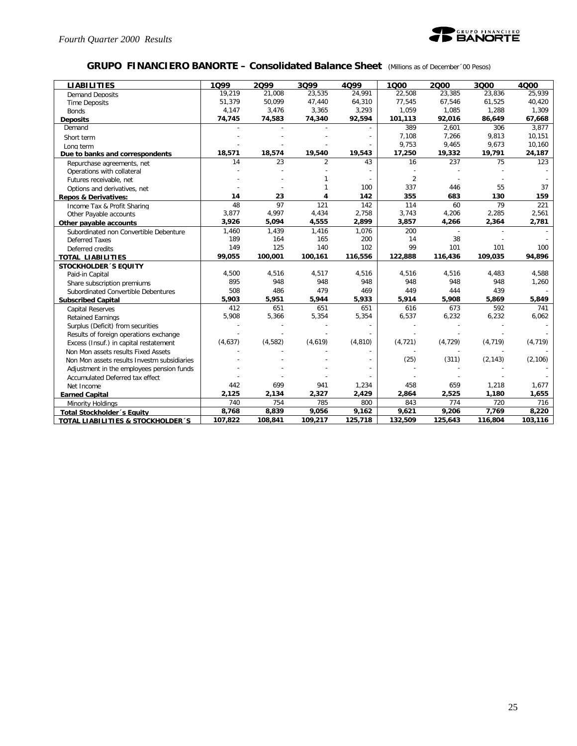## GRUPO FINANCIERO BANORTE – Consolidated Balance Sheet (Millions as of December´00 Pesos)

| LIABILITIES | 1Q99 | 2Q99 | 3Q99 | 4Q99 | 1Q00 | 2Q00 | 3Q00 | 4Q00 |
|---|---|---|---|---|---|---|---|---|
| Demand Deposits | 19,219 | 21,008 | 23,535 | 24,991 | 22,508 | 23,385 | 23,836 | 25,939 |
| Time Deposits | 51,379 | 50,099 | 47,440 | 64,310 | 77,545 | 67,546 | 61,525 | 40,420 |
| Bonds | 4,147 | 3,476 | 3,365 | 3,293 | 1,059 | 1,085 | 1,288 | 1,309 |
| **Deposits** | **74,745** | **74,583** | **74,340** | **92,594** | **101,113** | **92,016** | **86,649** | **67,668** |
| Demand | - | - | - | - | 389 | 2,601 | 306 | 3,877 |
| Short term | - | - | - | - | 7,108 | 7,266 | 9,813 | 10,151 |
| Long term | - | - | - | - | 9,753 | 9,465 | 9,673 | 10,160 |
| **Due to banks and correspondents** | **18,571** | **18,574** | **19,540** | **19,543** | **17,250** | **19,332** | **19,791** | **24,187** |
| Repurchase agreements, net | 14 | 23 | 2 | 43 | 16 | 237 | 75 | 123 |
| Operations with collateral | - | - | - | - | - | - | - | - |
| Futures receivable, net | - | - | 1 | - | 2 | - | - | - |
| Options and derivatives, net | - | - | 1 | 100 | 337 | 446 | 55 | 37 |
| **Repos & Derivatives:** | **14** | **23** | **4** | **142** | **355** | **683** | **130** | **159** |
| Income Tax & Profit Sharing | 48 | 97 | 121 | 142 | 114 | 60 | 79 | 221 |
| Other Payable accounts | 3,877 | 4,997 | 4,434 | 2,758 | 3,743 | 4,206 | 2,285 | 2,561 |
| **Other payable accounts** | **3,926** | **5,094** | **4,555** | **2,899** | **3,857** | **4,266** | **2,364** | **2,781** |
| Subordinated non Convertible Debenture | 1,460 | 1,439 | 1,416 | 1,076 | 200 | - | - | - |
| Deferred Taxes | 189 | 164 | 165 | 200 | 14 | 38 | - | - |
| Deferred credits | 149 | 125 | 140 | 102 | 99 | 101 | 101 | 100 |
| **TOTAL LIABILITIES** | **99,055** | **100,001** | **100,161** | **116,556** | **122,888** | **116,436** | **109,035** | **94,896** |
| **STOCKHOLDER´S EQUITY** | | | | | | | | |
| Paid-in Capital | 4,500 | 4,516 | 4,517 | 4,516 | 4,516 | 4,516 | 4,483 | 4,588 |
| Share subscription premiums | 895 | 948 | 948 | 948 | 948 | 948 | 948 | 1,260 |
| Subordinated Convertible Debentures | 508 | 486 | 479 | 469 | 449 | 444 | 439 | - |
| **Subscribed Capital** | **5,903** | **5,951** | **5,944** | **5,933** | **5,914** | **5,908** | **5,869** | **5,849** |
| Capital Reserves | 412 | 651 | 651 | 651 | 616 | 673 | 592 | 741 |
| Retained Earnings | 5,908 | 5,366 | 5,354 | 5,354 | 6,537 | 6,232 | 6,232 | 6,062 |
| Surplus (Deficit) from securities | - | - | - | - | - | - | - | - |
| Results of foreign operations exchange | - | - | - | - | - | - | - | - |
| Excess (Insuf.) in capital restatement | (4,637) | (4,582) | (4,619) | (4,810) | (4,721) | (4,729) | (4,719) | (4,719) |
| Non Mon assets results Fixed Assets | - | - | - | - | - | - | - | - |
| Non Mon assets results Investm subsidiaries | - | - | - | - | (25) | (311) | (2,143) | (2,106) |
| Adjustment in the employees pension funds | - | - | - | - | - | - | - | - |
| Accumulated Deferred tax effect | - | - | - | - | - | - | - | - |
| Net Income | 442 | 699 | 941 | 1,234 | 458 | 659 | 1,218 | 1,677 |
| **Earned Capital** | **2,125** | **2,134** | **2,327** | **2,429** | **2,864** | **2,525** | **1,180** | **1,655** |
| Minority Holdings | 740 | 754 | 785 | 800 | 843 | 774 | 720 | 716 |
| **Total Stockholder´s Equity** | **8,768** | **8,839** | **9,056** | **9,162** | **9,621** | **9,206** | **7,769** | **8,220** |
| **TOTAL LIABILITIES & STOCKHOLDER´S** | **107,822** | **108,841** | **109,217** | **125,718** | **132,509** | **125,643** | **116,804** | **103,116** |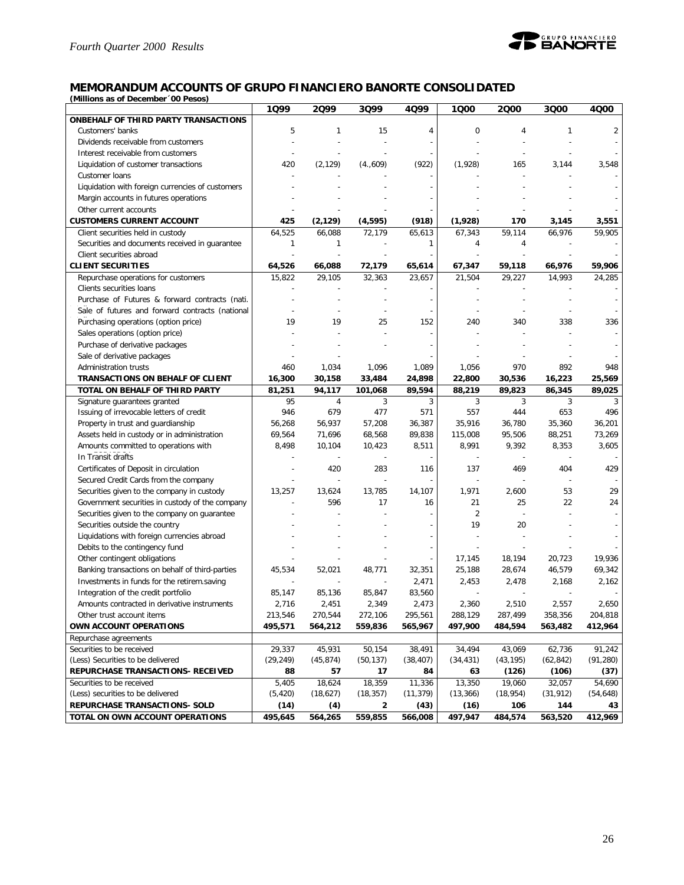## MEMORANDUM ACCOUNTS OF GRUPO FINANCIERO BANORTE CONSOLIDATED

**(Millions as of December´00 Pesos)**

| | 1Q99 | 2Q99 | 3Q99 | 4Q99 | 1Q00 | 2Q00 | 3Q00 | 4Q00 |
|---|---|---|---|---|---|---|---|---|
| **ONBEHALF OF THIRD PARTY TRANSACTIONS** | | | | | | | | |
| Customers' banks | 5 | 1 | 15 | 4 | 0 | 4 | 1 | 2 |
| Dividends receivable from customers | - | - | - | - | - | - | - | - |
| Interest receivable from customers | - | - | - | - | - | - | - | - |
| Liquidation of customer transactions | 420 | (2,129) | (4.,609) | (922) | (1,928) | 165 | 3,144 | 3,548 |
| Customer loans | - | - | - | - | - | - | - | - |
| Liquidation with foreign currencies of customers | - | - | - | - | - | - | - | - |
| Margin accounts in futures operations | - | - | - | - | - | - | - | - |
| Other current accounts | - | - | - | - | - | - | - | - |
| **CUSTOMERS CURRENT ACCOUNT** | **425** | **(2,129)** | **(4,595)** | **(918)** | **(1,928)** | **170** | **3,145** | **3,551** |
| Client securities held in custody | 64,525 | 66,088 | 72,179 | 65,613 | 67,343 | 59,114 | 66,976 | 59,905 |
| Securities and documents received in guarantee | 1 | 1 | - | 1 | 4 | 4 | - | - |
| Client securities abroad | - | - | - | - | - | - | - | - |
| **CLIENT SECURITIES** | **64,526** | **66,088** | **72,179** | **65,614** | **67,347** | **59,118** | **66,976** | **59,906** |
| Repurchase operations for customers | 15,822 | 29,105 | 32,363 | 23,657 | 21,504 | 29,227 | 14,993 | 24,285 |
| Clients securities loans | - | - | - | - | - | - | - | - |
| Purchase of Futures & forward contracts (nati. | - | - | - | - | - | - | - | - |
| Sale of futures and forward contracts (national | - | - | - | - | - | - | - | - |
| Purchasing operations (option price) | 19 | 19 | 25 | 152 | 240 | 340 | 338 | 336 |
| Sales operations (option price) | - | - | - | - | - | - | - | - |
| Purchase of derivative packages | - | - | - | - | - | - | - | - |
| Sale of derivative packages | - | - | - | - | - | - | - | - |
| Administration trusts | 460 | 1,034 | 1,096 | 1,089 | 1,056 | 970 | 892 | 948 |
| **TRANSACTIONS ON BEHALF OF CLIENT** | **16,300** | **30,158** | **33,484** | **24,898** | **22,800** | **30,536** | **16,223** | **25,569** |
| **TOTAL ON BEHALF OF THIRD PARTY** | **81,251** | **94,117** | **101,068** | **89,594** | **88,219** | **89,823** | **86,345** | **89,025** |
| Signature guarantees granted | 95 | 4 | 3 | 3 | 3 | 3 | 3 | 3 |
| Issuing of irrevocable letters of credit | 946 | 679 | 477 | 571 | 557 | 444 | 653 | 496 |
| Property in trust and guardianship | 56,268 | 56,937 | 57,208 | 36,387 | 35,916 | 36,780 | 35,360 | 36,201 |
| Assets held in custody or in administration | 69,564 | 71,696 | 68,568 | 89,838 | 115,008 | 95,506 | 88,251 | 73,269 |
| Amounts committed to operations with | 8,498 | 10,104 | 10,423 | 8,511 | 8,991 | 9,392 | 8,353 | 3,605 |
| In Transit drafts | - | - | - | - | - | - | - | - |
| Certificates of Deposit in circulation | - | 420 | 283 | 116 | 137 | 469 | 404 | 429 |
| Secured Credit Cards from the company | - | - | - | - | - | - | - | - |
| Securities given to the company in custody | 13,257 | 13,624 | 13,785 | 14,107 | 1,971 | 2,600 | 53 | 29 |
| Government securities in custody of the company | - | 596 | 17 | 16 | 21 | 25 | 22 | 24 |
| Securities given to the company on guarantee | - | - | - | - | 2 | - | - | - |
| Securities outside the country | - | - | - | - | 19 | 20 | - | - |
| Liquidations with foreign currencies abroad | - | - | - | - | - | - | - | - |
| Debits to the contingency fund | - | - | - | - | - | - | - | - |
| Other contingent obligations | - | - | - | - | 17,145 | 18,194 | 20,723 | 19,936 |
| Banking transactions on behalf of third-parties | 45,534 | 52,021 | 48,771 | 32,351 | 25,188 | 28,674 | 46,579 | 69,342 |
| Investments in funds for the retirem.saving | - | - | - | 2,471 | 2,453 | 2,478 | 2,168 | 2,162 |
| Integration of the credit portfolio | 85,147 | 85,136 | 85,847 | 83,560 | - | - | - | - |
| Amounts contracted in derivative instruments | 2,716 | 2,451 | 2,349 | 2,473 | 2,360 | 2,510 | 2,557 | 2,650 |
| Other trust account items | 213,546 | 270,544 | 272,106 | 295,561 | 288,129 | 287,499 | 358,356 | 204,818 |
| **OWN ACCOUNT OPERATIONS** | **495,571** | **564,212** | **559,836** | **565,967** | **497,900** | **484,594** | **563,482** | **412,964** |
| Repurchase agreements | | | | | | | | |
| Securities to be received | 29,337 | 45,931 | 50,154 | 38,491 | 34,494 | 43,069 | 62,736 | 91,242 |
| (Less) Securities to be delivered | (29,249) | (45,874) | (50,137) | (38,407) | (34,431) | (43,195) | (62,842) | (91,280) |
| **REPURCHASE TRANSACTIONS- RECEIVED** | **88** | **57** | **17** | **84** | **63** | **(126)** | **(106)** | **(37)** |
| Securities to be received | 5,405 | 18,624 | 18,359 | 11,336 | 13,350 | 19,060 | 32,057 | 54,690 |
| (Less) securities to be delivered | (5,420) | (18,627) | (18,357) | (11,379) | (13,366) | (18,954) | (31,912) | (54,648) |
| **REPURCHASE TRANSACTIONS- SOLD** | **(14)** | **(4)** | **2** | **(43)** | **(16)** | **106** | **144** | **43** |
| **TOTAL ON OWN ACCOUNT OPERATIONS** | **495,645** | **564,265** | **559,855** | **566,008** | **497,947** | **484,574** | **563,520** | **412,969** |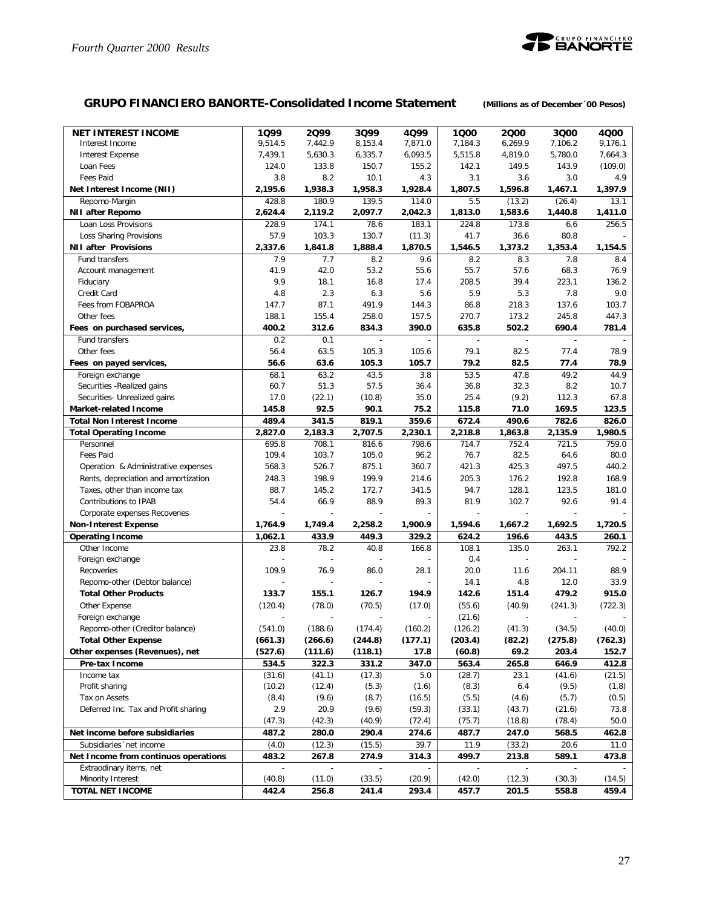## GRUPO FINANCIERO BANORTE-Consolidated Income Statement

**(Millions as of December´00 Pesos)**

| NET INTEREST INCOME | 1Q99 | 2Q99 | 3Q99 | 4Q99 | 1Q00 | 2Q00 | 3Q00 | 4Q00 |
|---|---|---|---|---|---|---|---|---|
| Interest Income | 9,514.5 | 7,442.9 | 8,153.4 | 7,871.0 | 7,184.3 | 6,269.9 | 7,106.2 | 9,176.1 |
| Interest Expense | 7,439.1 | 5,630.3 | 6,335.7 | 6,093.5 | 5,515.8 | 4,819.0 | 5,780.0 | 7,664.3 |
| Loan Fees | 124.0 | 133.8 | 150.7 | 155.2 | 142.1 | 149.5 | 143.9 | (109.0) |
| Fees Paid | 3.8 | 8.2 | 10.1 | 4.3 | 3.1 | 3.6 | 3.0 | 4.9 |
| **Net Interest Income (NII)** | **2,195.6** | **1,938.3** | **1,958.3** | **1,928.4** | **1,807.5** | **1,596.8** | **1,467.1** | **1,397.9** |
| Repomo-Margin | 428.8 | 180.9 | 139.5 | 114.0 | 5.5 | (13.2) | (26.4) | 13.1 |
| **NII after Repomo** | **2,624.4** | **2,119.2** | **2,097.7** | **2,042.3** | **1,813.0** | **1,583.6** | **1,440.8** | **1,411.0** |
| Loan Loss Provisions | 228.9 | 174.1 | 78.6 | 183.1 | 224.8 | 173.8 | 6.6 | 256.5 |
| Loss Sharing Provisions | 57.9 | 103.3 | 130.7 | (11.3) | 41.7 | 36.6 | 80.8 | - |
| **NII after Provisions** | **2,337.6** | **1,841.8** | **1,888.4** | **1,870.5** | **1,546.5** | **1,373.2** | **1,353.4** | **1,154.5** |
| Fund transfers | 7.9 | 7.7 | 8.2 | 9.6 | 8.2 | 8.3 | 7.8 | 8.4 |
| Account management | 41.9 | 42.0 | 53.2 | 55.6 | 55.7 | 57.6 | 68.3 | 76.9 |
| Fiduciary | 9.9 | 18.1 | 16.8 | 17.4 | 208.5 | 39.4 | 223.1 | 136.2 |
| Credit Card | 4.8 | 2.3 | 6.3 | 5.6 | 5.9 | 5.3 | 7.8 | 9.0 |
| Fees from FOBAPROA | 147.7 | 87.1 | 491.9 | 144.3 | 86.8 | 218.3 | 137.6 | 103.7 |
| Other fees | 188.1 | 155.4 | 258.0 | 157.5 | 270.7 | 173.2 | 245.8 | 447.3 |
| **Fees on purchased services,** | **400.2** | **312.6** | **834.3** | **390.0** | **635.8** | **502.2** | **690.4** | **781.4** |
| Fund transfers | 0.2 | 0.1 | - | - | - | - | - | - |
| Other fees | 56.4 | 63.5 | 105.3 | 105.6 | 79.1 | 82.5 | 77.4 | 78.9 |
| **Fees on payed services,** | **56.6** | **63.6** | **105.3** | **105.7** | **79.2** | **82.5** | **77.4** | **78.9** |
| Foreign exchange | 68.1 | 63.2 | 43.5 | 3.8 | 53.5 | 47.8 | 49.2 | 44.9 |
| Securities -Realized gains | 60.7 | 51.3 | 57.5 | 36.4 | 36.8 | 32.3 | 8.2 | 10.7 |
| Securities- Unrealized gains | 17.0 | (22.1) | (10.8) | 35.0 | 25.4 | (9.2) | 112.3 | 67.8 |
| **Market-related Income** | **145.8** | **92.5** | **90.1** | **75.2** | **115.8** | **71.0** | **169.5** | **123.5** |
| **Total Non Interest Income** | **489.4** | **341.5** | **819.1** | **359.6** | **672.4** | **490.6** | **782.6** | **826.0** |
| **Total Operating Income** | **2,827.0** | **2,183.3** | **2,707.5** | **2,230.1** | **2,218.8** | **1,863.8** | **2,135.9** | **1,980.5** |
| Personnel | 695.8 | 708.1 | 816.6 | 798.6 | 714.7 | 752.4 | 721.5 | 759.0 |
| Fees Paid | 109.4 | 103.7 | 105.0 | 96.2 | 76.7 | 82.5 | 64.6 | 80.0 |
| Operation & Administrative expenses | 568.3 | 526.7 | 875.1 | 360.7 | 421.3 | 425.3 | 497.5 | 440.2 |
| Rents, depreciation and amortization | 248.3 | 198.9 | 199.9 | 214.6 | 205.3 | 176.2 | 192.8 | 168.9 |
| Taxes, other than income tax | 88.7 | 145.2 | 172.7 | 341.5 | 94.7 | 128.1 | 123.5 | 181.0 |
| Contributions to IPAB | 54.4 | 66.9 | 88.9 | 89.3 | 81.9 | 102.7 | 92.6 | 91.4 |
| Corporate expenses Recoveries | - | - | - | - | - | - | - | - |
| **Non-Interest Expense** | **1,764.9** | **1,749.4** | **2,258.2** | **1,900.9** | **1,594.6** | **1,667.2** | **1,692.5** | **1,720.5** |
| **Operating Income** | **1,062.1** | **433.9** | **449.3** | **329.2** | **624.2** | **196.6** | **443.5** | **260.1** |
| Other Income | 23.8 | 78.2 | 40.8 | 166.8 | 108.1 | 135.0 | 263.1 | 792.2 |
| Foreign exchange | - | - | - | - | 0.4 | - | - | - |
| Recoveries | 109.9 | 76.9 | 86.0 | 28.1 | 20.0 | 11.6 | 204.11 | 88.9 |
| Repomo-other (Debtor balance) | - | - | - | - | 14.1 | 4.8 | 12.0 | 33.9 |
| **Total Other Products** | **133.7** | **155.1** | **126.7** | **194.9** | **142.6** | **151.4** | **479.2** | **915.0** |
| Other Expense | (120.4) | (78.0) | (70.5) | (17.0) | (55.6) | (40.9) | (241.3) | (722.3) |
| Foreign exchange | - | - | - | - | (21.6) | - | - | - |
| Repomo-other (Creditor balance) | (541.0) | (188.6) | (174.4) | (160.2) | (126.2) | (41.3) | (34.5) | (40.0) |
| **Total Other Expense** | **(661.3)** | **(266.6)** | **(244.8)** | **(177.1)** | **(203.4)** | **(82.2)** | **(275.8)** | **(762.3)** |
| **Other expenses (Revenues), net** | **(527.6)** | **(111.6)** | **(118.1)** | **17.8** | **(60.8)** | **69.2** | **203.4** | **152.7** |
| **Pre-tax Income** | **534.5** | **322.3** | **331.2** | **347.0** | **563.4** | **265.8** | **646.9** | **412.8** |
| Income tax | (31.6) | (41.1) | (17.3) | 5.0 | (28.7) | 23.1 | (41.6) | (21.5) |
| Profit sharing | (10.2) | (12.4) | (5.3) | (1.6) | (8.3) | 6.4 | (9.5) | (1.8) |
| Tax on Assets | (8.4) | (9.6) | (8.7) | (16.5) | (5.5) | (4.6) | (5.7) | (0.5) |
| Deferred Inc. Tax and Profit sharing | 2.9 | 20.9 | (9.6) | (59.3) | (33.1) | (43.7) | (21.6) | 73.8 |
| | (47.3) | (42.3) | (40.9) | (72.4) | (75.7) | (18.8) | (78.4) | 50.0 |
| **Net income before subsidiaries** | **487.2** | **280.0** | **290.4** | **274.6** | **487.7** | **247.0** | **568.5** | **462.8** |
| Subsidiaries´net income | (4.0) | (12.3) | (15.5) | 39.7 | 11.9 | (33.2) | 20.6 | 11.0 |
| **Net Income from continuos operations** | **483.2** | **267.8** | **274.9** | **314.3** | **499.7** | **213.8** | **589.1** | **473.8** |
| Extraodinary items, net | - | - | - | - | - | - | - | - |
| Minority Interest | (40.8) | (11.0) | (33.5) | (20.9) | (42.0) | (12.3) | (30.3) | (14.5) |
| **TOTAL NET INCOME** | **442.4** | **256.8** | **241.4** | **293.4** | **457.7** | **201.5** | **558.8** | **459.4** |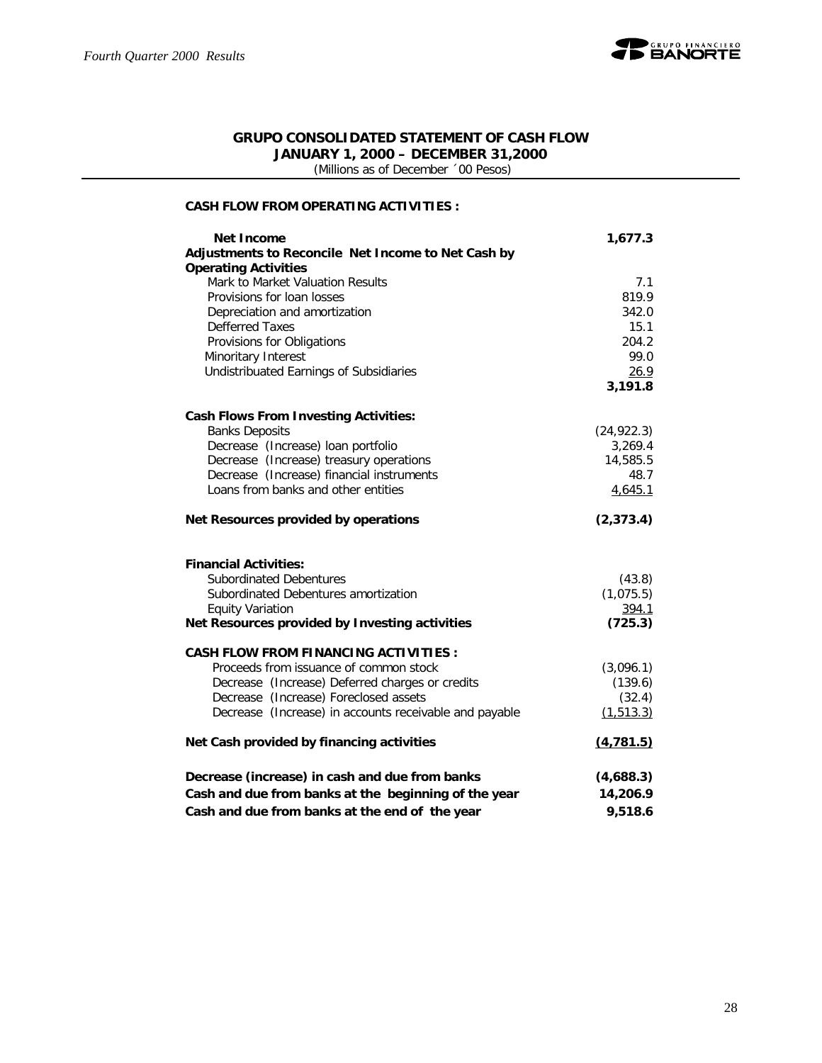## GRUPO CONSOLIDATED STATEMENT OF CASH FLOW
### JANUARY 1, 2000 – DECEMBER 31,2000
(Millions as of December ´00 Pesos)

| | |
|---|---|
| **CASH FLOW FROM OPERATING ACTIVITIES :** | |
| **Net Income** | **1,677.3** |
| **Adjustments to Reconcile Net Income to Net Cash by Operating Activities** | |
| Mark to Market Valuation Results | 7.1 |
| Provisions for loan losses | 819.9 |
| Depreciation and amortization | 342.0 |
| Defferred Taxes | 15.1 |
| Provisions for Obligations | 204.2 |
| Minoritary Interest | 99.0 |
| Undistribuated Earnings of Subsidiaries | 26.9 |
| | **3,191.8** |
| **Cash Flows From Investing Activities:** | |
| Banks Deposits | (24,922.3) |
| Decrease (Increase) loan portfolio | 3,269.4 |
| Decrease (Increase) treasury operations | 14,585.5 |
| Decrease (Increase) financial instruments | 48.7 |
| Loans from banks and other entities | 4,645.1 |
| **Net Resources provided by operations** | **(2,373.4)** |
| **Financial Activities:** | |
| Subordinated Debentures | (43.8) |
| Subordinated Debentures amortization | (1,075.5) |
| Equity Variation | 394.1 |
| **Net Resources provided by Investing activities** | **(725.3)** |
| **CASH FLOW FROM FINANCING ACTIVITIES :** | |
| Proceeds from issuance of common stock | (3,096.1) |
| Decrease (Increase) Deferred charges or credits | (139.6) |
| Decrease (Increase) Foreclosed assets | (32.4) |
| Decrease (Increase) in accounts receivable and payable | (1,513.3) |
| **Net Cash provided by financing activities** | **(4,781.5)** |
| **Decrease (increase) in cash and due from banks** | **(4,688.3)** |
| **Cash and due from banks at the beginning of the year** | **14,206.9** |
| **Cash and due from banks at the end of the year** | **9,518.6** |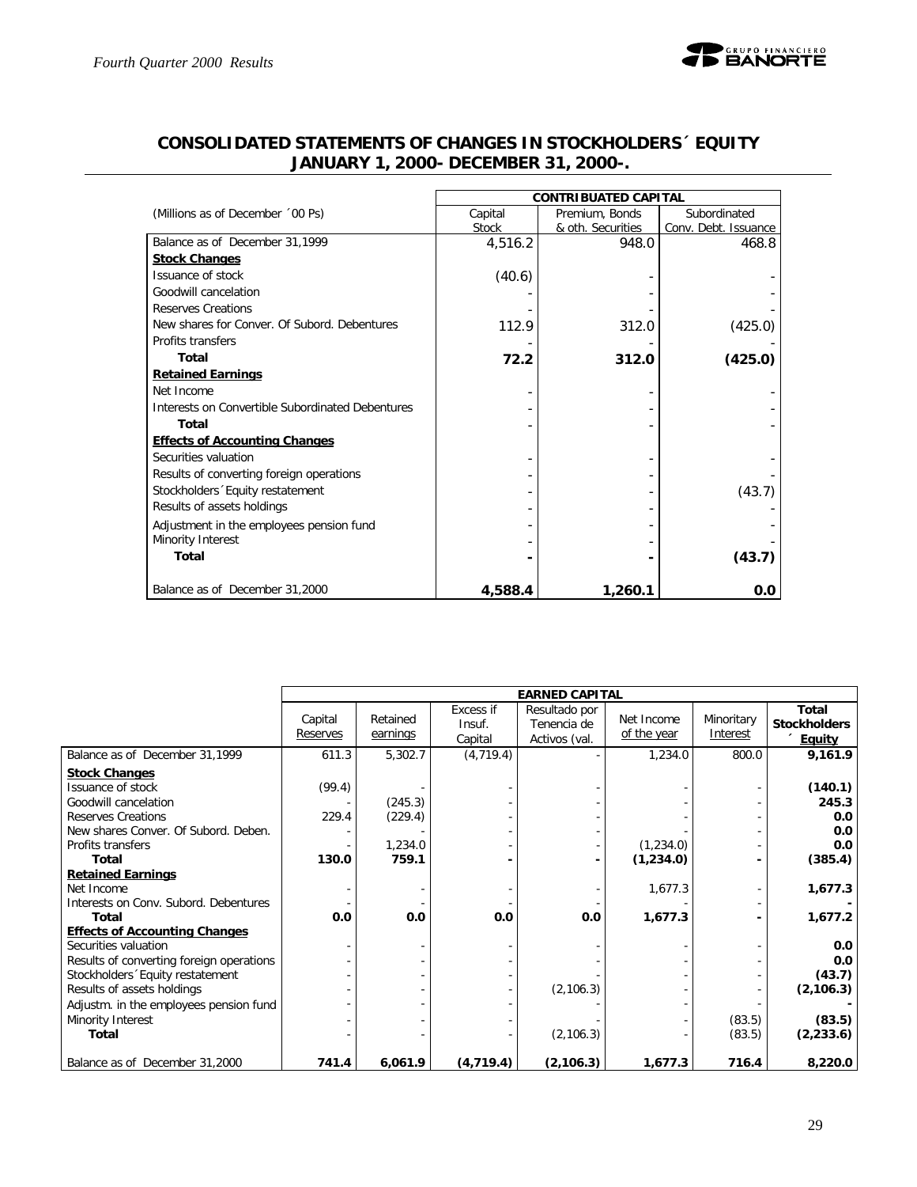## CONSOLIDATED STATEMENTS OF CHANGES IN STOCKHOLDERS´ EQUITY
## JANUARY 1, 2000- DECEMBER 31, 2000-.

| (Millions as of December ´00 Ps) | CONTRIBUATED CAPITAL | | |
|---|---|---|---|
| | Capital Stock | Premium, Bonds & oth. Securities | Subordinated Conv. Debt. Issuance |
| Balance as of December 31,1999 | 4,516.2 | 948.0 | 468.8 |
| **Stock Changes** | | | |
| Issuance of stock | (40.6) | - | - |
| Goodwill cancelation | - | - | - |
| Reserves Creations | - | - | - |
| New shares for Conver. Of Subord. Debentures | 112.9 | 312.0 | (425.0) |
| Profits transfers | - | - | - |
| **Total** | **72.2** | **312.0** | **(425.0)** |
| **Retained Earnings** | | | |
| Net Income | - | - | - |
| Interests on Convertible Subordinated Debentures | - | - | - |
| **Total** | - | - | - |
| **Effects of Accounting Changes** | | | |
| Securities valuation | - | - | - |
| Results of converting foreign operations | - | - | - |
| Stockholders´Equity restatement | - | - | (43.7) |
| Results of assets holdings | - | - | - |
| Adjustment in the employees pension fund | - | - | - |
| Minority Interest | - | - | - |
| **Total** | **-** | **-** | **(43.7)** |
| Balance as of December 31,2000 | **4,588.4** | **1,260.1** | **0.0** |

| | EARNED CAPITAL | | | | | | |
|---|---|---|---|---|---|---|---|
| | Capital Reserves | Retained earnings | Excess if Insuf. Capital | Resultado por Tenencia de Activos (val. | Net Income of the year | Minoritary Interest | Total Stockholders ´ Equity |
| Balance as of December 31,1999 | 611.3 | 5,302.7 | (4,719.4) | - | 1,234.0 | 800.0 | **9,161.9** |
| **Stock Changes** | | | | | | | |
| Issuance of stock | (99.4) | - | - | - | - | - | **(140.1)** |
| Goodwill cancelation | - | (245.3) | - | - | - | - | **245.3** |
| Reserves Creations | 229.4 | (229.4) | - | - | - | - | **0.0** |
| New shares Conver. Of Subord. Deben. | - | - | - | - | - | - | **0.0** |
| Profits transfers | - | 1,234.0 | - | - | (1,234.0) | - | **0.0** |
| **Total** | **130.0** | **759.1** | **-** | **-** | **(1,234.0)** | **-** | **(385.4)** |
| **Retained Earnings** | | | | | | | |
| Net Income | - | - | - | - | 1,677.3 | - | **1,677.3** |
| Interests on Conv. Subord. Debentures | - | - | - | - | - | - | **-** |
| **Total** | **0.0** | **0.0** | **0.0** | **0.0** | **1,677.3** | **-** | **1,677.2** |
| **Effects of Accounting Changes** | | | | | | | |
| Securities valuation | - | - | - | - | - | - | **0.0** |
| Results of converting foreign operations | - | - | - | - | - | - | **0.0** |
| Stockholders´Equity restatement | - | - | - | - | - | - | **(43.7)** |
| Results of assets holdings | - | - | - | (2,106.3) | - | - | **(2,106.3)** |
| Adjustm. in the employees pension fund | - | - | - | - | - | - | **-** |
| Minority Interest | - | - | - | - | - | (83.5) | **(83.5)** |
| **Total** | - | - | - | (2,106.3) | - | (83.5) | **(2,233.6)** |
| Balance as of December 31,2000 | **741.4** | **6,061.9** | **(4,719.4)** | **(2,106.3)** | **1,677.3** | **716.4** | **8,220.0** |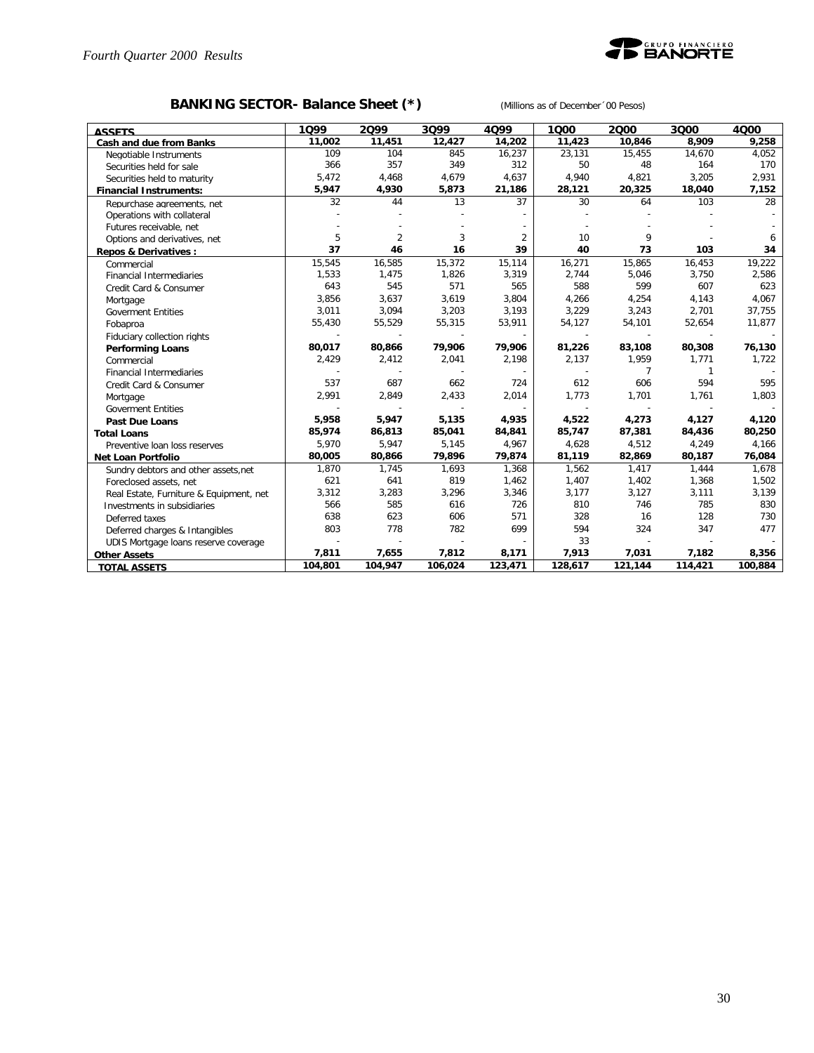## BANKING SECTOR- Balance Sheet (*)

(Millions as of December´00 Pesos)

| ASSETS | 1Q99 | 2Q99 | 3Q99 | 4Q99 | 1Q00 | 2Q00 | 3Q00 | 4Q00 |
|---|---|---|---|---|---|---|---|---|
| **Cash and due from Banks** | **11,002** | **11,451** | **12,427** | **14,202** | **11,423** | **10,846** | **8,909** | **9,258** |
| Negotiable Instruments | 109 | 104 | 845 | 16,237 | 23,131 | 15,455 | 14,670 | 4,052 |
| Securities held for sale | 366 | 357 | 349 | 312 | 50 | 48 | 164 | 170 |
| Securities held to maturity | 5,472 | 4,468 | 4,679 | 4,637 | 4,940 | 4,821 | 3,205 | 2,931 |
| **Financial Instruments:** | **5,947** | **4,930** | **5,873** | **21,186** | **28,121** | **20,325** | **18,040** | **7,152** |
| Repurchase agreements, net | 32 | 44 | 13 | 37 | 30 | 64 | 103 | 28 |
| Operations with collateral | - | - | - | - | - | - | - | - |
| Futures receivable, net | - | - | - | - | - | - | - | - |
| Options and derivatives, net | 5 | 2 | 3 | 2 | 10 | 9 | - | 6 |
| **Repos & Derivatives :** | **37** | **46** | **16** | **39** | **40** | **73** | **103** | **34** |
| Commercial | 15,545 | 16,585 | 15,372 | 15,114 | 16,271 | 15,865 | 16,453 | 19,222 |
| Financial Intermediaries | 1,533 | 1,475 | 1,826 | 3,319 | 2,744 | 5,046 | 3,750 | 2,586 |
| Credit Card & Consumer | 643 | 545 | 571 | 565 | 588 | 599 | 607 | 623 |
| Mortgage | 3,856 | 3,637 | 3,619 | 3,804 | 4,266 | 4,254 | 4,143 | 4,067 |
| Goverment Entities | 3,011 | 3,094 | 3,203 | 3,193 | 3,229 | 3,243 | 2,701 | 37,755 |
| Fobaproa | 55,430 | 55,529 | 55,315 | 53,911 | 54,127 | 54,101 | 52,654 | 11,877 |
| Fiduciary collection rights | - | - | - | - | - | - | - | - |
| **Performing Loans** | **80,017** | **80,866** | **79,906** | **79,906** | **81,226** | **83,108** | **80,308** | **76,130** |
| Commercial | 2,429 | 2,412 | 2,041 | 2,198 | 2,137 | 1,959 | 1,771 | 1,722 |
| Financial Intermediaries | - | - | - | - | - | 7 | 1 | - |
| Credit Card & Consumer | 537 | 687 | 662 | 724 | 612 | 606 | 594 | 595 |
| Mortgage | 2,991 | 2,849 | 2,433 | 2,014 | 1,773 | 1,701 | 1,761 | 1,803 |
| Goverment Entities | - | - | - | - | - | - | - | - |
| **Past Due Loans** | **5,958** | **5,947** | **5,135** | **4,935** | **4,522** | **4,273** | **4,127** | **4,120** |
| **Total Loans** | **85,974** | **86,813** | **85,041** | **84,841** | **85,747** | **87,381** | **84,436** | **80,250** |
| Preventive loan loss reserves | 5,970 | 5,947 | 5,145 | 4,967 | 4,628 | 4,512 | 4,249 | 4,166 |
| **Net Loan Portfolio** | **80,005** | **80,866** | **79,896** | **79,874** | **81,119** | **82,869** | **80,187** | **76,084** |
| Sundry debtors and other assets,net | 1,870 | 1,745 | 1,693 | 1,368 | 1,562 | 1,417 | 1,444 | 1,678 |
| Foreclosed assets, net | 621 | 641 | 819 | 1,462 | 1,407 | 1,402 | 1,368 | 1,502 |
| Real Estate, Furniture & Equipment, net | 3,312 | 3,283 | 3,296 | 3,346 | 3,177 | 3,127 | 3,111 | 3,139 |
| Investments in subsidiaries | 566 | 585 | 616 | 726 | 810 | 746 | 785 | 830 |
| Deferred taxes | 638 | 623 | 606 | 571 | 328 | 16 | 128 | 730 |
| Deferred charges & Intangibles | 803 | 778 | 782 | 699 | 594 | 324 | 347 | 477 |
| UDIS Mortgage loans reserve coverage | - | - | - | - | 33 | - | - | - |
| **Other Assets** | **7,811** | **7,655** | **7,812** | **8,171** | **7,913** | **7,031** | **7,182** | **8,356** |
| **TOTAL ASSETS** | **104,801** | **104,947** | **106,024** | **123,471** | **128,617** | **121,144** | **114,421** | **100,884** |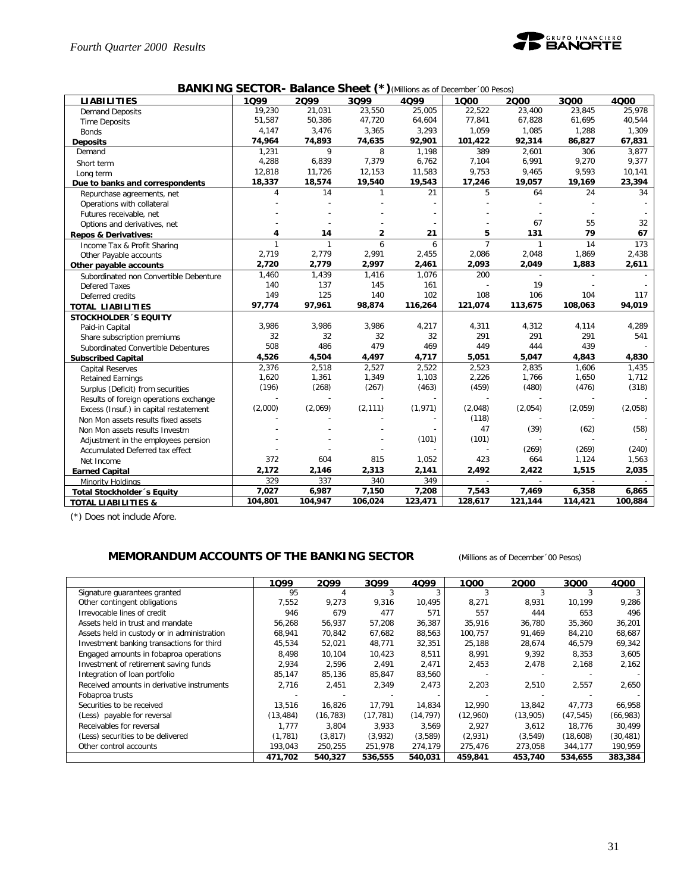## BANKING SECTOR- Balance Sheet (*) (Millions as of December´00 Pesos)

| LIABILITIES | 1Q99 | 2Q99 | 3Q99 | 4Q99 | 1Q00 | 2Q00 | 3Q00 | 4Q00 |
|---|---|---|---|---|---|---|---|---|
| Demand Deposits | 19,230 | 21,031 | 23,550 | 25,005 | 22,522 | 23,400 | 23,845 | 25,978 |
| Time Deposits | 51,587 | 50,386 | 47,720 | 64,604 | 77,841 | 67,828 | 61,695 | 40,544 |
| Bonds | 4,147 | 3,476 | 3,365 | 3,293 | 1,059 | 1,085 | 1,288 | 1,309 |
| **Deposits** | **74,964** | **74,893** | **74,635** | **92,901** | **101,422** | **92,314** | **86,827** | **67,831** |
| Demand | 1,231 | 9 | 8 | 1,198 | 389 | 2,601 | 306 | 3,877 |
| Short term | 4,288 | 6,839 | 7,379 | 6,762 | 7,104 | 6,991 | 9,270 | 9,377 |
| Long term | 12,818 | 11,726 | 12,153 | 11,583 | 9,753 | 9,465 | 9,593 | 10,141 |
| **Due to banks and correspondents** | **18,337** | **18,574** | **19,540** | **19,543** | **17,246** | **19,057** | **19,169** | **23,394** |
| Repurchase agreements, net | 4 | 14 | 1 | 21 | 5 | 64 | 24 | 34 |
| Operations with collateral | - | - | - | - | - | - | - | - |
| Futures receivable, net | - | - | - | - | - | - | - | - |
| Options and derivatives, net | - | - | - | - | - | 67 | 55 | 32 |
| **Repos & Derivatives:** | **4** | **14** | **2** | **21** | **5** | **131** | **79** | **67** |
| Income Tax & Profit Sharing | 1 | 1 | 6 | 6 | 7 | 1 | 14 | 173 |
| Other Payable accounts | 2,719 | 2,779 | 2,991 | 2,455 | 2,086 | 2,048 | 1,869 | 2,438 |
| **Other payable accounts** | **2,720** | **2,779** | **2,997** | **2,461** | **2,093** | **2,049** | **1,883** | **2,611** |
| Subordinated non Convertible Debenture | 1,460 | 1,439 | 1,416 | 1,076 | 200 | - | - | - |
| Defered Taxes | 140 | 137 | 145 | 161 | - | 19 | - | - |
| Deferred credits | 149 | 125 | 140 | 102 | 108 | 106 | 104 | 117 |
| **TOTAL LIABILITIES** | **97,774** | **97,961** | **98,874** | **116,264** | **121,074** | **113,675** | **108,063** | **94,019** |
| **STOCKHOLDER´S EQUITY** | | | | | | | | |
| Paid-in Capital | 3,986 | 3,986 | 3,986 | 4,217 | 4,311 | 4,312 | 4,114 | 4,289 |
| Share subscription premiums | 32 | 32 | 32 | 32 | 291 | 291 | 291 | 541 |
| Subordinated Convertible Debentures | 508 | 486 | 479 | 469 | 449 | 444 | 439 | - |
| **Subscribed Capital** | **4,526** | **4,504** | **4,497** | **4,717** | **5,051** | **5,047** | **4,843** | **4,830** |
| Capital Reserves | 2,376 | 2,518 | 2,527 | 2,522 | 2,523 | 2,835 | 1,606 | 1,435 |
| Retained Earnings | 1,620 | 1,361 | 1,349 | 1,103 | 2,226 | 1,766 | 1,650 | 1,712 |
| Surplus (Deficit) from securities | (196) | (268) | (267) | (463) | (459) | (480) | (476) | (318) |
| Results of foreign operations exchange | - | - | - | - | - | - | - | - |
| Excess (Insuf.) in capital restatement | (2,000) | (2,069) | (2,111) | (1,971) | (2,048) | (2,054) | (2,059) | (2,058) |
| Non Mon assets results fixed assets | - | - | - | - | (118) | - | - | - |
| Non Mon assets results Investm | - | - | - | - | 47 | (39) | (62) | (58) |
| Adjustment in the employees pension | - | - | - | (101) | (101) | - | - | - |
| Accumulated Deferred tax effect | - | - | - | - | - | (269) | (269) | (240) |
| Net Income | 372 | 604 | 815 | 1,052 | 423 | 664 | 1,124 | 1,563 |
| **Earned Capital** | **2,172** | **2,146** | **2,313** | **2,141** | **2,492** | **2,422** | **1,515** | **2,035** |
| Minority Holdings | 329 | 337 | 340 | 349 | - | - | - | - |
| **Total Stockholder´s Equity** | **7,027** | **6,987** | **7,150** | **7,208** | **7,543** | **7,469** | **6,358** | **6,865** |
| **TOTAL LIABILITIES &** | **104,801** | **104,947** | **106,024** | **123,471** | **128,617** | **121,144** | **114,421** | **100,884** |

(*) Does not include Afore.

## MEMORANDUM ACCOUNTS OF THE BANKING SECTOR

(Millions as of December´00 Pesos)

| | 1Q99 | 2Q99 | 3Q99 | 4Q99 | 1Q00 | 2Q00 | 3Q00 | 4Q00 |
|---|---|---|---|---|---|---|---|---|
| Signature guarantees granted | 95 | 4 | 3 | 3 | 3 | 3 | 3 | 3 |
| Other contingent obligations | 7,552 | 9,273 | 9,316 | 10,495 | 8,271 | 8,931 | 10,199 | 9,286 |
| Irrevocable lines of credit | 946 | 679 | 477 | 571 | 557 | 444 | 653 | 496 |
| Assets held in trust and mandate | 56,268 | 56,937 | 57,208 | 36,387 | 35,916 | 36,780 | 35,360 | 36,201 |
| Assets held in custody or in administration | 68,941 | 70,842 | 67,682 | 88,563 | 100,757 | 91,469 | 84,210 | 68,687 |
| Investment banking transactions for third | 45,534 | 52,021 | 48,771 | 32,351 | 25,188 | 28,674 | 46,579 | 69,342 |
| Engaged amounts in fobaproa operations | 8,498 | 10,104 | 10,423 | 8,511 | 8,991 | 9,392 | 8,353 | 3,605 |
| Investment of retirement saving funds | 2,934 | 2,596 | 2,491 | 2,471 | 2,453 | 2,478 | 2,168 | 2,162 |
| Integration of loan portfolio | 85,147 | 85,136 | 85,847 | 83,560 | - | - | - | - |
| Received amounts in derivative instruments | 2,716 | 2,451 | 2,349 | 2,473 | 2,203 | 2,510 | 2,557 | 2,650 |
| Fobaproa trusts | - | - | - | - | - | - | - | - |
| Securities to be received | 13,516 | 16,826 | 17,791 | 14,834 | 12,990 | 13,842 | 47,773 | 66,958 |
| (Less) payable for reversal | (13,484) | (16,783) | (17,781) | (14,797) | (12,960) | (13,905) | (47,545) | (66,983) |
| Receivables for reversal | 1,777 | 3,804 | 3,933 | 3,569 | 2,927 | 3,612 | 18,776 | 30,499 |
| (Less) securities to be delivered | (1,781) | (3,817) | (3,932) | (3,589) | (2,931) | (3,549) | (18,608) | (30,481) |
| Other control accounts | 193,043 | 250,255 | 251,978 | 274,179 | 275,476 | 273,058 | 344,177 | 190,959 |
| | **471,702** | **540,327** | **536,555** | **540,031** | **459,841** | **453,740** | **534,655** | **383,384** |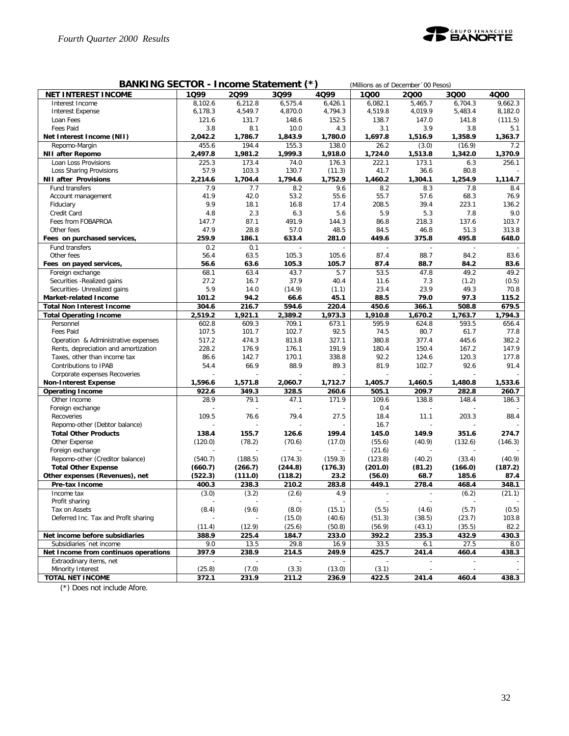## BANKING SECTOR - Income Statement (*)

(Millions as of December´00 Pesos)

| NET INTEREST INCOME | 1Q99 | 2Q99 | 3Q99 | 4Q99 | 1Q00 | 2Q00 | 3Q00 | 4Q00 |
|---|---|---|---|---|---|---|---|---|
| Interest Income | 8,102.6 | 6,212.8 | 6,575.4 | 6,426.1 | 6,082.1 | 5,465.7 | 6,704.3 | 9,662.3 |
| Interest Expense | 6,178.3 | 4,549.7 | 4,870.0 | 4,794.3 | 4,519.8 | 4,019.9 | 5,483.4 | 8,182.0 |
| Loan Fees | 121.6 | 131.7 | 148.6 | 152.5 | 138.7 | 147.0 | 141.8 | (111.5) |
| Fees Paid | 3.8 | 8.1 | 10.0 | 4.3 | 3.1 | 3.9 | 3.8 | 5.1 |
| **Net Interest Income (NII)** | **2,042.2** | **1,786.7** | **1,843.9** | **1,780.0** | **1,697.8** | **1,516.9** | **1,358.9** | **1,363.7** |
| Repomo-Margin | 455.6 | 194.4 | 155.3 | 138.0 | 26.2 | (3.0) | (16.9) | 7.2 |
| **NII after Repomo** | **2,497.8** | **1,981.2** | **1,999.3** | **1,918.0** | **1,724.0** | **1,513.8** | **1,342.0** | **1,370.9** |
| Loan Loss Provisions | 225.3 | 173.4 | 74.0 | 176.3 | 222.1 | 173.1 | 6.3 | 256.1 |
| Loss Sharing Provisions | 57.9 | 103.3 | 130.7 | (11.3) | 41.7 | 36.6 | 80.8 | - |
| **NII after Provisions** | **2,214.6** | **1,704.4** | **1,794.6** | **1,752.9** | **1,460.2** | **1,304.1** | **1,254.9** | **1,114.7** |
| Fund transfers | 7.9 | 7.7 | 8.2 | 9.6 | 8.2 | 8.3 | 7.8 | 8.4 |
| Account management | 41.9 | 42.0 | 53.2 | 55.6 | 55.7 | 57.6 | 68.3 | 76.9 |
| Fiduciary | 9.9 | 18.1 | 16.8 | 17.4 | 208.5 | 39.4 | 223.1 | 136.2 |
| Credit Card | 4.8 | 2.3 | 6.3 | 5.6 | 5.9 | 5.3 | 7.8 | 9.0 |
| Fees from FOBAPROA | 147.7 | 87.1 | 491.9 | 144.3 | 86.8 | 218.3 | 137.6 | 103.7 |
| Other fees | 47.9 | 28.8 | 57.0 | 48.5 | 84.5 | 46.8 | 51.3 | 313.8 |
| **Fees on purchased services,** | **259.9** | **186.1** | **633.4** | **281.0** | **449.6** | **375.8** | **495.8** | **648.0** |
| Fund transfers | 0.2 | 0.1 | - | - | - | - | - | - |
| Other fees | 56.4 | 63.5 | 105.3 | 105.6 | 87.4 | 88.7 | 84.2 | 83.6 |
| **Fees on payed services,** | **56.6** | **63.6** | **105.3** | **105.7** | **87.4** | **88.7** | **84.2** | **83.6** |
| Foreign exchange | 68.1 | 63.4 | 43.7 | 5.7 | 53.5 | 47.8 | 49.2 | 49.2 |
| Securities -Realized gains | 27.2 | 16.7 | 37.9 | 40.4 | 11.6 | 7.3 | (1.2) | (0.5) |
| Securities- Unrealized gains | 5.9 | 14.0 | (14.9) | (1.1) | 23.4 | 23.9 | 49.3 | 70.8 |
| **Market-related Income** | **101.2** | **94.2** | **66.6** | **45.1** | **88.5** | **79.0** | **97.3** | **115.2** |
| **Total Non Interest Income** | **304.6** | **216.7** | **594.6** | **220.4** | **450.6** | **366.1** | **508.8** | **679.5** |
| **Total Operating Income** | **2,519.2** | **1,921.1** | **2,389.2** | **1,973.3** | **1,910.8** | **1,670.2** | **1,763.7** | **1,794.3** |
| Personnel | 602.8 | 609.3 | 709.1 | 673.1 | 595.9 | 624.8 | 593.5 | 656.4 |
| Fees Paid | 107.5 | 101.7 | 102.7 | 92.5 | 74.5 | 80.7 | 61.7 | 77.8 |
| Operation & Administrative expenses | 517.2 | 474.3 | 813.8 | 327.1 | 380.8 | 377.4 | 445.6 | 382.2 |
| Rents, depreciation and amortization | 228.2 | 176.9 | 176.1 | 191.9 | 180.4 | 150.4 | 167.2 | 147.9 |
| Taxes, other than income tax | 86.6 | 142.7 | 170.1 | 338.8 | 92.2 | 124.6 | 120.3 | 177.8 |
| Contributions to IPAB | 54.4 | 66.9 | 88.9 | 89.3 | 81.9 | 102.7 | 92.6 | 91.4 |
| Corporate expenses Recoveries | - | - | - | - | - | - | - | - |
| **Non-Interest Expense** | **1,596.6** | **1,571.8** | **2,060.7** | **1,712.7** | **1,405.7** | **1,460.5** | **1,480.8** | **1,533.6** |
| **Operating Income** | **922.6** | **349.3** | **328.5** | **260.6** | **505.1** | **209.7** | **282.8** | **260.7** |
| Other Income | 28.9 | 79.1 | 47.1 | 171.9 | 109.6 | 138.8 | 148.4 | 186.3 |
| Foreign exchange | - | - | - | - | 0.4 | - | - | - |
| Recoveries | 109.5 | 76.6 | 79.4 | 27.5 | 18.4 | 11.1 | 203.3 | 88.4 |
| Repomo-other (Debtor balance) | - | - | - | - | 16.7 | - | - | - |
| **Total Other Products** | **138.4** | **155.7** | **126.6** | **199.4** | **145.0** | **149.9** | **351.6** | **274.7** |
| Other Expense | (120.0) | (78.2) | (70.6) | (17.0) | (55.6) | (40.9) | (132.6) | (146.3) |
| Foreign exchange | - | - | - | - | (21.6) | - | - | - |
| Repomo-other (Creditor balance) | (540.7) | (188.5) | (174.3) | (159.3) | (123.8) | (40.2) | (33.4) | (40.9) |
| **Total Other Expense** | **(660.7)** | **(266.7)** | **(244.8)** | **(176.3)** | **(201.0)** | **(81.2)** | **(166.0)** | **(187.2)** |
| **Other expenses (Revenues), net** | **(522.3)** | **(111.0)** | **(118.2)** | **23.2** | **(56.0)** | **68.7** | **185.6** | **87.4** |
| **Pre-tax Income** | **400.3** | **238.3** | **210.2** | **283.8** | **449.1** | **278.4** | **468.4** | **348.1** |
| Income tax | (3.0) | (3.2) | (2.6) | 4.9 | - | - | (6.2) | (21.1) |
| Profit sharing | - | - | - | - | - | - | - | - |
| Tax on Assets | (8.4) | (9.6) | (8.0) | (15.1) | (5.5) | (4.6) | (5.7) | (0.5) |
| Deferred Inc. Tax and Profit sharing | - | - | (15.0) | (40.6) | (51.3) | (38.5) | (23.7) | 103.8 |
| | (11.4) | (12.9) | (25.6) | (50.8) | (56.9) | (43.1) | (35.5) | 82.2 |
| **Net income before subsidiaries** | **388.9** | **225.4** | **184.7** | **233.0** | **392.2** | **235.3** | **432.9** | **430.3** |
| Subsidiaries´net income | 9.0 | 13.5 | 29.8 | 16.9 | 33.5 | 6.1 | 27.5 | 8.0 |
| **Net Income from continuos operations** | **397.9** | **238.9** | **214.5** | **249.9** | **425.7** | **241.4** | **460.4** | **438.3** |
| Extraordinary items, net | - | - | - | - | - | - | - | - |
| Minority Interest | (25.8) | (7.0) | (3.3) | (13.0) | (3.1) | - | - | - |
| **TOTAL NET INCOME** | **372.1** | **231.9** | **211.2** | **236.9** | **422.5** | **241.4** | **460.4** | **438.3** |

(*) Does not include Afore.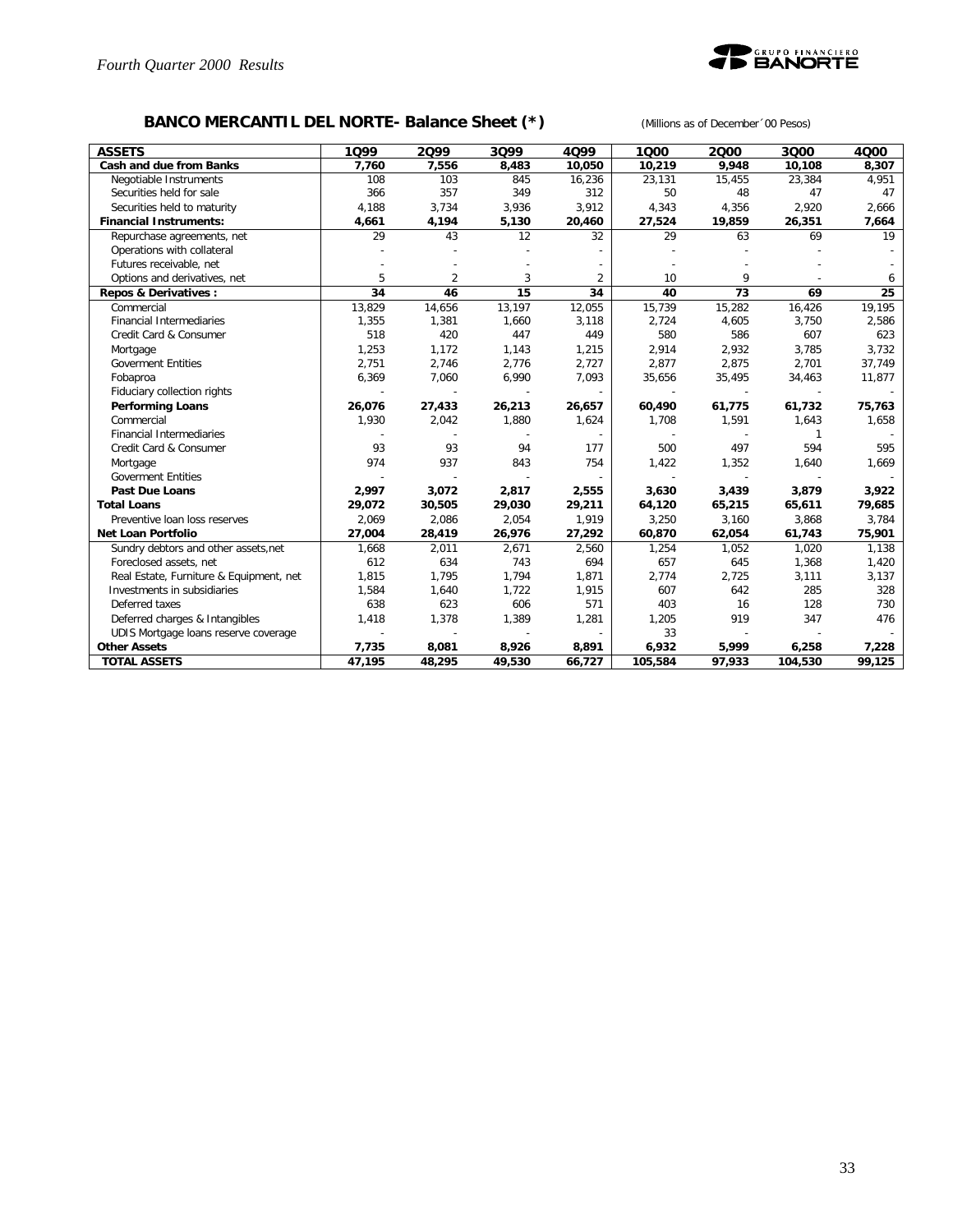## BANCO MERCANTIL DEL NORTE- Balance Sheet (*)

(Millions as of December´00 Pesos)

| ASSETS | 1Q99 | 2Q99 | 3Q99 | 4Q99 | 1Q00 | 2Q00 | 3Q00 | 4Q00 |
|---|---|---|---|---|---|---|---|---|
| **Cash and due from Banks** | **7,760** | **7,556** | **8,483** | **10,050** | **10,219** | **9,948** | **10,108** | **8,307** |
| Negotiable Instruments | 108 | 103 | 845 | 16,236 | 23,131 | 15,455 | 23,384 | 4,951 |
| Securities held for sale | 366 | 357 | 349 | 312 | 50 | 48 | 47 | 47 |
| Securities held to maturity | 4,188 | 3,734 | 3,936 | 3,912 | 4,343 | 4,356 | 2,920 | 2,666 |
| **Financial Instruments:** | **4,661** | **4,194** | **5,130** | **20,460** | **27,524** | **19,859** | **26,351** | **7,664** |
| Repurchase agreements, net | 29 | 43 | 12 | 32 | 29 | 63 | 69 | 19 |
| Operations with collateral | - | - | - | - | - | - | - | - |
| Futures receivable, net | - | - | - | - | - | - | - | - |
| Options and derivatives, net | 5 | 2 | 3 | 2 | 10 | 9 | - | 6 |
| **Repos & Derivatives :** | **34** | **46** | **15** | **34** | **40** | **73** | **69** | **25** |
| Commercial | 13,829 | 14,656 | 13,197 | 12,055 | 15,739 | 15,282 | 16,426 | 19,195 |
| Financial Intermediaries | 1,355 | 1,381 | 1,660 | 3,118 | 2,724 | 4,605 | 3,750 | 2,586 |
| Credit Card & Consumer | 518 | 420 | 447 | 449 | 580 | 586 | 607 | 623 |
| Mortgage | 1,253 | 1,172 | 1,143 | 1,215 | 2,914 | 2,932 | 3,785 | 3,732 |
| Goverment Entities | 2,751 | 2,746 | 2,776 | 2,727 | 2,877 | 2,875 | 2,701 | 37,749 |
| Fobaproa | 6,369 | 7,060 | 6,990 | 7,093 | 35,656 | 35,495 | 34,463 | 11,877 |
| Fiduciary collection rights | - | - | - | - | - | - | - | - |
| **Performing Loans** | **26,076** | **27,433** | **26,213** | **26,657** | **60,490** | **61,775** | **61,732** | **75,763** |
| Commercial | 1,930 | 2,042 | 1,880 | 1,624 | 1,708 | 1,591 | 1,643 | 1,658 |
| Financial Intermediaries | - | - | - | - | - | - | 1 | - |
| Credit Card & Consumer | 93 | 93 | 94 | 177 | 500 | 497 | 594 | 595 |
| Mortgage | 974 | 937 | 843 | 754 | 1,422 | 1,352 | 1,640 | 1,669 |
| Goverment Entities | - | - | - | - | - | - | - | - |
| **Past Due Loans** | **2,997** | **3,072** | **2,817** | **2,555** | **3,630** | **3,439** | **3,879** | **3,922** |
| **Total Loans** | **29,072** | **30,505** | **29,030** | **29,211** | **64,120** | **65,215** | **65,611** | **79,685** |
| Preventive loan loss reserves | 2,069 | 2,086 | 2,054 | 1,919 | 3,250 | 3,160 | 3,868 | 3,784 |
| **Net Loan Portfolio** | **27,004** | **28,419** | **26,976** | **27,292** | **60,870** | **62,054** | **61,743** | **75,901** |
| Sundry debtors and other assets,net | 1,668 | 2,011 | 2,671 | 2,560 | 1,254 | 1,052 | 1,020 | 1,138 |
| Foreclosed assets, net | 612 | 634 | 743 | 694 | 657 | 645 | 1,368 | 1,420 |
| Real Estate, Furniture & Equipment, net | 1,815 | 1,795 | 1,794 | 1,871 | 2,774 | 2,725 | 3,111 | 3,137 |
| Investments in subsidiaries | 1,584 | 1,640 | 1,722 | 1,915 | 607 | 642 | 285 | 328 |
| Deferred taxes | 638 | 623 | 606 | 571 | 403 | 16 | 128 | 730 |
| Deferred charges & Intangibles | 1,418 | 1,378 | 1,389 | 1,281 | 1,205 | 919 | 347 | 476 |
| UDIS Mortgage loans reserve coverage | - | - | - | - | 33 | - | - | - |
| **Other Assets** | **7,735** | **8,081** | **8,926** | **8,891** | **6,932** | **5,999** | **6,258** | **7,228** |
| **TOTAL ASSETS** | **47,195** | **48,295** | **49,530** | **66,727** | **105,584** | **97,933** | **104,530** | **99,125** |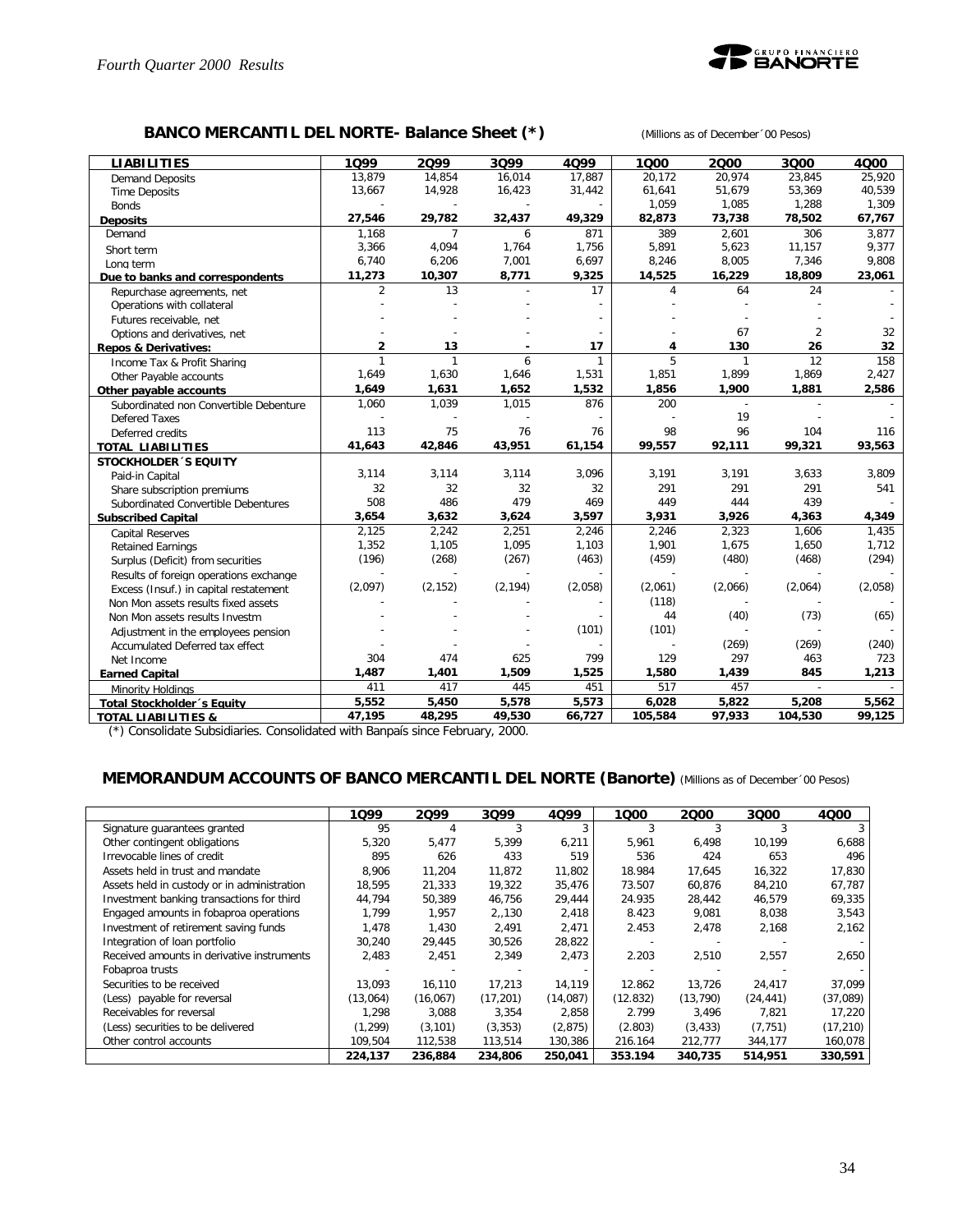## BANCO MERCANTIL DEL NORTE- Balance Sheet (*)

(Millions as of December´00 Pesos)

| LIABILITIES | 1Q99 | 2Q99 | 3Q99 | 4Q99 | 1Q00 | 2Q00 | 3Q00 | 4Q00 |
|---|---|---|---|---|---|---|---|---|
| Demand Deposits | 13,879 | 14,854 | 16,014 | 17,887 | 20,172 | 20,974 | 23,845 | 25,920 |
| Time Deposits | 13,667 | 14,928 | 16,423 | 31,442 | 61,641 | 51,679 | 53,369 | 40,539 |
| Bonds | - | - | - | - | 1,059 | 1,085 | 1,288 | 1,309 |
| **Deposits** | **27,546** | **29,782** | **32,437** | **49,329** | **82,873** | **73,738** | **78,502** | **67,767** |
| Demand | 1,168 | 7 | 6 | 871 | 389 | 2,601 | 306 | 3,877 |
| Short term | 3,366 | 4,094 | 1,764 | 1,756 | 5,891 | 5,623 | 11,157 | 9,377 |
| Long term | 6,740 | 6,206 | 7,001 | 6,697 | 8,246 | 8,005 | 7,346 | 9,808 |
| **Due to banks and correspondents** | **11,273** | **10,307** | **8,771** | **9,325** | **14,525** | **16,229** | **18,809** | **23,061** |
| Repurchase agreements, net | 2 | 13 | - | 17 | 4 | 64 | 24 | - |
| Operations with collateral | - | - | - | - | - | - | - | - |
| Futures receivable, net | - | - | - | - | - | - | - | - |
| Options and derivatives, net | - | - | - | - | - | 67 | 2 | 32 |
| **Repos & Derivatives:** | **2** | **13** | **-** | **17** | **4** | **130** | **26** | **32** |
| Income Tax & Profit Sharing | 1 | 1 | 6 | 1 | 5 | 1 | 12 | 158 |
| Other Payable accounts | 1,649 | 1,630 | 1,646 | 1,531 | 1,851 | 1,899 | 1,869 | 2,427 |
| **Other payable accounts** | **1,649** | **1,631** | **1,652** | **1,532** | **1,856** | **1,900** | **1,881** | **2,586** |
| Subordinated non Convertible Debenture | 1,060 | 1,039 | 1,015 | 876 | 200 | - | - | - |
| Defered Taxes | - | - | - | - | - | 19 | - | - |
| Deferred credits | 113 | 75 | 76 | 76 | 98 | 96 | 104 | 116 |
| **TOTAL LIABILITIES** | **41,643** | **42,846** | **43,951** | **61,154** | **99,557** | **92,111** | **99,321** | **93,563** |
| **STOCKHOLDER´S EQUITY** | | | | | | | | |
| Paid-in Capital | 3,114 | 3,114 | 3,114 | 3,096 | 3,191 | 3,191 | 3,633 | 3,809 |
| Share subscription premiums | 32 | 32 | 32 | 32 | 291 | 291 | 291 | 541 |
| Subordinated Convertible Debentures | 508 | 486 | 479 | 469 | 449 | 444 | 439 | - |
| **Subscribed Capital** | **3,654** | **3,632** | **3,624** | **3,597** | **3,931** | **3,926** | **4,363** | **4,349** |
| Capital Reserves | 2,125 | 2,242 | 2,251 | 2,246 | 2,246 | 2,323 | 1,606 | 1,435 |
| Retained Earnings | 1,352 | 1,105 | 1,095 | 1,103 | 1,901 | 1,675 | 1,650 | 1,712 |
| Surplus (Deficit) from securities | (196) | (268) | (267) | (463) | (459) | (480) | (468) | (294) |
| Results of foreign operations exchange | - | - | - | - | - | - | - | - |
| Excess (Insuf.) in capital restatement | (2,097) | (2,152) | (2,194) | (2,058) | (2,061) | (2,066) | (2,064) | (2,058) |
| Non Mon assets results fixed assets | - | - | - | - | (118) | - | - | - |
| Non Mon assets results Investm | - | - | - | - | 44 | (40) | (73) | (65) |
| Adjustment in the employees pension | - | - | - | (101) | (101) | - | - | - |
| Accumulated Deferred tax effect | - | - | - | - | - | (269) | (269) | (240) |
| Net Income | 304 | 474 | 625 | 799 | 129 | 297 | 463 | 723 |
| **Earned Capital** | **1,487** | **1,401** | **1,509** | **1,525** | **1,580** | **1,439** | **845** | **1,213** |
| Minority Holdings | 411 | 417 | 445 | 451 | 517 | 457 | - | - |
| **Total Stockholder´s Equity** | **5,552** | **5,450** | **5,578** | **5,573** | **6,028** | **5,822** | **5,208** | **5,562** |
| **TOTAL LIABILITIES &** | **47,195** | **48,295** | **49,530** | **66,727** | **105,584** | **97,933** | **104,530** | **99,125** |

(*) Consolidate Subsidiaries. Consolidated with Banpaís since February, 2000.

## MEMORANDUM ACCOUNTS OF BANCO MERCANTIL DEL NORTE (Banorte) (Millions as of December´00 Pesos)

| | 1Q99 | 2Q99 | 3Q99 | 4Q99 | 1Q00 | 2Q00 | 3Q00 | 4Q00 |
|---|---|---|---|---|---|---|---|---|
| Signature guarantees granted | 95 | 4 | 3 | 3 | 3 | 3 | 3 | 3 |
| Other contingent obligations | 5,320 | 5,477 | 5,399 | 6,211 | 5,961 | 6,498 | 10,199 | 6,688 |
| Irrevocable lines of credit | 895 | 626 | 433 | 519 | 536 | 424 | 653 | 496 |
| Assets held in trust and mandate | 8,906 | 11,204 | 11,872 | 11,802 | 18.984 | 17,645 | 16,322 | 17,830 |
| Assets held in custody or in administration | 18,595 | 21,333 | 19,322 | 35,476 | 73.507 | 60,876 | 84,210 | 67,787 |
| Investment banking transactions for third | 44,794 | 50,389 | 46,756 | 29,444 | 24.935 | 28,442 | 46,579 | 69,335 |
| Engaged amounts in fobaproa operations | 1,799 | 1,957 | 2,,130 | 2,418 | 8.423 | 9,081 | 8,038 | 3,543 |
| Investment of retirement saving funds | 1,478 | 1,430 | 2,491 | 2,471 | 2.453 | 2,478 | 2,168 | 2,162 |
| Integration of loan portfolio | 30,240 | 29,445 | 30,526 | 28,822 | - | - | - | - |
| Received amounts in derivative instruments | 2,483 | 2,451 | 2,349 | 2,473 | 2.203 | 2,510 | 2,557 | 2,650 |
| Fobaproa trusts | - | - | - | - | - | - | - | - |
| Securities to be received | 13,093 | 16,110 | 17,213 | 14,119 | 12.862 | 13,726 | 24,417 | 37,099 |
| (Less) payable for reversal | (13,064) | (16,067) | (17,201) | (14,087) | (12.832) | (13,790) | (24,441) | (37,089) |
| Receivables for reversal | 1,298 | 3,088 | 3,354 | 2,858 | 2.799 | 3,496 | 7,821 | 17,220 |
| (Less) securities to be delivered | (1,299) | (3,101) | (3,353) | (2,875) | (2.803) | (3,433) | (7,751) | (17,210) |
| Other control accounts | 109,504 | 112,538 | 113,514 | 130,386 | 216.164 | 212,777 | 344,177 | 160,078 |
| | **224,137** | **236,884** | **234,806** | **250,041** | **353.194** | **340,735** | **514,951** | **330,591** |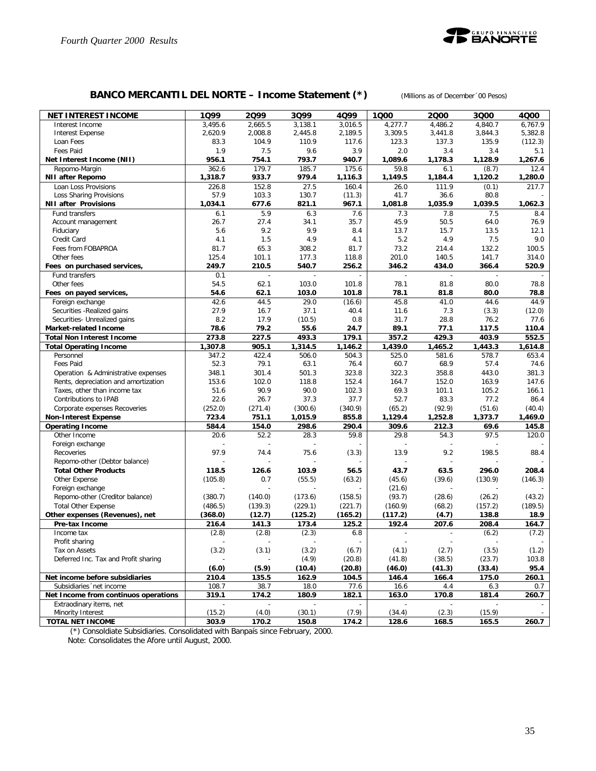## BANCO MERCANTIL DEL NORTE – Income Statement (*)

(Millions as of December´00 Pesos)

| NET INTEREST INCOME | 1Q99 | 2Q99 | 3Q99 | 4Q99 | 1Q00 | 2Q00 | 3Q00 | 4Q00 |
|---|---|---|---|---|---|---|---|---|
| Interest Income | 3,495.6 | 2,665.5 | 3,138.1 | 3,016.5 | 4,277.7 | 4,486.2 | 4,840.7 | 6,767.9 |
| Interest Expense | 2,620.9 | 2,008.8 | 2,445.8 | 2,189.5 | 3,309.5 | 3,441.8 | 3,844.3 | 5,382.8 |
| Loan Fees | 83.3 | 104.9 | 110.9 | 117.6 | 123.3 | 137.3 | 135.9 | (112.3) |
| Fees Paid | 1.9 | 7.5 | 9.6 | 3.9 | 2.0 | 3.4 | 3.4 | 5.1 |
| **Net Interest Income (NII)** | **956.1** | **754.1** | **793.7** | **940.7** | **1,089.6** | **1,178.3** | **1,128.9** | **1,267.6** |
| Repomo-Margin | 362.6 | 179.7 | 185.7 | 175.6 | 59.8 | 6.1 | (8.7) | 12.4 |
| **NII after Repomo** | **1,318.7** | **933.7** | **979.4** | **1,116.3** | **1,149.5** | **1,184.4** | **1,120.2** | **1,280.0** |
| Loan Loss Provisions | 226.8 | 152.8 | 27.5 | 160.4 | 26.0 | 111.9 | (0.1) | 217.7 |
| Loss Sharing Provisions | 57.9 | 103.3 | 130.7 | (11.3) | 41.7 | 36.6 | 80.8 | - |
| **NII after Provisions** | **1,034.1** | **677.6** | **821.1** | **967.1** | **1,081.8** | **1,035.9** | **1,039.5** | **1,062.3** |
| Fund transfers | 6.1 | 5.9 | 6.3 | 7.6 | 7.3 | 7.8 | 7.5 | 8.4 |
| Account management | 26.7 | 27.4 | 34.1 | 35.7 | 45.9 | 50.5 | 64.0 | 76.9 |
| Fiduciary | 5.6 | 9.2 | 9.9 | 8.4 | 13.7 | 15.7 | 13.5 | 12.1 |
| Credit Card | 4.1 | 1.5 | 4.9 | 4.1 | 5.2 | 4.9 | 7.5 | 9.0 |
| Fees from FOBAPROA | 81.7 | 65.3 | 308.2 | 81.7 | 73.2 | 214.4 | 132.2 | 100.5 |
| Other fees | 125.4 | 101.1 | 177.3 | 118.8 | 201.0 | 140.5 | 141.7 | 314.0 |
| **Fees on purchased services,** | **249.7** | **210.5** | **540.7** | **256.2** | **346.2** | **434.0** | **366.4** | **520.9** |
| Fund transfers | 0.1 | - | - | - | - | - | - | - |
| Other fees | 54.5 | 62.1 | 103.0 | 101.8 | 78.1 | 81.8 | 80.0 | 78.8 |
| **Fees on payed services,** | **54.6** | **62.1** | **103.0** | **101.8** | **78.1** | **81.8** | **80.0** | **78.8** |
| Foreign exchange | 42.6 | 44.5 | 29.0 | (16.6) | 45.8 | 41.0 | 44.6 | 44.9 |
| Securities -Realized gains | 27.9 | 16.7 | 37.1 | 40.4 | 11.6 | 7.3 | (3.3) | (12.0) |
| Securities- Unrealized gains | 8.2 | 17.9 | (10.5) | 0.8 | 31.7 | 28.8 | 76.2 | 77.6 |
| **Market-related Income** | **78.6** | **79.2** | **55.6** | **24.7** | **89.1** | **77.1** | **117.5** | **110.4** |
| **Total Non Interest Income** | **273.8** | **227.5** | **493.3** | **179.1** | **357.2** | **429.3** | **403.9** | **552.5** |
| **Total Operating Income** | **1,307.8** | **905.1** | **1,314.5** | **1,146.2** | **1,439.0** | **1,465.2** | **1,443.3** | **1,614.8** |
| Personnel | 347.2 | 422.4 | 506.0 | 504.3 | 525.0 | 581.6 | 578.7 | 653.4 |
| Fees Paid | 52.3 | 79.1 | 63.1 | 76.4 | 60.7 | 68.9 | 57.4 | 74.6 |
| Operation & Administrative expenses | 348.1 | 301.4 | 501.3 | 323.8 | 322.3 | 358.8 | 443.0 | 381.3 |
| Rents, depreciation and amortization | 153.6 | 102.0 | 118.8 | 152.4 | 164.7 | 152.0 | 163.9 | 147.6 |
| Taxes, other than income tax | 51.6 | 90.9 | 90.0 | 102.3 | 69.3 | 101.1 | 105.2 | 166.1 |
| Contributions to IPAB | 22.6 | 26.7 | 37.3 | 37.7 | 52.7 | 83.3 | 77.2 | 86.4 |
| Corporate expenses Recoveries | (252.0) | (271.4) | (300.6) | (340.9) | (65.2) | (92.9) | (51.6) | (40.4) |
| **Non-Interest Expense** | **723.4** | **751.1** | **1,015.9** | **855.8** | **1,129.4** | **1,252.8** | **1,373.7** | **1,469.0** |
| **Operating Income** | **584.4** | **154.0** | **298.6** | **290.4** | **309.6** | **212.3** | **69.6** | **145.8** |
| Other Income | 20.6 | 52.2 | 28.3 | 59.8 | 29.8 | 54.3 | 97.5 | 120.0 |
| Foreign exchange | - | - | - | - | - | - | - | - |
| Recoveries | 97.9 | 74.4 | 75.6 | (3.3) | 13.9 | 9.2 | 198.5 | 88.4 |
| Repomo-other (Debtor balance) | - | - | - | - | - | - | - | - |
| **Total Other Products** | **118.5** | **126.6** | **103.9** | **56.5** | **43.7** | **63.5** | **296.0** | **208.4** |
| Other Expense | (105.8) | 0.7 | (55.5) | (63.2) | (45.6) | (39.6) | (130.9) | (146.3) |
| Foreign exchange | - | - | - | - | (21.6) | - | - | - |
| Repomo-other (Creditor balance) | (380.7) | (140.0) | (173.6) | (158.5) | (93.7) | (28.6) | (26.2) | (43.2) |
| Total Other Expense | (486.5) | (139.3) | (229.1) | (221.7) | (160.9) | (68.2) | (157.2) | (189.5) |
| **Other expenses (Revenues), net** | **(368.0)** | **(12.7)** | **(125.2)** | **(165.2)** | **(117.2)** | **(4.7)** | **138.8** | **18.9** |
| **Pre-tax Income** | **216.4** | **141.3** | **173.4** | **125.2** | **192.4** | **207.6** | **208.4** | **164.7** |
| Income tax | (2.8) | (2.8) | (2.3) | 6.8 | - | - | (6.2) | (7.2) |
| Profit sharing | - | - | - | - | - | - | - | - |
| Tax on Assets | (3.2) | (3.1) | (3.2) | (6.7) | (4.1) | (2.7) | (3.5) | (1.2) |
| Deferred Inc. Tax and Profit sharing | - | - | (4.9) | (20.8) | (41.8) | (38.5) | (23.7) | 103.8 |
| | **(6.0)** | **(5.9)** | **(10.4)** | **(20.8)** | **(46.0)** | **(41.3)** | **(33.4)** | **95.4** |
| **Net income before subsidiaries** | **210.4** | **135.5** | **162.9** | **104.5** | **146.4** | **166.4** | **175.0** | **260.1** |
| Subsidiaries´net income | 108.7 | 38.7 | 18.0 | 77.6 | 16.6 | 4.4 | 6.3 | 0.7 |
| **Net Income from continuos operations** | **319.1** | **174.2** | **180.9** | **182.1** | **163.0** | **170.8** | **181.4** | **260.7** |
| Extraodinary items, net | - | - | - | - | - | - | - | - |
| Minority Interest | (15.2) | (4.0) | (30.1) | (7.9) | (34.4) | (2.3) | (15.9) | - |
| **TOTAL NET INCOME** | **303.9** | **170.2** | **150.8** | **174.2** | **128.6** | **168.5** | **165.5** | **260.7** |

(*) Consoldiate Subsidiaries. Consolidated with Banpaís since February, 2000.

Note: Consolidates the Afore until August, 2000.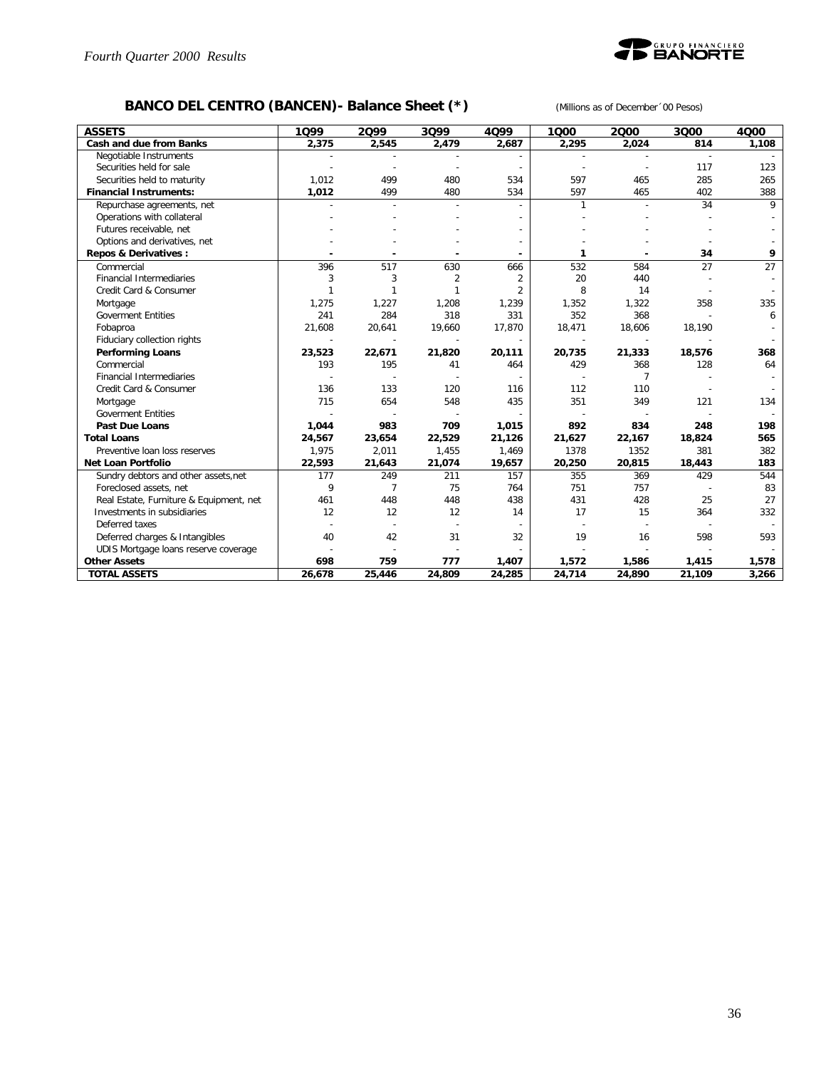## BANCO DEL CENTRO (BANCEN)- Balance Sheet (*)

(Millions as of December´00 Pesos)

| ASSETS | 1Q99 | 2Q99 | 3Q99 | 4Q99 | 1Q00 | 2Q00 | 3Q00 | 4Q00 |
|---|---|---|---|---|---|---|---|---|
| **Cash and due from Banks** | **2,375** | **2,545** | **2,479** | **2,687** | **2,295** | **2,024** | **814** | **1,108** |
| Negotiable Instruments | - | - | - | - | - | - | - | - |
| Securities held for sale | - | - | - | - | - | - | 117 | 123 |
| Securities held to maturity | 1,012 | 499 | 480 | 534 | 597 | 465 | 285 | 265 |
| **Financial Instruments:** | **1,012** | **499** | **480** | **534** | **597** | **465** | **402** | **388** |
| Repurchase agreements, net | - | - | - | - | 1 | - | 34 | 9 |
| Operations with collateral | - | - | - | - | - | - | - | - |
| Futures receivable, net | - | - | - | - | - | - | - | - |
| Options and derivatives, net | - | - | - | - | - | - | - | - |
| **Repos & Derivatives :** | **-** | **-** | **-** | **-** | **1** | **-** | **34** | **9** |
| Commercial | 396 | 517 | 630 | 666 | 532 | 584 | 27 | 27 |
| Financial Intermediaries | 3 | 3 | 2 | 2 | 20 | 440 | - | - |
| Credit Card & Consumer | 1 | 1 | 1 | 2 | 8 | 14 | - | - |
| Mortgage | 1,275 | 1,227 | 1,208 | 1,239 | 1,352 | 1,322 | 358 | 335 |
| Goverment Entities | 241 | 284 | 318 | 331 | 352 | 368 | - | 6 |
| Fobaproa | 21,608 | 20,641 | 19,660 | 17,870 | 18,471 | 18,606 | 18,190 | - |
| Fiduciary collection rights | - | - | - | - | - | - | - | - |
| **Performing Loans** | **23,523** | **22,671** | **21,820** | **20,111** | **20,735** | **21,333** | **18,576** | **368** |
| Commercial | 193 | 195 | 41 | 464 | 429 | 368 | 128 | 64 |
| Financial Intermediaries | - | - | - | - | - | 7 | - | - |
| Credit Card & Consumer | 136 | 133 | 120 | 116 | 112 | 110 | - | - |
| Mortgage | 715 | 654 | 548 | 435 | 351 | 349 | 121 | 134 |
| Goverment Entities | - | - | - | - | - | - | - | - |
| **Past Due Loans** | **1,044** | **983** | **709** | **1,015** | **892** | **834** | **248** | **198** |
| **Total Loans** | **24,567** | **23,654** | **22,529** | **21,126** | **21,627** | **22,167** | **18,824** | **565** |
| Preventive loan loss reserves | 1,975 | 2,011 | 1,455 | 1,469 | 1378 | 1352 | 381 | 382 |
| **Net Loan Portfolio** | **22,593** | **21,643** | **21,074** | **19,657** | **20,250** | **20,815** | **18,443** | **183** |
| Sundry debtors and other assets,net | 177 | 249 | 211 | 157 | 355 | 369 | 429 | 544 |
| Foreclosed assets, net | 9 | 7 | 75 | 764 | 751 | 757 | - | 83 |
| Real Estate, Furniture & Equipment, net | 461 | 448 | 448 | 438 | 431 | 428 | 25 | 27 |
| Investments in subsidiaries | 12 | 12 | 12 | 14 | 17 | 15 | 364 | 332 |
| Deferred taxes | - | - | - | - | - | - | - | - |
| Deferred charges & Intangibles | 40 | 42 | 31 | 32 | 19 | 16 | 598 | 593 |
| UDIS Mortgage loans reserve coverage | - | - | - | - | - | - | - | - |
| **Other Assets** | **698** | **759** | **777** | **1,407** | **1,572** | **1,586** | **1,415** | **1,578** |
| **TOTAL ASSETS** | **26,678** | **25,446** | **24,809** | **24,285** | **24,714** | **24,890** | **21,109** | **3,266** |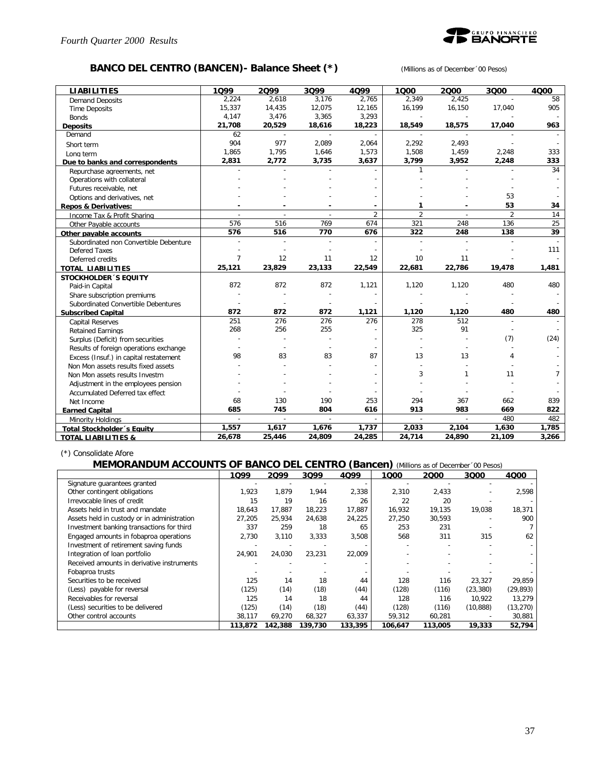## BANCO DEL CENTRO (BANCEN)- Balance Sheet (*)

(Millions as of December´00 Pesos)

| LIABILITIES | 1Q99 | 2Q99 | 3Q99 | 4Q99 | 1Q00 | 2Q00 | 3Q00 | 4Q00 |
|---|---|---|---|---|---|---|---|---|
| Demand Deposits | 2,224 | 2,618 | 3,176 | 2,765 | 2,349 | 2,425 | - | 58 |
| Time Deposits | 15,337 | 14,435 | 12,075 | 12,165 | 16,199 | 16,150 | 17,040 | 905 |
| Bonds | 4,147 | 3,476 | 3,365 | 3,293 | - | - | - | - |
| **Deposits** | **21,708** | **20,529** | **18,616** | **18,223** | **18,549** | **18,575** | **17,040** | **963** |
| Demand | 62 | - | - | - | - | - | - | - |
| Short term | 904 | 977 | 2,089 | 2,064 | 2,292 | 2,493 | - | - |
| Long term | 1,865 | 1,795 | 1,646 | 1,573 | 1,508 | 1,459 | 2,248 | 333 |
| **Due to banks and correspondents** | **2,831** | **2,772** | **3,735** | **3,637** | **3,799** | **3,952** | **2,248** | **333** |
| Repurchase agreements, net | - | - | - | - | 1 | - | - | 34 |
| Operations with collateral | - | - | - | - | - | - | - | - |
| Futures receivable, net | - | - | - | - | - | - | - | - |
| Options and derivatives, net | - | - | - | - | - | - | 53 | - |
| **Repos & Derivatives:** | **-** | **-** | **-** | **-** | **1** | **-** | **53** | **34** |
| Income Tax & Profit Sharing | - | - | - | 2 | 2 | - | 2 | 14 |
| Other Payable accounts | 576 | 516 | 769 | 674 | 321 | 248 | 136 | 25 |
| **Other payable accounts** | **576** | **516** | **770** | **676** | **322** | **248** | **138** | **39** |
| Subordinated non Convertible Debenture | - | - | - | - | - | - | - | - |
| Defered Taxes | - | - | - | - | - | - | - | 111 |
| Deferred credits | 7 | 12 | 11 | 12 | 10 | 11 | - | - |
| **TOTAL LIABILITIES** | **25,121** | **23,829** | **23,133** | **22,549** | **22,681** | **22,786** | **19,478** | **1,481** |
| **STOCKHOLDER´S EQUITY** | | | | | | | | |
| Paid-in Capital | 872 | 872 | 872 | 1,121 | 1,120 | 1,120 | 480 | 480 |
| Share subscription premiums | - | - | - | - | - | - | - | - |
| Subordinated Convertible Debentures | - | - | - | - | - | - | - | - |
| **Subscribed Capital** | **872** | **872** | **872** | **1,121** | **1,120** | **1,120** | **480** | **480** |
| Capital Reserves | 251 | 276 | 276 | 276 | 278 | 512 | - | - |
| Retained Earnings | 268 | 256 | 255 | - | 325 | 91 | - | - |
| Surplus (Deficit) from securities | - | - | - | - | - | - | (7) | (24) |
| Results of foreign operations exchange | - | - | - | - | - | - | - | - |
| Excess (Insuf.) in capital restatement | 98 | 83 | 83 | 87 | 13 | 13 | 4 | - |
| Non Mon assets results fixed assets | - | - | - | - | - | - | - | - |
| Non Mon assets results Investm | - | - | - | - | 3 | 1 | 11 | 7 |
| Adjustment in the employees pension | - | - | - | - | - | - | - | - |
| Accumulated Deferred tax effect | - | - | - | - | - | - | - | - |
| Net Income | 68 | 130 | 190 | 253 | 294 | 367 | 662 | 839 |
| **Earned Capital** | **685** | **745** | **804** | **616** | **913** | **983** | **669** | **822** |
| Minority Holdings | - | - | - | - | - | - | 480 | 482 |
| **Total Stockholder´s Equity** | **1,557** | **1,617** | **1,676** | **1,737** | **2,033** | **2,104** | **1,630** | **1,785** |
| **TOTAL LIABILITIES &** | **26,678** | **25,446** | **24,809** | **24,285** | **24,714** | **24,890** | **21,109** | **3,266** |

(*) Consolidate Afore

## MEMORANDUM ACCOUNTS OF BANCO DEL CENTRO (Bancen)

(Millions as of December´00 Pesos)

| | 1Q99 | 2Q99 | 3Q99 | 4Q99 | 1Q00 | 2Q00 | 3Q00 | 4Q00 |
|---|---|---|---|---|---|---|---|---|
| Signature guarantees granted | - | - | - | - | - | - | - | - |
| Other contingent obligations | 1,923 | 1,879 | 1,944 | 2,338 | 2,310 | 2,433 | - | 2,598 |
| Irrevocable lines of credit | 15 | 19 | 16 | 26 | 22 | 20 | - | - |
| Assets held in trust and mandate | 18,643 | 17,887 | 18,223 | 17,887 | 16,932 | 19,135 | 19,038 | 18,371 |
| Assets held in custody or in administration | 27,205 | 25,934 | 24,638 | 24,225 | 27,250 | 30,593 | - | 900 |
| Investment banking transactions for third | 337 | 259 | 18 | 65 | 253 | 231 | - | 7 |
| Engaged amounts in fobaproa operations | 2,730 | 3,110 | 3,333 | 3,508 | 568 | 311 | 315 | 62 |
| Investment of retirement saving funds | - | - | - | - | - | - | - | - |
| Integration of loan portfolio | 24,901 | 24,030 | 23,231 | 22,009 | - | - | - | - |
| Received amounts in derivative instruments | - | - | - | - | - | - | - | - |
| Fobaproa trusts | - | - | - | - | - | - | - | - |
| Securities to be received | 125 | 14 | 18 | 44 | 128 | 116 | 23,327 | 29,859 |
| (Less) payable for reversal | (125) | (14) | (18) | (44) | (128) | (116) | (23,380) | (29,893) |
| Receivables for reversal | 125 | 14 | 18 | 44 | 128 | 116 | 10,922 | 13,279 |
| (Less) securities to be delivered | (125) | (14) | (18) | (44) | (128) | (116) | (10,888) | (13,270) |
| Other control accounts | 38,117 | 69,270 | 68,327 | 63,337 | 59,312 | 60,281 | - | 30,881 |
| | **113,872** | **142,388** | **139,730** | **133,395** | **106,647** | **113,005** | **19,333** | **52,794** |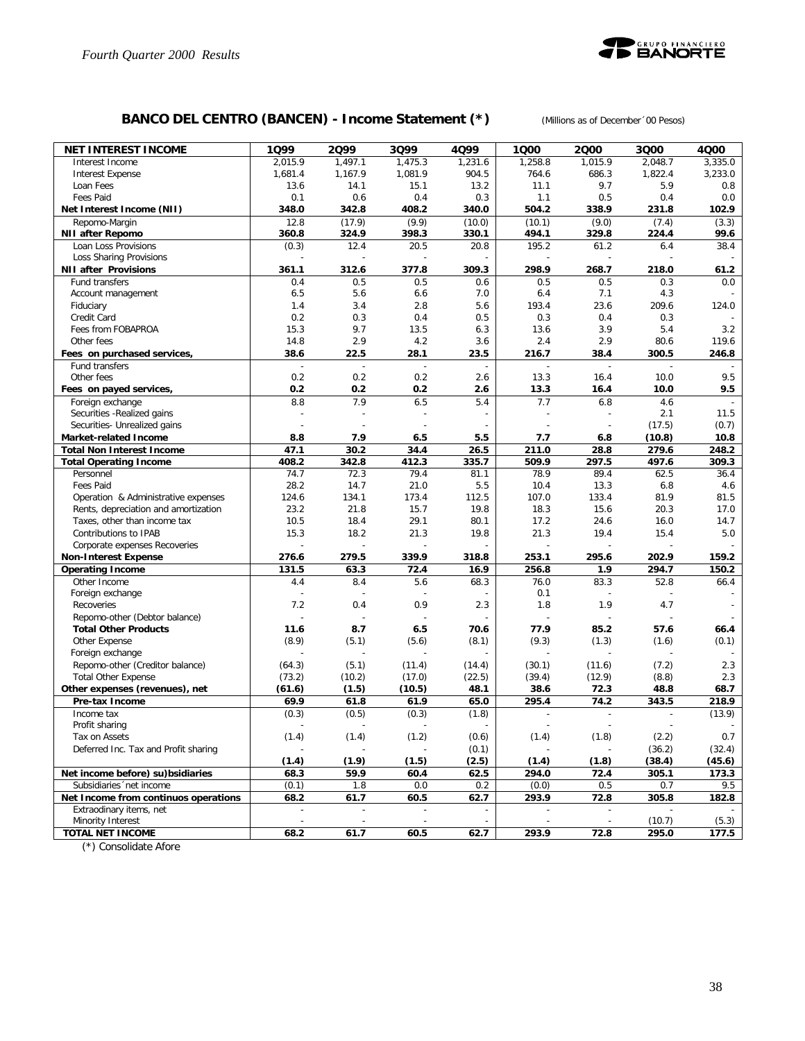## BANCO DEL CENTRO (BANCEN) - Income Statement (*)

(Millions as of December´00 Pesos)

| NET INTEREST INCOME | 1Q99 | 2Q99 | 3Q99 | 4Q99 | 1Q00 | 2Q00 | 3Q00 | 4Q00 |
|---|---|---|---|---|---|---|---|---|
| Interest Income | 2,015.9 | 1,497.1 | 1,475.3 | 1,231.6 | 1,258.8 | 1,015.9 | 2,048.7 | 3,335.0 |
| Interest Expense | 1,681.4 | 1,167.9 | 1,081.9 | 904.5 | 764.6 | 686.3 | 1,822.4 | 3,233.0 |
| Loan Fees | 13.6 | 14.1 | 15.1 | 13.2 | 11.1 | 9.7 | 5.9 | 0.8 |
| Fees Paid | 0.1 | 0.6 | 0.4 | 0.3 | 1.1 | 0.5 | 0.4 | 0.0 |
| **Net Interest Income (NII)** | **348.0** | **342.8** | **408.2** | **340.0** | **504.2** | **338.9** | **231.8** | **102.9** |
| Repomo-Margin | 12.8 | (17.9) | (9.9) | (10.0) | (10.1) | (9.0) | (7.4) | (3.3) |
| **NII after Repomo** | **360.8** | **324.9** | **398.3** | **330.1** | **494.1** | **329.8** | **224.4** | **99.6** |
| Loan Loss Provisions | (0.3) | 12.4 | 20.5 | 20.8 | 195.2 | 61.2 | 6.4 | 38.4 |
| Loss Sharing Provisions | - | - | - | - | - | - | - | - |
| **NII after Provisions** | **361.1** | **312.6** | **377.8** | **309.3** | **298.9** | **268.7** | **218.0** | **61.2** |
| Fund transfers | 0.4 | 0.5 | 0.5 | 0.6 | 0.5 | 0.5 | 0.3 | 0.0 |
| Account management | 6.5 | 5.6 | 6.6 | 7.0 | 6.4 | 7.1 | 4.3 | - |
| Fiduciary | 1.4 | 3.4 | 2.8 | 5.6 | 193.4 | 23.6 | 209.6 | 124.0 |
| Credit Card | 0.2 | 0.3 | 0.4 | 0.5 | 0.3 | 0.4 | 0.3 | - |
| Fees from FOBAPROA | 15.3 | 9.7 | 13.5 | 6.3 | 13.6 | 3.9 | 5.4 | 3.2 |
| Other fees | 14.8 | 2.9 | 4.2 | 3.6 | 2.4 | 2.9 | 80.6 | 119.6 |
| **Fees on purchased services,** | **38.6** | **22.5** | **28.1** | **23.5** | **216.7** | **38.4** | **300.5** | **246.8** |
| Fund transfers | - | - | - | - | - | - | - | - |
| Other fees | 0.2 | 0.2 | 0.2 | 2.6 | 13.3 | 16.4 | 10.0 | 9.5 |
| **Fees on payed services,** | **0.2** | **0.2** | **0.2** | **2.6** | **13.3** | **16.4** | **10.0** | **9.5** |
| Foreign exchange | 8.8 | 7.9 | 6.5 | 5.4 | 7.7 | 6.8 | 4.6 | - |
| Securities -Realized gains | - | - | - | - | - | - | 2.1 | 11.5 |
| Securities- Unrealized gains | - | - | - | - | - | - | (17.5) | (0.7) |
| **Market-related Income** | **8.8** | **7.9** | **6.5** | **5.5** | **7.7** | **6.8** | **(10.8)** | **10.8** |
| **Total Non Interest Income** | **47.1** | **30.2** | **34.4** | **26.5** | **211.0** | **28.8** | **279.6** | **248.2** |
| **Total Operating Income** | **408.2** | **342.8** | **412.3** | **335.7** | **509.9** | **297.5** | **497.6** | **309.3** |
| Personnel | 74.7 | 72.3 | 79.4 | 81.1 | 78.9 | 89.4 | 62.5 | 36.4 |
| Fees Paid | 28.2 | 14.7 | 21.0 | 5.5 | 10.4 | 13.3 | 6.8 | 4.6 |
| Operation & Administrative expenses | 124.6 | 134.1 | 173.4 | 112.5 | 107.0 | 133.4 | 81.9 | 81.5 |
| Rents, depreciation and amortization | 23.2 | 21.8 | 15.7 | 19.8 | 18.3 | 15.6 | 20.3 | 17.0 |
| Taxes, other than income tax | 10.5 | 18.4 | 29.1 | 80.1 | 17.2 | 24.6 | 16.0 | 14.7 |
| Contributions to IPAB | 15.3 | 18.2 | 21.3 | 19.8 | 21.3 | 19.4 | 15.4 | 5.0 |
| Corporate expenses Recoveries | - | - | - | - | - | - | - | - |
| **Non-Interest Expense** | **276.6** | **279.5** | **339.9** | **318.8** | **253.1** | **295.6** | **202.9** | **159.2** |
| **Operating Income** | **131.5** | **63.3** | **72.4** | **16.9** | **256.8** | **1.9** | **294.7** | **150.2** |
| Other Income | 4.4 | 8.4 | 5.6 | 68.3 | 76.0 | 83.3 | 52.8 | 66.4 |
| Foreign exchange | - | - | - | - | 0.1 | - | - | - |
| Recoveries | 7.2 | 0.4 | 0.9 | 2.3 | 1.8 | 1.9 | 4.7 | - |
| Repomo-other (Debtor balance) | - | - | - | - | - | - | - | - |
| **Total Other Products** | **11.6** | **8.7** | **6.5** | **70.6** | **77.9** | **85.2** | **57.6** | **66.4** |
| Other Expense | (8.9) | (5.1) | (5.6) | (8.1) | (9.3) | (1.3) | (1.6) | (0.1) |
| Foreign exchange | - | - | - | - | - | - | - | - |
| Repomo-other (Creditor balance) | (64.3) | (5.1) | (11.4) | (14.4) | (30.1) | (11.6) | (7.2) | 2.3 |
| Total Other Expense | (73.2) | (10.2) | (17.0) | (22.5) | (39.4) | (12.9) | (8.8) | 2.3 |
| **Other expenses (revenues), net** | **(61.6)** | **(1.5)** | **(10.5)** | **48.1** | **38.6** | **72.3** | **48.8** | **68.7** |
| **Pre-tax Income** | **69.9** | **61.8** | **61.9** | **65.0** | **295.4** | **74.2** | **343.5** | **218.9** |
| Income tax | (0.3) | (0.5) | (0.3) | (1.8) | - | - | - | (13.9) |
| Profit sharing | - | - | - | - | - | - | - | - |
| Tax on Assets | (1.4) | (1.4) | (1.2) | (0.6) | (1.4) | (1.8) | (2.2) | 0.7 |
| Deferred Inc. Tax and Profit sharing | - | - | - | (0.1) | - | - | (36.2) | (32.4) |
| | **(1.4)** | **(1.9)** | **(1.5)** | **(2.5)** | **(1.4)** | **(1.8)** | **(38.4)** | **(45.6)** |
| **Net income before) su)bsidiaries** | **68.3** | **59.9** | **60.4** | **62.5** | **294.0** | **72.4** | **305.1** | **173.3** |
| Subsidiaries´net income | (0.1) | 1.8 | 0.0 | 0.2 | (0.0) | 0.5 | 0.7 | 9.5 |
| **Net Income from continuos operations** | **68.2** | **61.7** | **60.5** | **62.7** | **293.9** | **72.8** | **305.8** | **182.8** |
| Extradinary items, net | - | - | - | - | - | - | - | - |
| Minority Interest | - | - | - | - | - | - | (10.7) | (5.3) |
| **TOTAL NET INCOME** | **68.2** | **61.7** | **60.5** | **62.7** | **293.9** | **72.8** | **295.0** | **177.5** |

(*) Consolidate Afore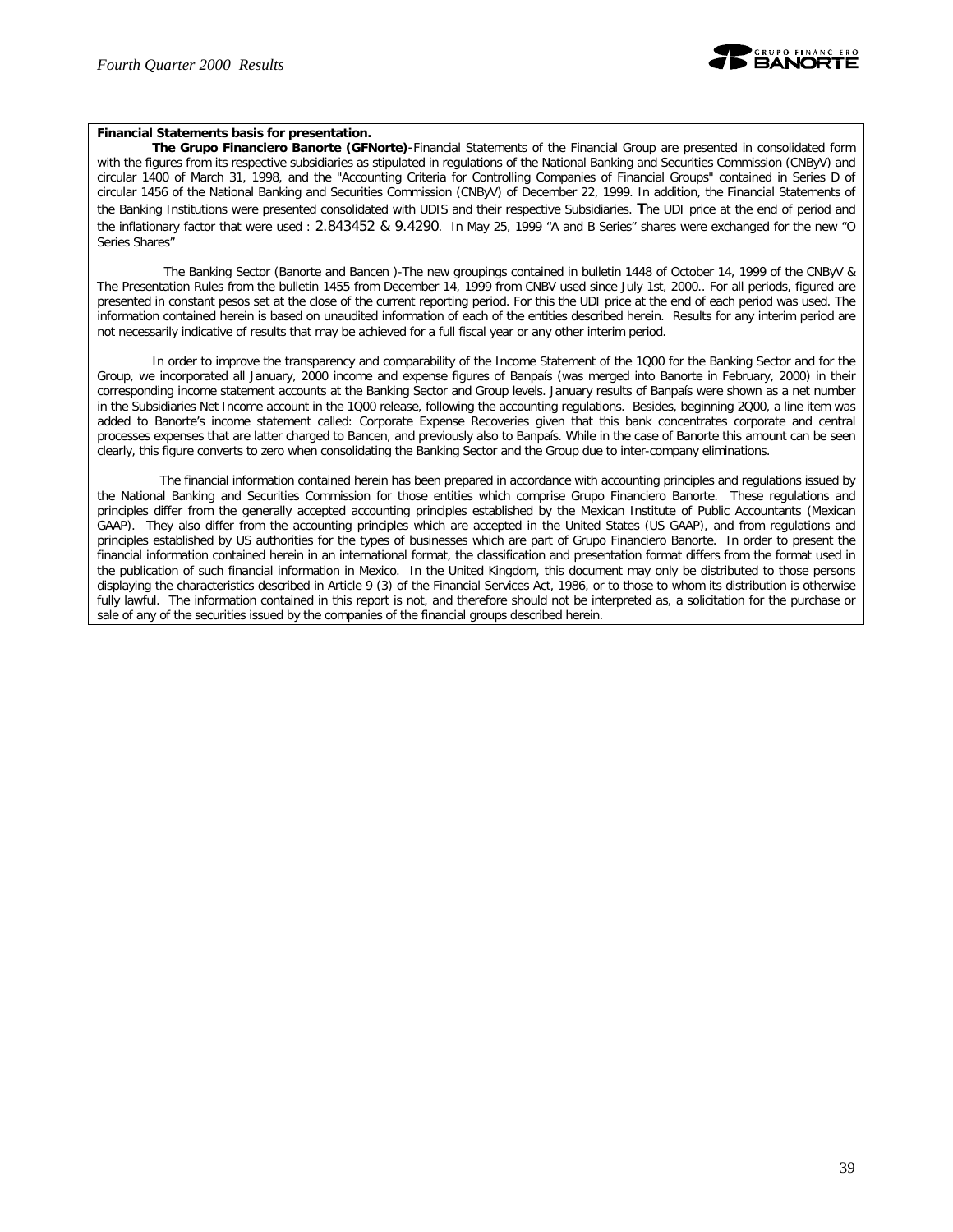**Financial Statements basis for presentation.**

**The Grupo Financiero Banorte (GFNorte)-**Financial Statements of the Financial Group are presented in consolidated form with the figures from its respective subsidiaries as stipulated in regulations of the National Banking and Securities Commission (CNByV) and circular 1400 of March 31, 1998, and the "Accounting Criteria for Controlling Companies of Financial Groups" contained in Series D of circular 1456 of the National Banking and Securities Commission (CNByV) of December 22, 1999. In addition, the Financial Statements of the Banking Institutions were presented consolidated with UDIS and their respective Subsidiaries. The UDI price at the end of period and the inflationary factor that were used : 2.843452 & 9.4290. In May 25, 1999 "A and B Series" shares were exchanged for the new "O Series Shares"

The Banking Sector (Banorte and Bancen )-The new groupings contained in bulletin 1448 of October 14, 1999 of the CNByV & The Presentation Rules from the bulletin 1455 from December 14, 1999 from CNBV used since July 1st, 2000.. For all periods, figured are presented in constant pesos set at the close of the current reporting period. For this the UDI price at the end of each period was used. The information contained herein is based on unaudited information of each of the entities described herein. Results for any interim period are not necessarily indicative of results that may be achieved for a full fiscal year or any other interim period.

In order to improve the transparency and comparability of the Income Statement of the 1Q00 for the Banking Sector and for the Group, we incorporated all January, 2000 income and expense figures of Banpaís (was merged into Banorte in February, 2000) in their corresponding income statement accounts at the Banking Sector and Group levels. January results of Banpaís were shown as a net number in the Subsidiaries Net Income account in the 1Q00 release, following the accounting regulations. Besides, beginning 2Q00, a line item was added to Banorte's income statement called: Corporate Expense Recoveries given that this bank concentrates corporate and central processes expenses that are latter charged to Bancen, and previously also to Banpaís. While in the case of Banorte this amount can be seen clearly, this figure converts to zero when consolidating the Banking Sector and the Group due to inter-company eliminations.

The financial information contained herein has been prepared in accordance with accounting principles and regulations issued by the National Banking and Securities Commission for those entities which comprise Grupo Financiero Banorte. These regulations and principles differ from the generally accepted accounting principles established by the Mexican Institute of Public Accountants (Mexican GAAP). They also differ from the accounting principles which are accepted in the United States (US GAAP), and from regulations and principles established by US authorities for the types of businesses which are part of Grupo Financiero Banorte. In order to present the financial information contained herein in an international format, the classification and presentation format differs from the format used in the publication of such financial information in Mexico. In the United Kingdom, this document may only be distributed to those persons displaying the characteristics described in Article 9 (3) of the Financial Services Act, 1986, or to those to whom its distribution is otherwise fully lawful. The information contained in this report is not, and therefore should not be interpreted as, a solicitation for the purchase or sale of any of the securities issued by the companies of the financial groups described herein.